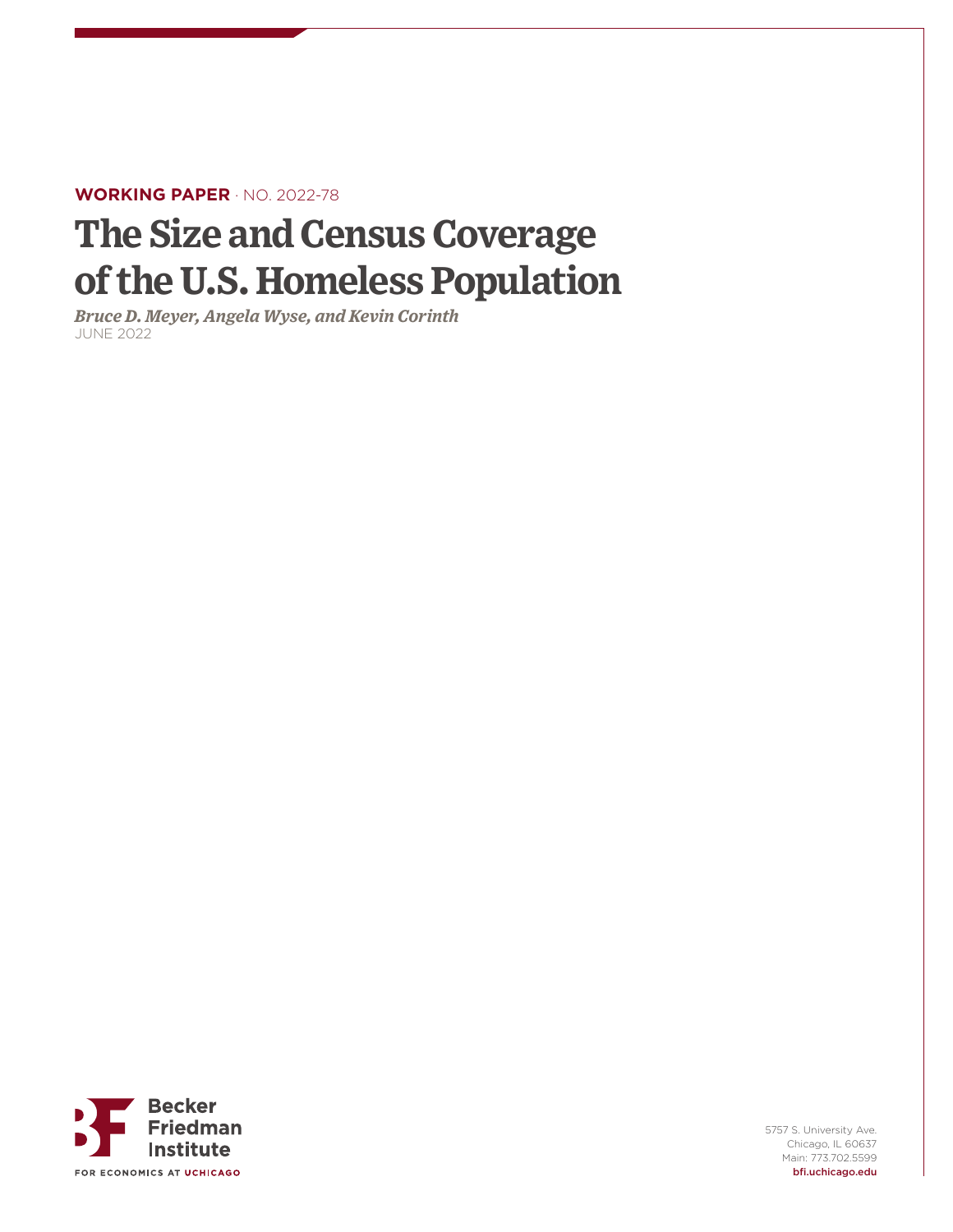**WORKING PAPER** · NO. 2022-78

# The Size and Census Coverage of the U.S. Homeless Population

*Bruce D. Meyer, Angela Wyse, and Kevin Corinth*

JUNE 2022

Becker Friedman Institute

FOR ECONOMICS AT UCHICAGO

5757 S. University Ave.
Chicago, IL 60637
Main: 773.702.5599
bfi.uchicago.edu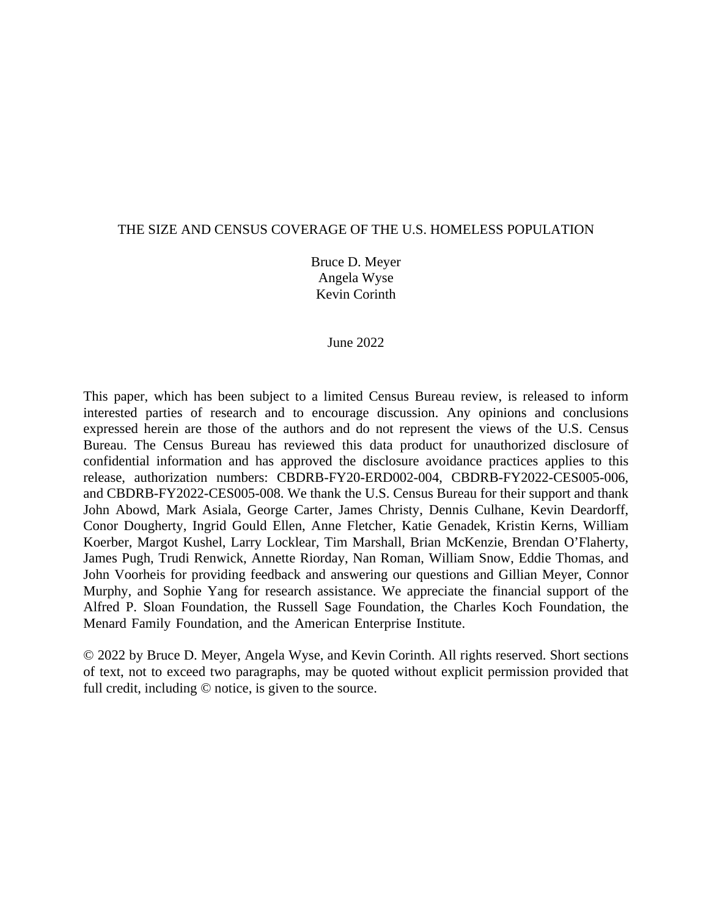# THE SIZE AND CENSUS COVERAGE OF THE U.S. HOMELESS POPULATION

Bruce D. Meyer
Angela Wyse
Kevin Corinth

June 2022

This paper, which has been subject to a limited Census Bureau review, is released to inform interested parties of research and to encourage discussion. Any opinions and conclusions expressed herein are those of the authors and do not represent the views of the U.S. Census Bureau. The Census Bureau has reviewed this data product for unauthorized disclosure of confidential information and has approved the disclosure avoidance practices applies to this release, authorization numbers: CBDRB-FY20-ERD002-004, CBDRB-FY2022-CES005-006, and CBDRB-FY2022-CES005-008. We thank the U.S. Census Bureau for their support and thank John Abowd, Mark Asiala, George Carter, James Christy, Dennis Culhane, Kevin Deardorff, Conor Dougherty, Ingrid Gould Ellen, Anne Fletcher, Katie Genadek, Kristin Kerns, William Koerber, Margot Kushel, Larry Locklear, Tim Marshall, Brian McKenzie, Brendan O'Flaherty, James Pugh, Trudi Renwick, Annette Riorday, Nan Roman, William Snow, Eddie Thomas, and John Voorheis for providing feedback and answering our questions and Gillian Meyer, Connor Murphy, and Sophie Yang for research assistance. We appreciate the financial support of the Alfred P. Sloan Foundation, the Russell Sage Foundation, the Charles Koch Foundation, the Menard Family Foundation, and the American Enterprise Institute.

© 2022 by Bruce D. Meyer, Angela Wyse, and Kevin Corinth. All rights reserved. Short sections of text, not to exceed two paragraphs, may be quoted without explicit permission provided that full credit, including © notice, is given to the source.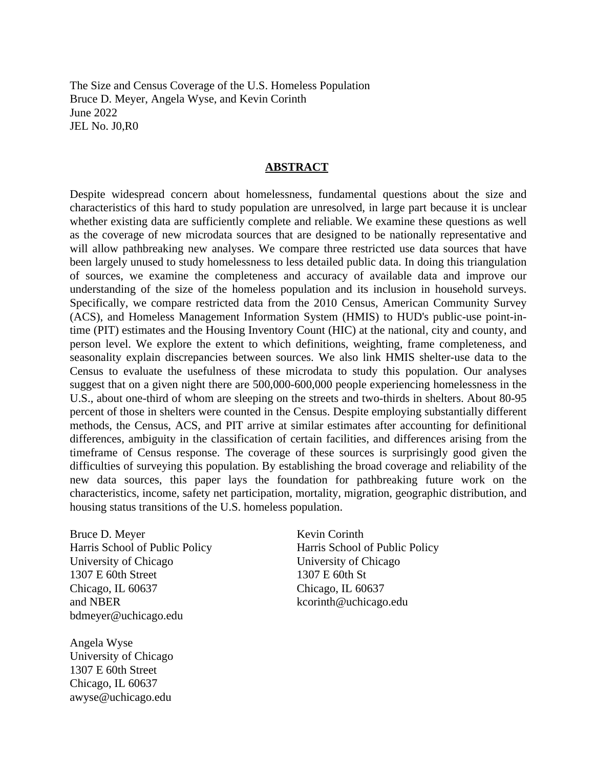The Size and Census Coverage of the U.S. Homeless Population
Bruce D. Meyer, Angela Wyse, and Kevin Corinth
June 2022
JEL No. J0,R0

## ABSTRACT

Despite widespread concern about homelessness, fundamental questions about the size and characteristics of this hard to study population are unresolved, in large part because it is unclear whether existing data are sufficiently complete and reliable. We examine these questions as well as the coverage of new microdata sources that are designed to be nationally representative and will allow pathbreaking new analyses. We compare three restricted use data sources that have been largely unused to study homelessness to less detailed public data. In doing this triangulation of sources, we examine the completeness and accuracy of available data and improve our understanding of the size of the homeless population and its inclusion in household surveys. Specifically, we compare restricted data from the 2010 Census, American Community Survey (ACS), and Homeless Management Information System (HMIS) to HUD's public-use point-in-time (PIT) estimates and the Housing Inventory Count (HIC) at the national, city and county, and person level. We explore the extent to which definitions, weighting, frame completeness, and seasonality explain discrepancies between sources. We also link HMIS shelter-use data to the Census to evaluate the usefulness of these microdata to study this population. Our analyses suggest that on a given night there are 500,000-600,000 people experiencing homelessness in the U.S., about one-third of whom are sleeping on the streets and two-thirds in shelters. About 80-95 percent of those in shelters were counted in the Census. Despite employing substantially different methods, the Census, ACS, and PIT arrive at similar estimates after accounting for definitional differences, ambiguity in the classification of certain facilities, and differences arising from the timeframe of Census response. The coverage of these sources is surprisingly good given the difficulties of surveying this population. By establishing the broad coverage and reliability of the new data sources, this paper lays the foundation for pathbreaking future work on the characteristics, income, safety net participation, mortality, migration, geographic distribution, and housing status transitions of the U.S. homeless population.

Bruce D. Meyer
Harris School of Public Policy
University of Chicago
1307 E 60th Street
Chicago, IL 60637
and NBER
bdmeyer@uchicago.edu

Kevin Corinth
Harris School of Public Policy
University of Chicago
1307 E 60th St
Chicago, IL 60637
kcorinth@uchicago.edu

Angela Wyse
University of Chicago
1307 E 60th Street
Chicago, IL 60637
awyse@uchicago.edu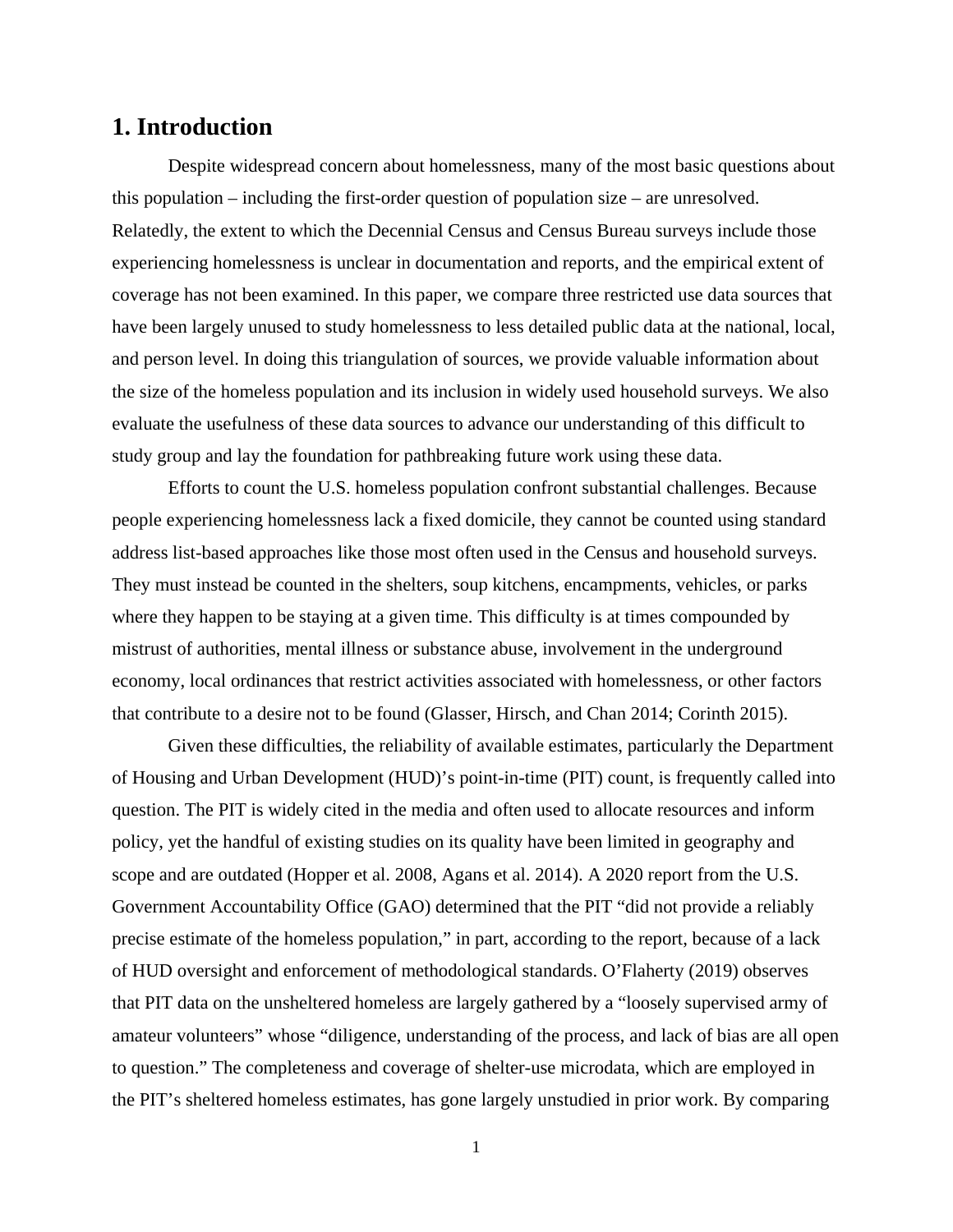# 1. Introduction

Despite widespread concern about homelessness, many of the most basic questions about this population – including the first-order question of population size – are unresolved. Relatedly, the extent to which the Decennial Census and Census Bureau surveys include those experiencing homelessness is unclear in documentation and reports, and the empirical extent of coverage has not been examined. In this paper, we compare three restricted use data sources that have been largely unused to study homelessness to less detailed public data at the national, local, and person level. In doing this triangulation of sources, we provide valuable information about the size of the homeless population and its inclusion in widely used household surveys. We also evaluate the usefulness of these data sources to advance our understanding of this difficult to study group and lay the foundation for pathbreaking future work using these data.

Efforts to count the U.S. homeless population confront substantial challenges. Because people experiencing homelessness lack a fixed domicile, they cannot be counted using standard address list-based approaches like those most often used in the Census and household surveys. They must instead be counted in the shelters, soup kitchens, encampments, vehicles, or parks where they happen to be staying at a given time. This difficulty is at times compounded by mistrust of authorities, mental illness or substance abuse, involvement in the underground economy, local ordinances that restrict activities associated with homelessness, or other factors that contribute to a desire not to be found (Glasser, Hirsch, and Chan 2014; Corinth 2015).

Given these difficulties, the reliability of available estimates, particularly the Department of Housing and Urban Development (HUD)'s point-in-time (PIT) count, is frequently called into question. The PIT is widely cited in the media and often used to allocate resources and inform policy, yet the handful of existing studies on its quality have been limited in geography and scope and are outdated (Hopper et al. 2008, Agans et al. 2014). A 2020 report from the U.S. Government Accountability Office (GAO) determined that the PIT "did not provide a reliably precise estimate of the homeless population," in part, according to the report, because of a lack of HUD oversight and enforcement of methodological standards. O'Flaherty (2019) observes that PIT data on the unsheltered homeless are largely gathered by a "loosely supervised army of amateur volunteers" whose "diligence, understanding of the process, and lack of bias are all open to question." The completeness and coverage of shelter-use microdata, which are employed in the PIT's sheltered homeless estimates, has gone largely unstudied in prior work. By comparing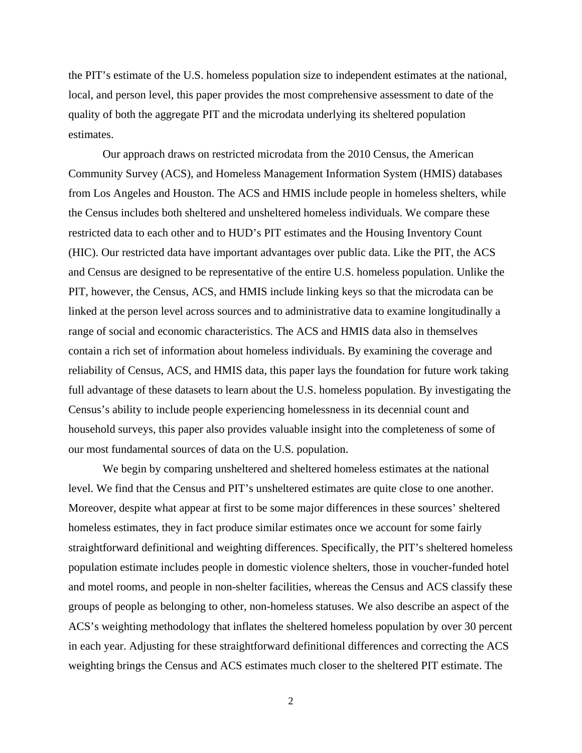the PIT's estimate of the U.S. homeless population size to independent estimates at the national, local, and person level, this paper provides the most comprehensive assessment to date of the quality of both the aggregate PIT and the microdata underlying its sheltered population estimates.

Our approach draws on restricted microdata from the 2010 Census, the American Community Survey (ACS), and Homeless Management Information System (HMIS) databases from Los Angeles and Houston. The ACS and HMIS include people in homeless shelters, while the Census includes both sheltered and unsheltered homeless individuals. We compare these restricted data to each other and to HUD's PIT estimates and the Housing Inventory Count (HIC). Our restricted data have important advantages over public data. Like the PIT, the ACS and Census are designed to be representative of the entire U.S. homeless population. Unlike the PIT, however, the Census, ACS, and HMIS include linking keys so that the microdata can be linked at the person level across sources and to administrative data to examine longitudinally a range of social and economic characteristics. The ACS and HMIS data also in themselves contain a rich set of information about homeless individuals. By examining the coverage and reliability of Census, ACS, and HMIS data, this paper lays the foundation for future work taking full advantage of these datasets to learn about the U.S. homeless population. By investigating the Census's ability to include people experiencing homelessness in its decennial count and household surveys, this paper also provides valuable insight into the completeness of some of our most fundamental sources of data on the U.S. population.

We begin by comparing unsheltered and sheltered homeless estimates at the national level. We find that the Census and PIT's unsheltered estimates are quite close to one another. Moreover, despite what appear at first to be some major differences in these sources' sheltered homeless estimates, they in fact produce similar estimates once we account for some fairly straightforward definitional and weighting differences. Specifically, the PIT's sheltered homeless population estimate includes people in domestic violence shelters, those in voucher-funded hotel and motel rooms, and people in non-shelter facilities, whereas the Census and ACS classify these groups of people as belonging to other, non-homeless statuses. We also describe an aspect of the ACS's weighting methodology that inflates the sheltered homeless population by over 30 percent in each year. Adjusting for these straightforward definitional differences and correcting the ACS weighting brings the Census and ACS estimates much closer to the sheltered PIT estimate. The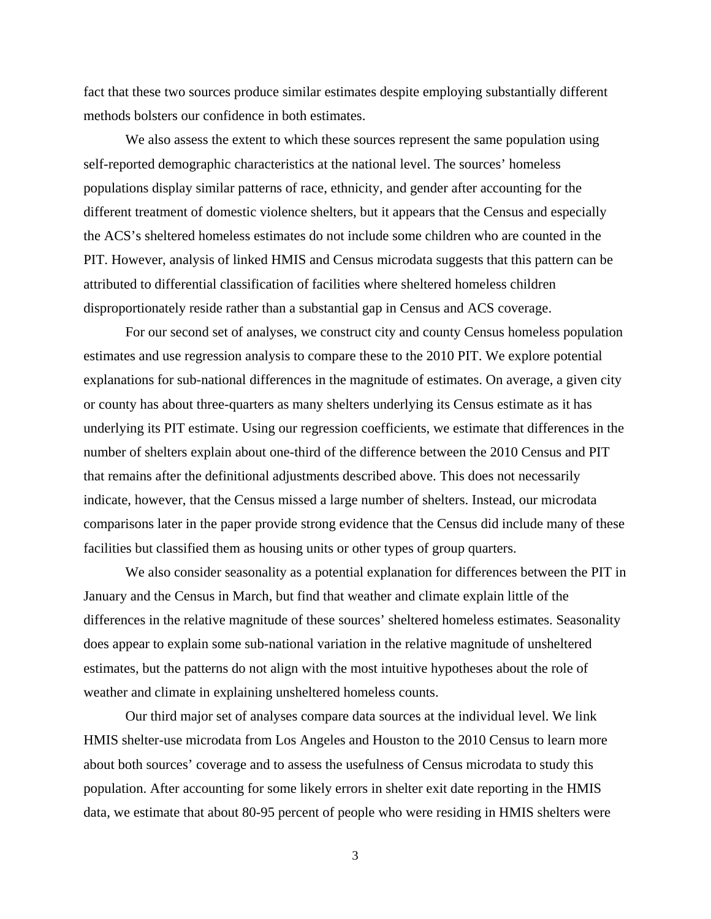fact that these two sources produce similar estimates despite employing substantially different methods bolsters our confidence in both estimates.

We also assess the extent to which these sources represent the same population using self-reported demographic characteristics at the national level. The sources' homeless populations display similar patterns of race, ethnicity, and gender after accounting for the different treatment of domestic violence shelters, but it appears that the Census and especially the ACS's sheltered homeless estimates do not include some children who are counted in the PIT. However, analysis of linked HMIS and Census microdata suggests that this pattern can be attributed to differential classification of facilities where sheltered homeless children disproportionately reside rather than a substantial gap in Census and ACS coverage.

For our second set of analyses, we construct city and county Census homeless population estimates and use regression analysis to compare these to the 2010 PIT. We explore potential explanations for sub-national differences in the magnitude of estimates. On average, a given city or county has about three-quarters as many shelters underlying its Census estimate as it has underlying its PIT estimate. Using our regression coefficients, we estimate that differences in the number of shelters explain about one-third of the difference between the 2010 Census and PIT that remains after the definitional adjustments described above. This does not necessarily indicate, however, that the Census missed a large number of shelters. Instead, our microdata comparisons later in the paper provide strong evidence that the Census did include many of these facilities but classified them as housing units or other types of group quarters.

We also consider seasonality as a potential explanation for differences between the PIT in January and the Census in March, but find that weather and climate explain little of the differences in the relative magnitude of these sources' sheltered homeless estimates. Seasonality does appear to explain some sub-national variation in the relative magnitude of unsheltered estimates, but the patterns do not align with the most intuitive hypotheses about the role of weather and climate in explaining unsheltered homeless counts.

Our third major set of analyses compare data sources at the individual level. We link HMIS shelter-use microdata from Los Angeles and Houston to the 2010 Census to learn more about both sources' coverage and to assess the usefulness of Census microdata to study this population. After accounting for some likely errors in shelter exit date reporting in the HMIS data, we estimate that about 80-95 percent of people who were residing in HMIS shelters were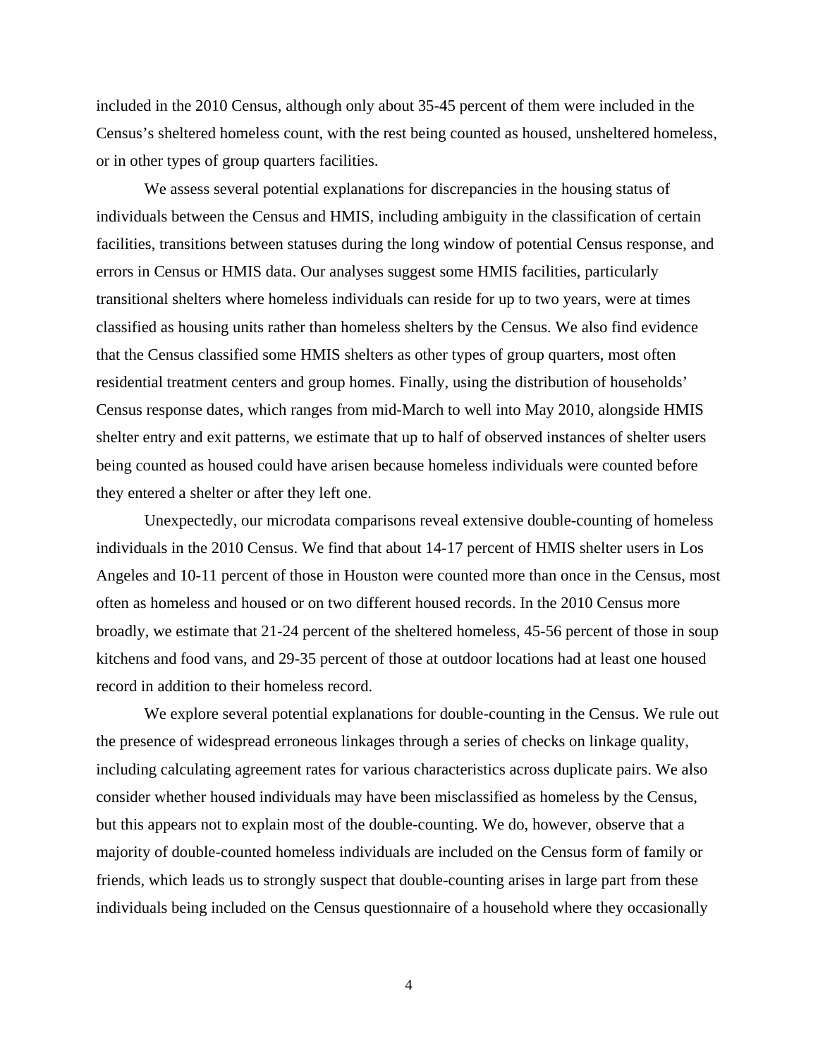included in the 2010 Census, although only about 35-45 percent of them were included in the Census's sheltered homeless count, with the rest being counted as housed, unsheltered homeless, or in other types of group quarters facilities.

We assess several potential explanations for discrepancies in the housing status of individuals between the Census and HMIS, including ambiguity in the classification of certain facilities, transitions between statuses during the long window of potential Census response, and errors in Census or HMIS data. Our analyses suggest some HMIS facilities, particularly transitional shelters where homeless individuals can reside for up to two years, were at times classified as housing units rather than homeless shelters by the Census. We also find evidence that the Census classified some HMIS shelters as other types of group quarters, most often residential treatment centers and group homes. Finally, using the distribution of households' Census response dates, which ranges from mid-March to well into May 2010, alongside HMIS shelter entry and exit patterns, we estimate that up to half of observed instances of shelter users being counted as housed could have arisen because homeless individuals were counted before they entered a shelter or after they left one.

Unexpectedly, our microdata comparisons reveal extensive double-counting of homeless individuals in the 2010 Census. We find that about 14-17 percent of HMIS shelter users in Los Angeles and 10-11 percent of those in Houston were counted more than once in the Census, most often as homeless and housed or on two different housed records. In the 2010 Census more broadly, we estimate that 21-24 percent of the sheltered homeless, 45-56 percent of those in soup kitchens and food vans, and 29-35 percent of those at outdoor locations had at least one housed record in addition to their homeless record.

We explore several potential explanations for double-counting in the Census. We rule out the presence of widespread erroneous linkages through a series of checks on linkage quality, including calculating agreement rates for various characteristics across duplicate pairs. We also consider whether housed individuals may have been misclassified as homeless by the Census, but this appears not to explain most of the double-counting. We do, however, observe that a majority of double-counted homeless individuals are included on the Census form of family or friends, which leads us to strongly suspect that double-counting arises in large part from these individuals being included on the Census questionnaire of a household where they occasionally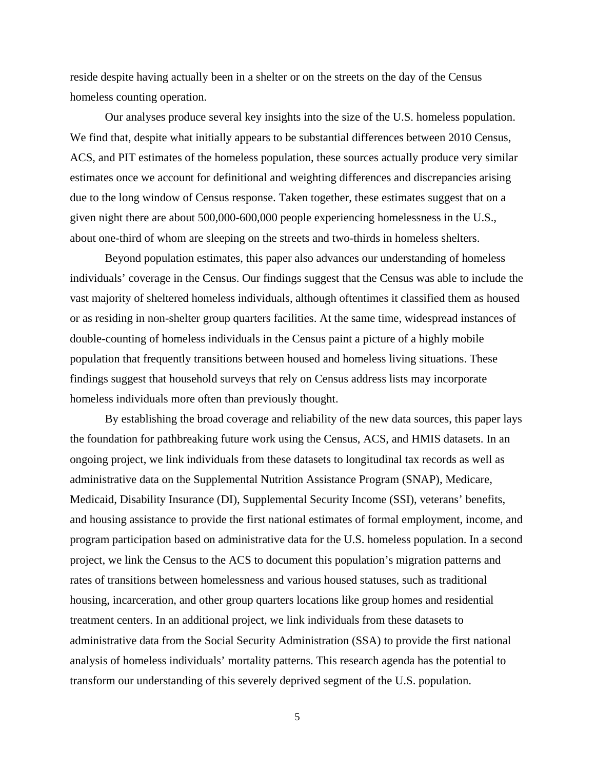reside despite having actually been in a shelter or on the streets on the day of the Census homeless counting operation.

Our analyses produce several key insights into the size of the U.S. homeless population. We find that, despite what initially appears to be substantial differences between 2010 Census, ACS, and PIT estimates of the homeless population, these sources actually produce very similar estimates once we account for definitional and weighting differences and discrepancies arising due to the long window of Census response. Taken together, these estimates suggest that on a given night there are about 500,000-600,000 people experiencing homelessness in the U.S., about one-third of whom are sleeping on the streets and two-thirds in homeless shelters.

Beyond population estimates, this paper also advances our understanding of homeless individuals' coverage in the Census. Our findings suggest that the Census was able to include the vast majority of sheltered homeless individuals, although oftentimes it classified them as housed or as residing in non-shelter group quarters facilities. At the same time, widespread instances of double-counting of homeless individuals in the Census paint a picture of a highly mobile population that frequently transitions between housed and homeless living situations. These findings suggest that household surveys that rely on Census address lists may incorporate homeless individuals more often than previously thought.

By establishing the broad coverage and reliability of the new data sources, this paper lays the foundation for pathbreaking future work using the Census, ACS, and HMIS datasets. In an ongoing project, we link individuals from these datasets to longitudinal tax records as well as administrative data on the Supplemental Nutrition Assistance Program (SNAP), Medicare, Medicaid, Disability Insurance (DI), Supplemental Security Income (SSI), veterans' benefits, and housing assistance to provide the first national estimates of formal employment, income, and program participation based on administrative data for the U.S. homeless population. In a second project, we link the Census to the ACS to document this population's migration patterns and rates of transitions between homelessness and various housed statuses, such as traditional housing, incarceration, and other group quarters locations like group homes and residential treatment centers. In an additional project, we link individuals from these datasets to administrative data from the Social Security Administration (SSA) to provide the first national analysis of homeless individuals' mortality patterns. This research agenda has the potential to transform our understanding of this severely deprived segment of the U.S. population.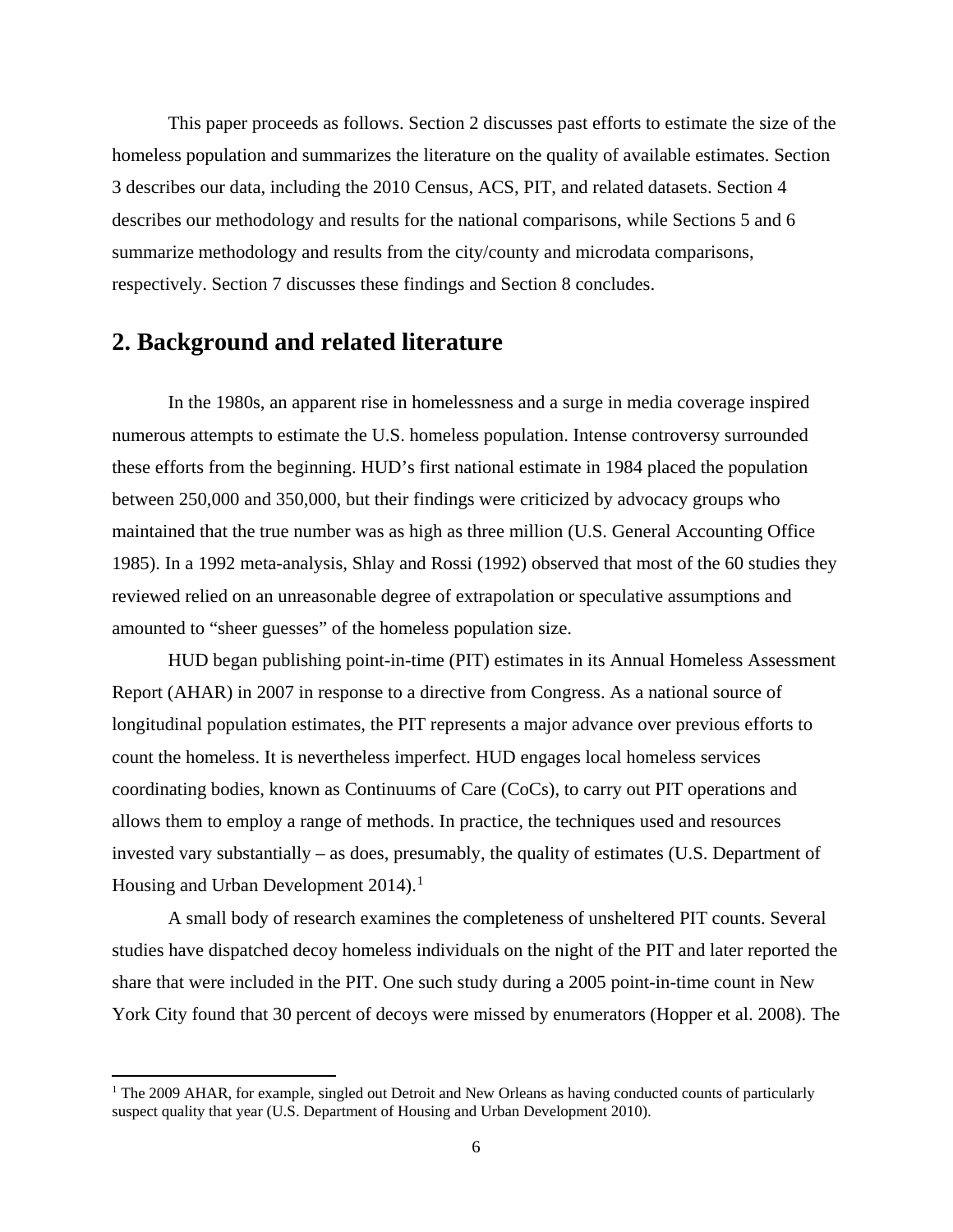This paper proceeds as follows. Section 2 discusses past efforts to estimate the size of the homeless population and summarizes the literature on the quality of available estimates. Section 3 describes our data, including the 2010 Census, ACS, PIT, and related datasets. Section 4 describes our methodology and results for the national comparisons, while Sections 5 and 6 summarize methodology and results from the city/county and microdata comparisons, respectively. Section 7 discusses these findings and Section 8 concludes.

## 2. Background and related literature

In the 1980s, an apparent rise in homelessness and a surge in media coverage inspired numerous attempts to estimate the U.S. homeless population. Intense controversy surrounded these efforts from the beginning. HUD's first national estimate in 1984 placed the population between 250,000 and 350,000, but their findings were criticized by advocacy groups who maintained that the true number was as high as three million (U.S. General Accounting Office 1985). In a 1992 meta-analysis, Shlay and Rossi (1992) observed that most of the 60 studies they reviewed relied on an unreasonable degree of extrapolation or speculative assumptions and amounted to "sheer guesses" of the homeless population size.

HUD began publishing point-in-time (PIT) estimates in its Annual Homeless Assessment Report (AHAR) in 2007 in response to a directive from Congress. As a national source of longitudinal population estimates, the PIT represents a major advance over previous efforts to count the homeless. It is nevertheless imperfect. HUD engages local homeless services coordinating bodies, known as Continuums of Care (CoCs), to carry out PIT operations and allows them to employ a range of methods. In practice, the techniques used and resources invested vary substantially – as does, presumably, the quality of estimates (U.S. Department of Housing and Urban Development 2014).[1]

A small body of research examines the completeness of unsheltered PIT counts. Several studies have dispatched decoy homeless individuals on the night of the PIT and later reported the share that were included in the PIT. One such study during a 2005 point-in-time count in New York City found that 30 percent of decoys were missed by enumerators (Hopper et al. 2008). The

[1] The 2009 AHAR, for example, singled out Detroit and New Orleans as having conducted counts of particularly suspect quality that year (U.S. Department of Housing and Urban Development 2010).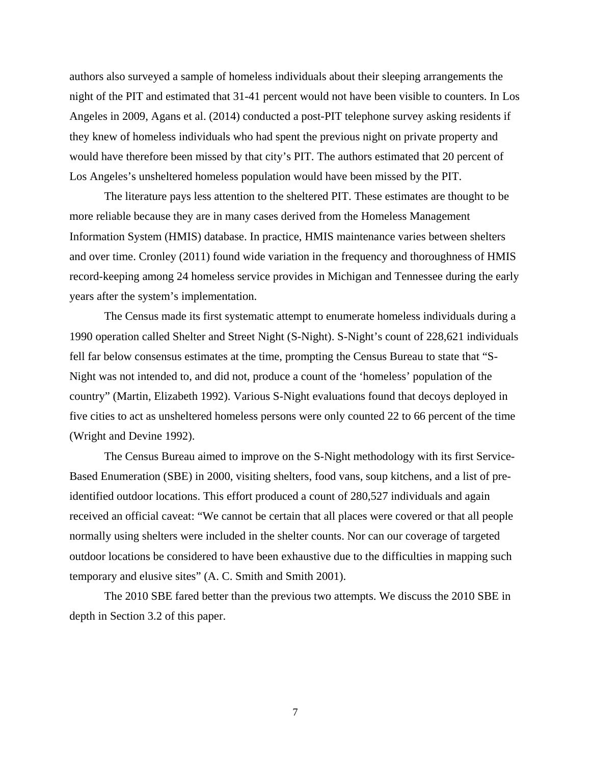authors also surveyed a sample of homeless individuals about their sleeping arrangements the night of the PIT and estimated that 31-41 percent would not have been visible to counters. In Los Angeles in 2009, Agans et al. (2014) conducted a post-PIT telephone survey asking residents if they knew of homeless individuals who had spent the previous night on private property and would have therefore been missed by that city's PIT. The authors estimated that 20 percent of Los Angeles's unsheltered homeless population would have been missed by the PIT.

The literature pays less attention to the sheltered PIT. These estimates are thought to be more reliable because they are in many cases derived from the Homeless Management Information System (HMIS) database. In practice, HMIS maintenance varies between shelters and over time. Cronley (2011) found wide variation in the frequency and thoroughness of HMIS record-keeping among 24 homeless service provides in Michigan and Tennessee during the early years after the system's implementation.

The Census made its first systematic attempt to enumerate homeless individuals during a 1990 operation called Shelter and Street Night (S-Night). S-Night's count of 228,621 individuals fell far below consensus estimates at the time, prompting the Census Bureau to state that "S-Night was not intended to, and did not, produce a count of the 'homeless' population of the country" (Martin, Elizabeth 1992). Various S-Night evaluations found that decoys deployed in five cities to act as unsheltered homeless persons were only counted 22 to 66 percent of the time (Wright and Devine 1992).

The Census Bureau aimed to improve on the S-Night methodology with its first Service-Based Enumeration (SBE) in 2000, visiting shelters, food vans, soup kitchens, and a list of pre-identified outdoor locations. This effort produced a count of 280,527 individuals and again received an official caveat: "We cannot be certain that all places were covered or that all people normally using shelters were included in the shelter counts. Nor can our coverage of targeted outdoor locations be considered to have been exhaustive due to the difficulties in mapping such temporary and elusive sites" (A. C. Smith and Smith 2001).

The 2010 SBE fared better than the previous two attempts. We discuss the 2010 SBE in depth in Section 3.2 of this paper.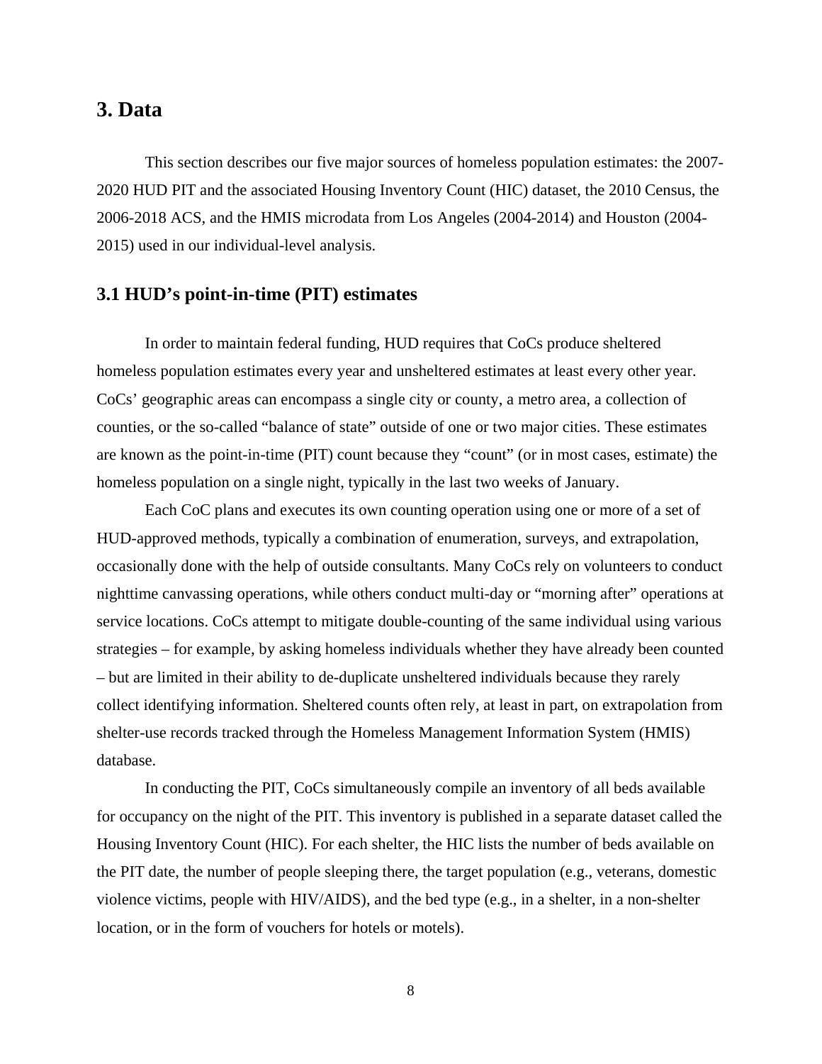## 3. Data

This section describes our five major sources of homeless population estimates: the 2007-2020 HUD PIT and the associated Housing Inventory Count (HIC) dataset, the 2010 Census, the 2006-2018 ACS, and the HMIS microdata from Los Angeles (2004-2014) and Houston (2004-2015) used in our individual-level analysis.

### 3.1 HUD's point-in-time (PIT) estimates

In order to maintain federal funding, HUD requires that CoCs produce sheltered homeless population estimates every year and unsheltered estimates at least every other year. CoCs' geographic areas can encompass a single city or county, a metro area, a collection of counties, or the so-called "balance of state" outside of one or two major cities. These estimates are known as the point-in-time (PIT) count because they "count" (or in most cases, estimate) the homeless population on a single night, typically in the last two weeks of January.

Each CoC plans and executes its own counting operation using one or more of a set of HUD-approved methods, typically a combination of enumeration, surveys, and extrapolation, occasionally done with the help of outside consultants. Many CoCs rely on volunteers to conduct nighttime canvassing operations, while others conduct multi-day or "morning after" operations at service locations. CoCs attempt to mitigate double-counting of the same individual using various strategies – for example, by asking homeless individuals whether they have already been counted – but are limited in their ability to de-duplicate unsheltered individuals because they rarely collect identifying information. Sheltered counts often rely, at least in part, on extrapolation from shelter-use records tracked through the Homeless Management Information System (HMIS) database.

In conducting the PIT, CoCs simultaneously compile an inventory of all beds available for occupancy on the night of the PIT. This inventory is published in a separate dataset called the Housing Inventory Count (HIC). For each shelter, the HIC lists the number of beds available on the PIT date, the number of people sleeping there, the target population (e.g., veterans, domestic violence victims, people with HIV/AIDS), and the bed type (e.g., in a shelter, in a non-shelter location, or in the form of vouchers for hotels or motels).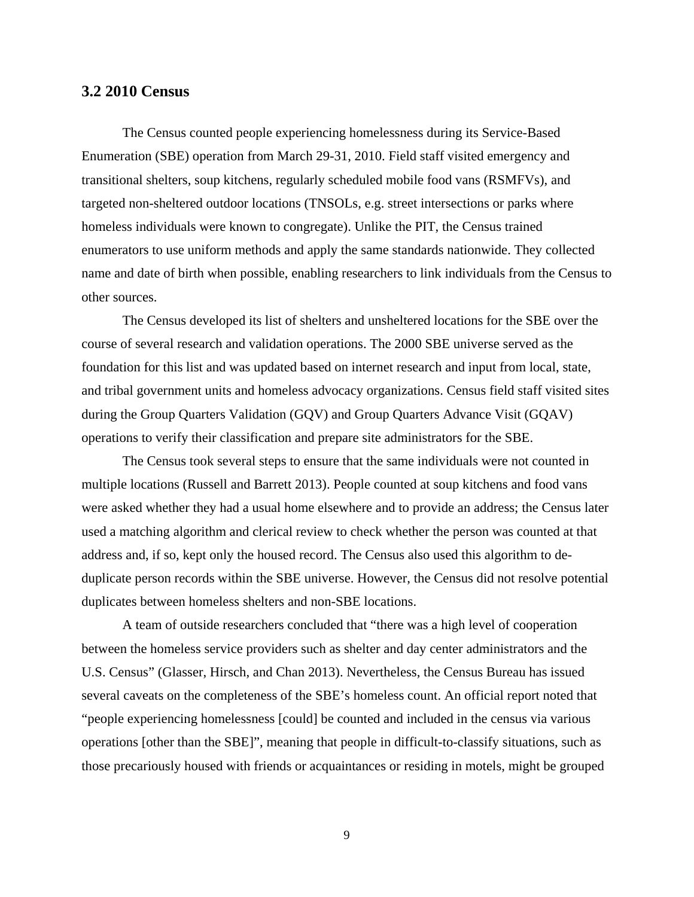### 3.2 2010 Census

The Census counted people experiencing homelessness during its Service-Based Enumeration (SBE) operation from March 29-31, 2010. Field staff visited emergency and transitional shelters, soup kitchens, regularly scheduled mobile food vans (RSMFVs), and targeted non-sheltered outdoor locations (TNSOLs, e.g. street intersections or parks where homeless individuals were known to congregate). Unlike the PIT, the Census trained enumerators to use uniform methods and apply the same standards nationwide. They collected name and date of birth when possible, enabling researchers to link individuals from the Census to other sources.

The Census developed its list of shelters and unsheltered locations for the SBE over the course of several research and validation operations. The 2000 SBE universe served as the foundation for this list and was updated based on internet research and input from local, state, and tribal government units and homeless advocacy organizations. Census field staff visited sites during the Group Quarters Validation (GQV) and Group Quarters Advance Visit (GQAV) operations to verify their classification and prepare site administrators for the SBE.

The Census took several steps to ensure that the same individuals were not counted in multiple locations (Russell and Barrett 2013). People counted at soup kitchens and food vans were asked whether they had a usual home elsewhere and to provide an address; the Census later used a matching algorithm and clerical review to check whether the person was counted at that address and, if so, kept only the housed record. The Census also used this algorithm to de-duplicate person records within the SBE universe. However, the Census did not resolve potential duplicates between homeless shelters and non-SBE locations.

A team of outside researchers concluded that "there was a high level of cooperation between the homeless service providers such as shelter and day center administrators and the U.S. Census" (Glasser, Hirsch, and Chan 2013). Nevertheless, the Census Bureau has issued several caveats on the completeness of the SBE's homeless count. An official report noted that "people experiencing homelessness [could] be counted and included in the census via various operations [other than the SBE]", meaning that people in difficult-to-classify situations, such as those precariously housed with friends or acquaintances or residing in motels, might be grouped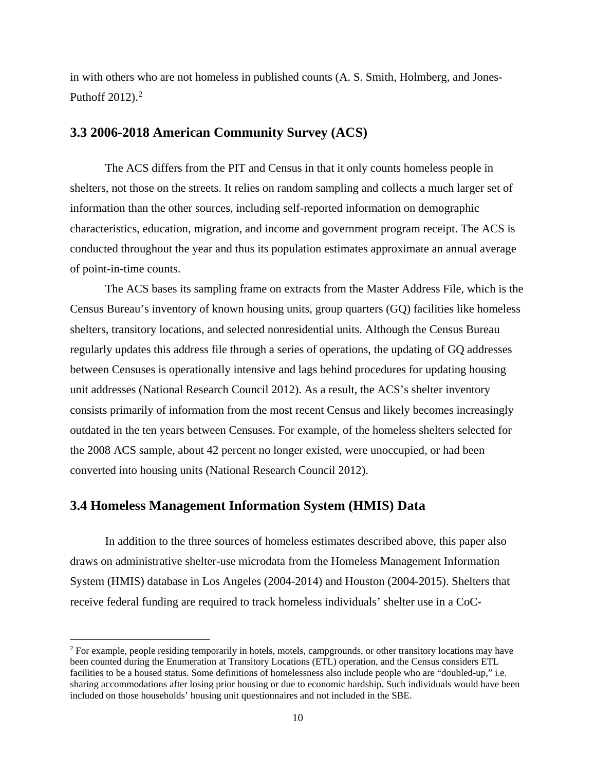in with others who are not homeless in published counts (A. S. Smith, Holmberg, and Jones-Puthoff 2012).[2]

## 3.3 2006-2018 American Community Survey (ACS)

The ACS differs from the PIT and Census in that it only counts homeless people in shelters, not those on the streets. It relies on random sampling and collects a much larger set of information than the other sources, including self-reported information on demographic characteristics, education, migration, and income and government program receipt. The ACS is conducted throughout the year and thus its population estimates approximate an annual average of point-in-time counts.

The ACS bases its sampling frame on extracts from the Master Address File, which is the Census Bureau's inventory of known housing units, group quarters (GQ) facilities like homeless shelters, transitory locations, and selected nonresidential units. Although the Census Bureau regularly updates this address file through a series of operations, the updating of GQ addresses between Censuses is operationally intensive and lags behind procedures for updating housing unit addresses (National Research Council 2012). As a result, the ACS's shelter inventory consists primarily of information from the most recent Census and likely becomes increasingly outdated in the ten years between Censuses. For example, of the homeless shelters selected for the 2008 ACS sample, about 42 percent no longer existed, were unoccupied, or had been converted into housing units (National Research Council 2012).

## 3.4 Homeless Management Information System (HMIS) Data

In addition to the three sources of homeless estimates described above, this paper also draws on administrative shelter-use microdata from the Homeless Management Information System (HMIS) database in Los Angeles (2004-2014) and Houston (2004-2015). Shelters that receive federal funding are required to track homeless individuals' shelter use in a CoC-

---

[2] For example, people residing temporarily in hotels, motels, campgrounds, or other transitory locations may have been counted during the Enumeration at Transitory Locations (ETL) operation, and the Census considers ETL facilities to be a housed status. Some definitions of homelessness also include people who are "doubled-up," i.e. sharing accommodations after losing prior housing or due to economic hardship. Such individuals would have been included on those households' housing unit questionnaires and not included in the SBE.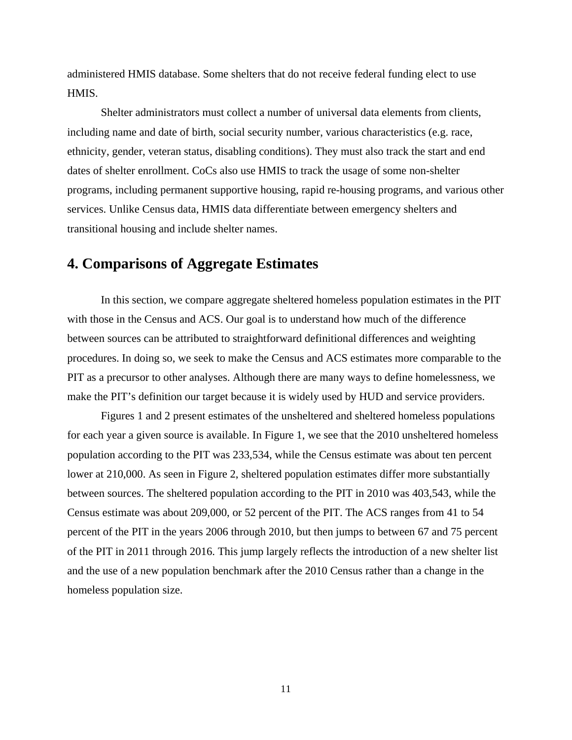administered HMIS database. Some shelters that do not receive federal funding elect to use HMIS.

Shelter administrators must collect a number of universal data elements from clients, including name and date of birth, social security number, various characteristics (e.g. race, ethnicity, gender, veteran status, disabling conditions). They must also track the start and end dates of shelter enrollment. CoCs also use HMIS to track the usage of some non-shelter programs, including permanent supportive housing, rapid re-housing programs, and various other services. Unlike Census data, HMIS data differentiate between emergency shelters and transitional housing and include shelter names.

## 4. Comparisons of Aggregate Estimates

In this section, we compare aggregate sheltered homeless population estimates in the PIT with those in the Census and ACS. Our goal is to understand how much of the difference between sources can be attributed to straightforward definitional differences and weighting procedures. In doing so, we seek to make the Census and ACS estimates more comparable to the PIT as a precursor to other analyses. Although there are many ways to define homelessness, we make the PIT's definition our target because it is widely used by HUD and service providers.

Figures 1 and 2 present estimates of the unsheltered and sheltered homeless populations for each year a given source is available. In Figure 1, we see that the 2010 unsheltered homeless population according to the PIT was 233,534, while the Census estimate was about ten percent lower at 210,000. As seen in Figure 2, sheltered population estimates differ more substantially between sources. The sheltered population according to the PIT in 2010 was 403,543, while the Census estimate was about 209,000, or 52 percent of the PIT. The ACS ranges from 41 to 54 percent of the PIT in the years 2006 through 2010, but then jumps to between 67 and 75 percent of the PIT in 2011 through 2016. This jump largely reflects the introduction of a new shelter list and the use of a new population benchmark after the 2010 Census rather than a change in the homeless population size.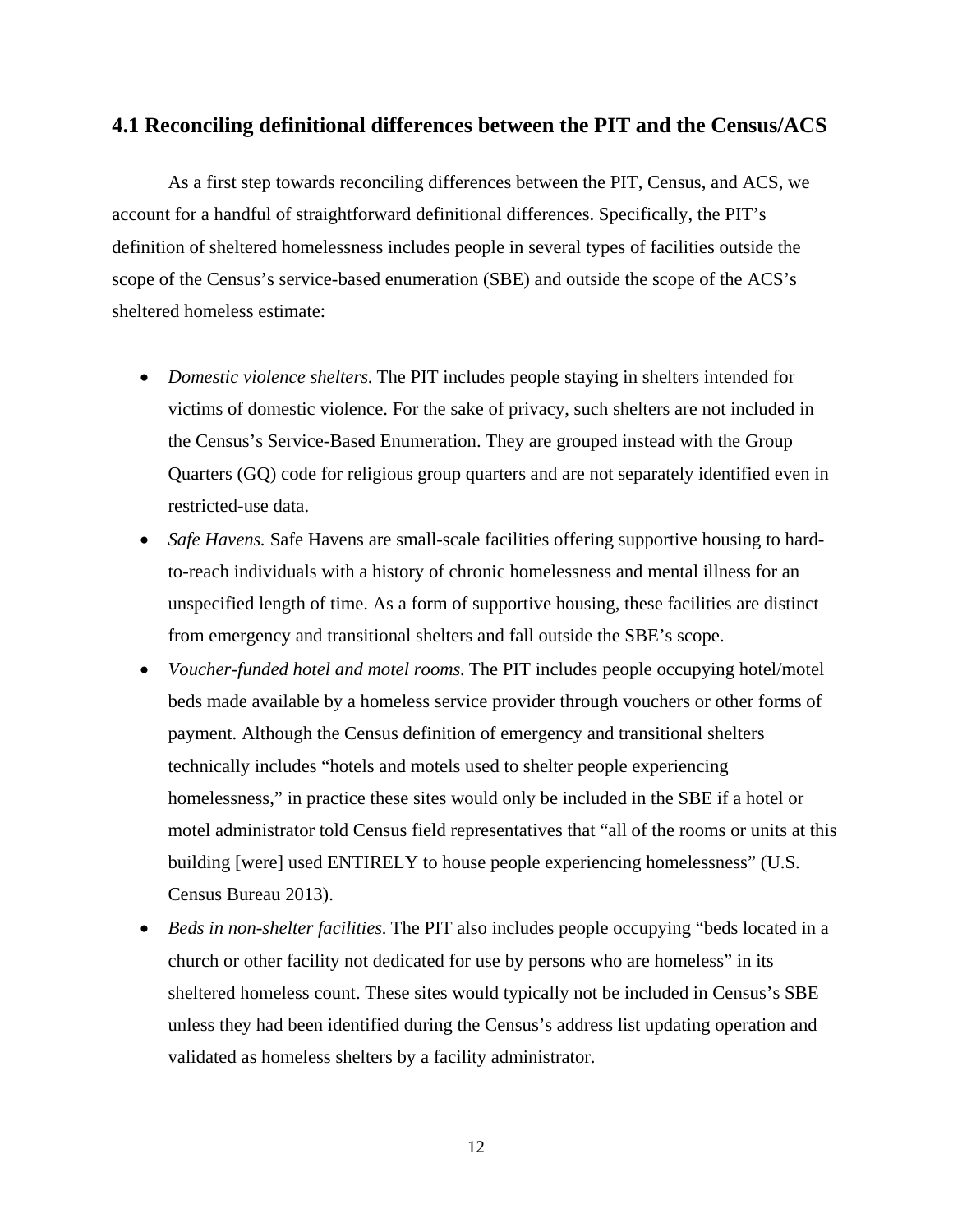## 4.1 Reconciling definitional differences between the PIT and the Census/ACS

As a first step towards reconciling differences between the PIT, Census, and ACS, we account for a handful of straightforward definitional differences. Specifically, the PIT's definition of sheltered homelessness includes people in several types of facilities outside the scope of the Census's service-based enumeration (SBE) and outside the scope of the ACS's sheltered homeless estimate:

- *Domestic violence shelters.* The PIT includes people staying in shelters intended for victims of domestic violence. For the sake of privacy, such shelters are not included in the Census's Service-Based Enumeration. They are grouped instead with the Group Quarters (GQ) code for religious group quarters and are not separately identified even in restricted-use data.
- *Safe Havens.* Safe Havens are small-scale facilities offering supportive housing to hard-to-reach individuals with a history of chronic homelessness and mental illness for an unspecified length of time. As a form of supportive housing, these facilities are distinct from emergency and transitional shelters and fall outside the SBE's scope.
- *Voucher-funded hotel and motel rooms.* The PIT includes people occupying hotel/motel beds made available by a homeless service provider through vouchers or other forms of payment. Although the Census definition of emergency and transitional shelters technically includes "hotels and motels used to shelter people experiencing homelessness," in practice these sites would only be included in the SBE if a hotel or motel administrator told Census field representatives that "all of the rooms or units at this building [were] used ENTIRELY to house people experiencing homelessness" (U.S. Census Bureau 2013).
- *Beds in non-shelter facilities.* The PIT also includes people occupying "beds located in a church or other facility not dedicated for use by persons who are homeless" in its sheltered homeless count. These sites would typically not be included in Census's SBE unless they had been identified during the Census's address list updating operation and validated as homeless shelters by a facility administrator.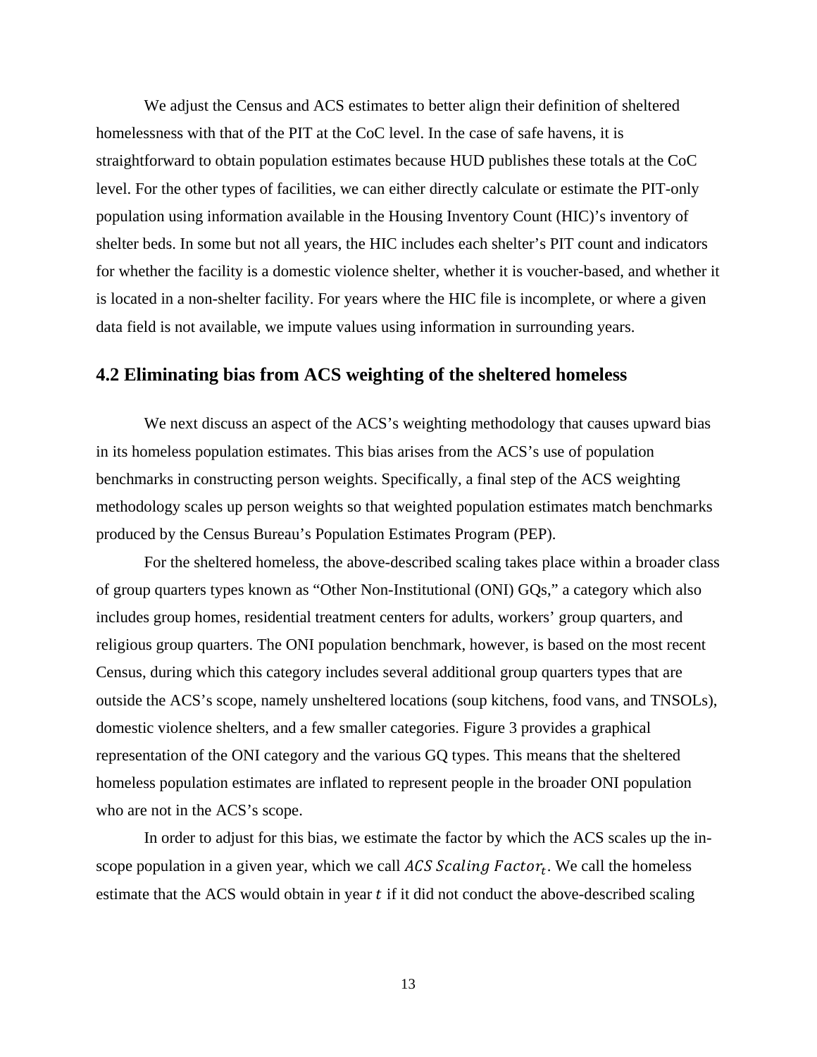We adjust the Census and ACS estimates to better align their definition of sheltered homelessness with that of the PIT at the CoC level. In the case of safe havens, it is straightforward to obtain population estimates because HUD publishes these totals at the CoC level. For the other types of facilities, we can either directly calculate or estimate the PIT-only population using information available in the Housing Inventory Count (HIC)'s inventory of shelter beds. In some but not all years, the HIC includes each shelter's PIT count and indicators for whether the facility is a domestic violence shelter, whether it is voucher-based, and whether it is located in a non-shelter facility. For years where the HIC file is incomplete, or where a given data field is not available, we impute values using information in surrounding years.

## 4.2 Eliminating bias from ACS weighting of the sheltered homeless

We next discuss an aspect of the ACS's weighting methodology that causes upward bias in its homeless population estimates. This bias arises from the ACS's use of population benchmarks in constructing person weights. Specifically, a final step of the ACS weighting methodology scales up person weights so that weighted population estimates match benchmarks produced by the Census Bureau's Population Estimates Program (PEP).

For the sheltered homeless, the above-described scaling takes place within a broader class of group quarters types known as "Other Non-Institutional (ONI) GQs," a category which also includes group homes, residential treatment centers for adults, workers' group quarters, and religious group quarters. The ONI population benchmark, however, is based on the most recent Census, during which this category includes several additional group quarters types that are outside the ACS's scope, namely unsheltered locations (soup kitchens, food vans, and TNSOLs), domestic violence shelters, and a few smaller categories. Figure 3 provides a graphical representation of the ONI category and the various GQ types. This means that the sheltered homeless population estimates are inflated to represent people in the broader ONI population who are not in the ACS's scope.

In order to adjust for this bias, we estimate the factor by which the ACS scales up the in-scope population in a given year, which we call $ACS\ Scaling\ Factor_t$. We call the homeless estimate that the ACS would obtain in year $t$ if it did not conduct the above-described scaling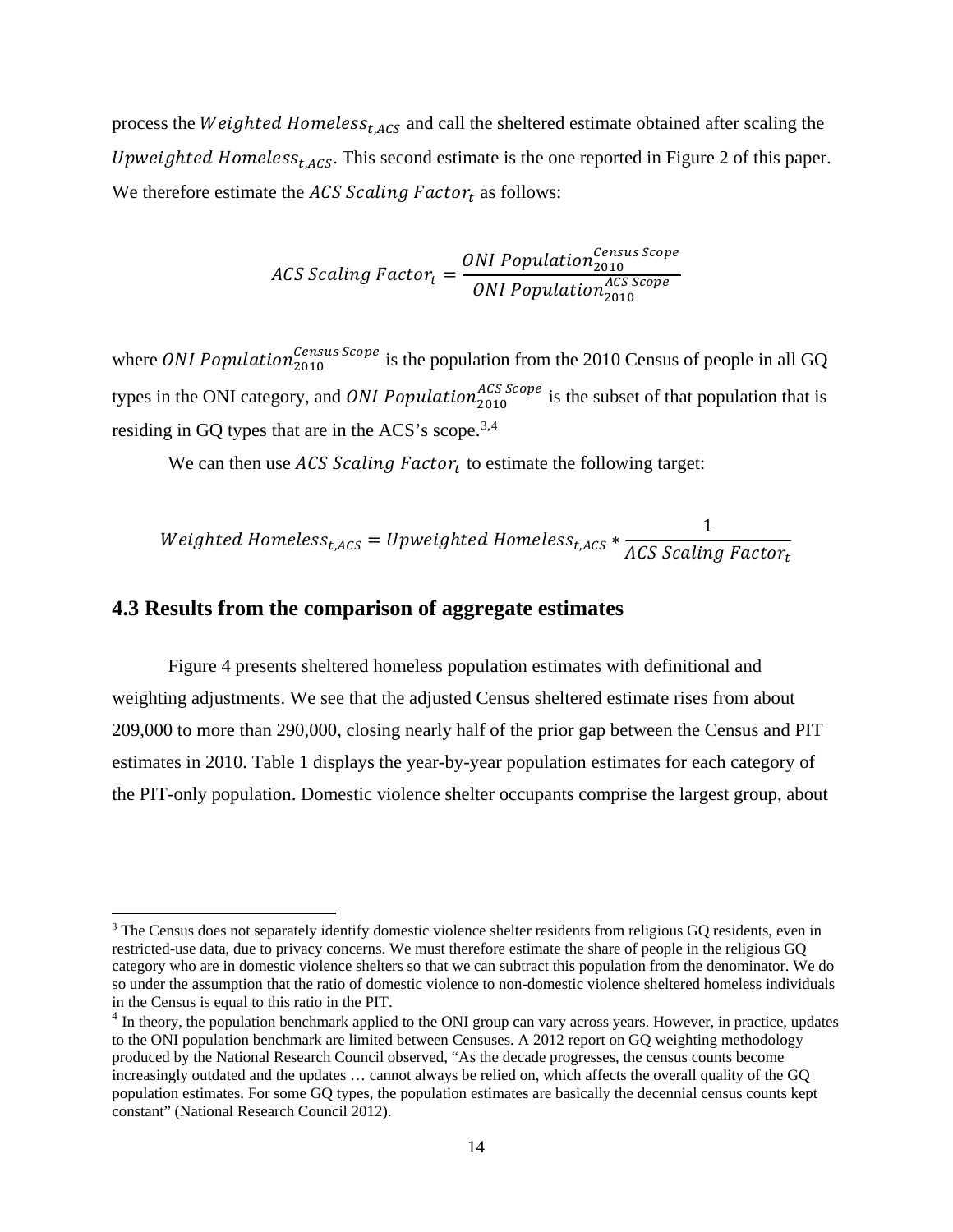process the $Weighted\ Homeless_{t,ACS}$ and call the sheltered estimate obtained after scaling the $Upweighted\ Homeless_{t,ACS}$. This second estimate is the one reported in Figure 2 of this paper. We therefore estimate the $ACS\ Scaling\ Factor_t$ as follows:

$$ACS\ Scaling\ Factor_t = \frac{ONI\ Population_{2010}^{Census\ Scope}}{ONI\ Population_{2010}^{ACS\ Scope}}$$

where $ONI\ Population_{2010}^{Census\ Scope}$ is the population from the 2010 Census of people in all GQ types in the ONI category, and $ONI\ Population_{2010}^{ACS\ Scope}$ is the subset of that population that is residing in GQ types that are in the ACS's scope.[3,4]

We can then use $ACS\ Scaling\ Factor_t$ to estimate the following target:

$$Weighted\ Homeless_{t,ACS} = Upweighted\ Homeless_{t,ACS} * \frac{1}{ACS\ Scaling\ Factor_t}$$

## 4.3 Results from the comparison of aggregate estimates

Figure 4 presents sheltered homeless population estimates with definitional and weighting adjustments. We see that the adjusted Census sheltered estimate rises from about 209,000 to more than 290,000, closing nearly half of the prior gap between the Census and PIT estimates in 2010. Table 1 displays the year-by-year population estimates for each category of the PIT-only population. Domestic violence shelter occupants comprise the largest group, about

---

[3] The Census does not separately identify domestic violence shelter residents from religious GQ residents, even in restricted-use data, due to privacy concerns. We must therefore estimate the share of people in the religious GQ category who are in domestic violence shelters so that we can subtract this population from the denominator. We do so under the assumption that the ratio of domestic violence to non-domestic violence sheltered homeless individuals in the Census is equal to this ratio in the PIT.

[4] In theory, the population benchmark applied to the ONI group can vary across years. However, in practice, updates to the ONI population benchmark are limited between Censuses. A 2012 report on GQ weighting methodology produced by the National Research Council observed, "As the decade progresses, the census counts become increasingly outdated and the updates … cannot always be relied on, which affects the overall quality of the GQ population estimates. For some GQ types, the population estimates are basically the decennial census counts kept constant" (National Research Council 2012).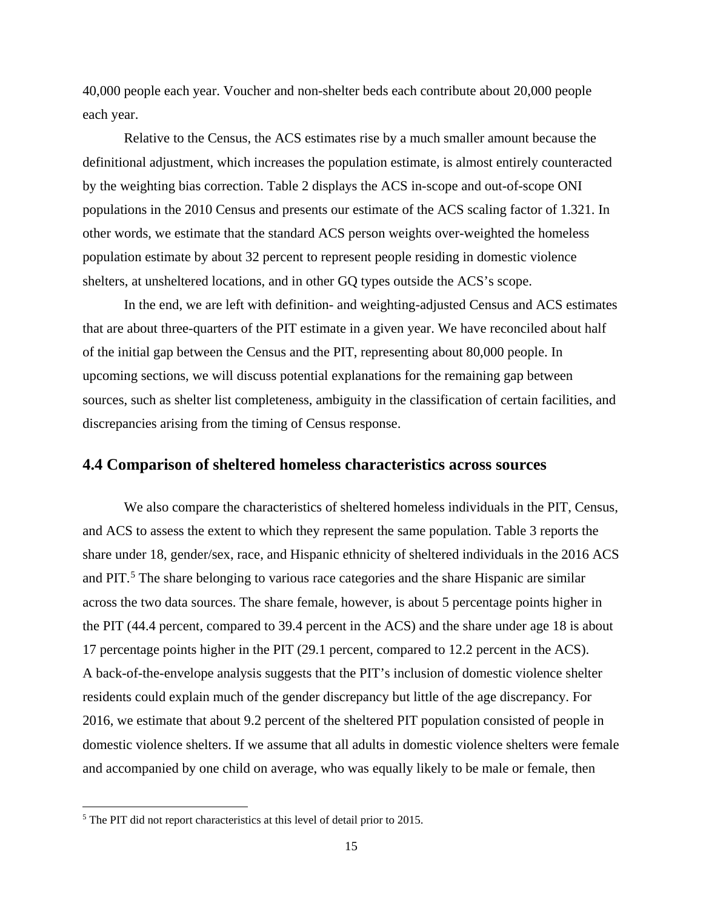40,000 people each year. Voucher and non-shelter beds each contribute about 20,000 people each year.

Relative to the Census, the ACS estimates rise by a much smaller amount because the definitional adjustment, which increases the population estimate, is almost entirely counteracted by the weighting bias correction. Table 2 displays the ACS in-scope and out-of-scope ONI populations in the 2010 Census and presents our estimate of the ACS scaling factor of 1.321. In other words, we estimate that the standard ACS person weights over-weighted the homeless population estimate by about 32 percent to represent people residing in domestic violence shelters, at unsheltered locations, and in other GQ types outside the ACS's scope.

In the end, we are left with definition- and weighting-adjusted Census and ACS estimates that are about three-quarters of the PIT estimate in a given year. We have reconciled about half of the initial gap between the Census and the PIT, representing about 80,000 people. In upcoming sections, we will discuss potential explanations for the remaining gap between sources, such as shelter list completeness, ambiguity in the classification of certain facilities, and discrepancies arising from the timing of Census response.

## 4.4 Comparison of sheltered homeless characteristics across sources

We also compare the characteristics of sheltered homeless individuals in the PIT, Census, and ACS to assess the extent to which they represent the same population. Table 3 reports the share under 18, gender/sex, race, and Hispanic ethnicity of sheltered individuals in the 2016 ACS and PIT.[5] The share belonging to various race categories and the share Hispanic are similar across the two data sources. The share female, however, is about 5 percentage points higher in the PIT (44.4 percent, compared to 39.4 percent in the ACS) and the share under age 18 is about 17 percentage points higher in the PIT (29.1 percent, compared to 12.2 percent in the ACS). A back-of-the-envelope analysis suggests that the PIT's inclusion of domestic violence shelter residents could explain much of the gender discrepancy but little of the age discrepancy. For 2016, we estimate that about 9.2 percent of the sheltered PIT population consisted of people in domestic violence shelters. If we assume that all adults in domestic violence shelters were female and accompanied by one child on average, who was equally likely to be male or female, then

[5] The PIT did not report characteristics at this level of detail prior to 2015.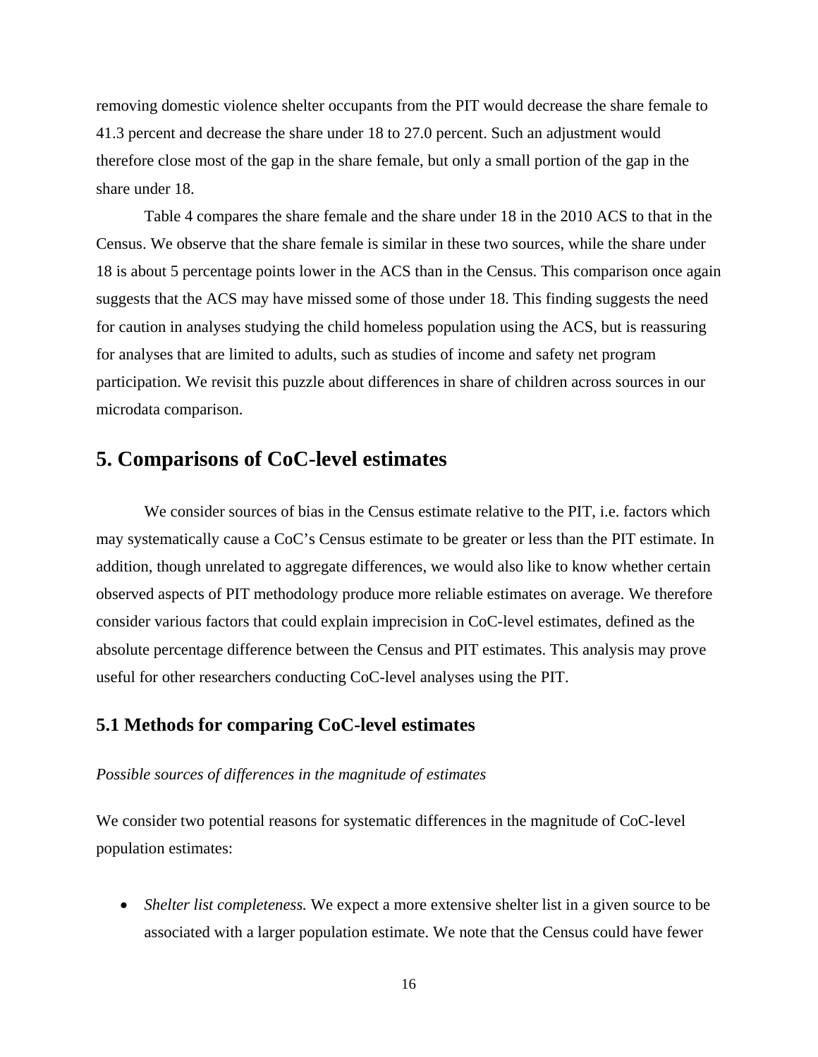removing domestic violence shelter occupants from the PIT would decrease the share female to 41.3 percent and decrease the share under 18 to 27.0 percent. Such an adjustment would therefore close most of the gap in the share female, but only a small portion of the gap in the share under 18.

Table 4 compares the share female and the share under 18 in the 2010 ACS to that in the Census. We observe that the share female is similar in these two sources, while the share under 18 is about 5 percentage points lower in the ACS than in the Census. This comparison once again suggests that the ACS may have missed some of those under 18. This finding suggests the need for caution in analyses studying the child homeless population using the ACS, but is reassuring for analyses that are limited to adults, such as studies of income and safety net program participation. We revisit this puzzle about differences in share of children across sources in our microdata comparison.

## 5. Comparisons of CoC-level estimates

We consider sources of bias in the Census estimate relative to the PIT, i.e. factors which may systematically cause a CoC's Census estimate to be greater or less than the PIT estimate. In addition, though unrelated to aggregate differences, we would also like to know whether certain observed aspects of PIT methodology produce more reliable estimates on average. We therefore consider various factors that could explain imprecision in CoC-level estimates, defined as the absolute percentage difference between the Census and PIT estimates. This analysis may prove useful for other researchers conducting CoC-level analyses using the PIT.

### 5.1 Methods for comparing CoC-level estimates

*Possible sources of differences in the magnitude of estimates*

We consider two potential reasons for systematic differences in the magnitude of CoC-level population estimates:

- *Shelter list completeness.* We expect a more extensive shelter list in a given source to be associated with a larger population estimate. We note that the Census could have fewer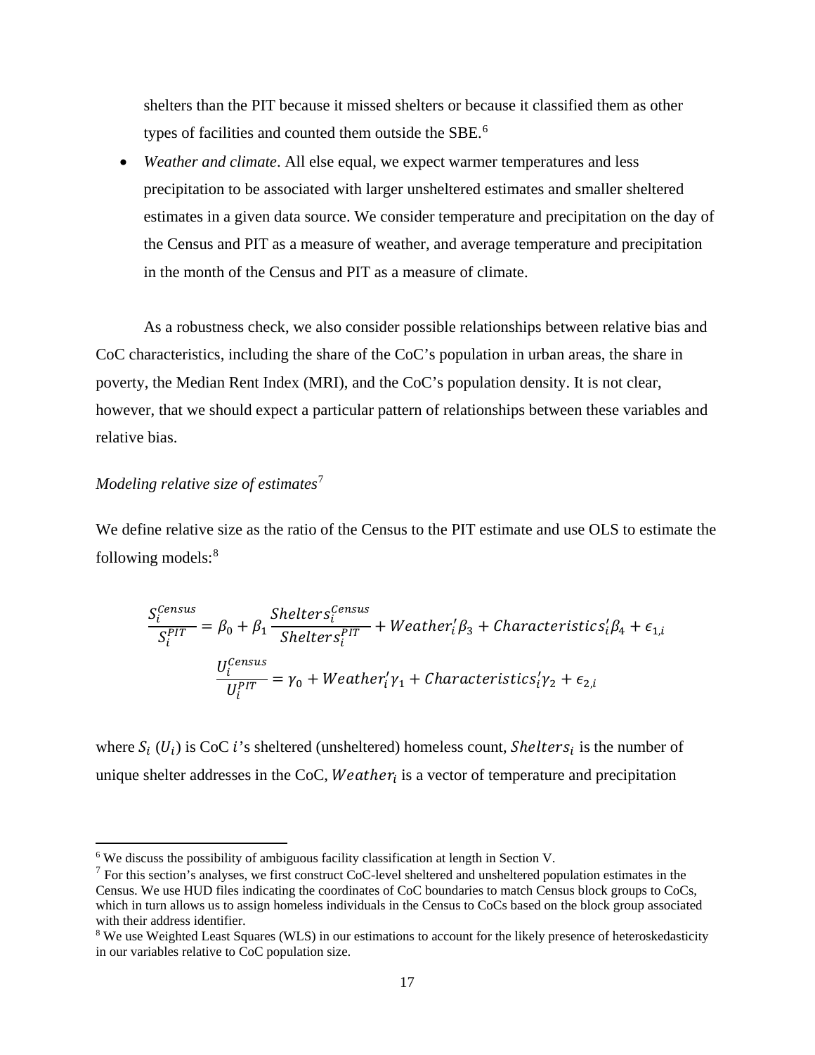shelters than the PIT because it missed shelters or because it classified them as other types of facilities and counted them outside the SBE.[6]

- *Weather and climate*. All else equal, we expect warmer temperatures and less precipitation to be associated with larger unsheltered estimates and smaller sheltered estimates in a given data source. We consider temperature and precipitation on the day of the Census and PIT as a measure of weather, and average temperature and precipitation in the month of the Census and PIT as a measure of climate.

As a robustness check, we also consider possible relationships between relative bias and CoC characteristics, including the share of the CoC's population in urban areas, the share in poverty, the Median Rent Index (MRI), and the CoC's population density. It is not clear, however, that we should expect a particular pattern of relationships between these variables and relative bias.

*Modeling relative size of estimates*[7]

We define relative size as the ratio of the Census to the PIT estimate and use OLS to estimate the following models:[8]

$$\frac{S_i^{Census}}{S_i^{PIT}} = \beta_0 + \beta_1 \frac{Shelters_i^{Census}}{Shelters_i^{PIT}} + Weather_i'\beta_3 + Characteristics_i'\beta_4 + \epsilon_{1,i}$$

$$\frac{U_i^{Census}}{U_i^{PIT}} = \gamma_0 + Weather_i'\gamma_1 + Characteristics_i'\gamma_2 + \epsilon_{2,i}$$

where $S_i$ ($U_i$) is CoC $i$'s sheltered (unsheltered) homeless count, $Shelters_i$ is the number of unique shelter addresses in the CoC, $Weather_i$ is a vector of temperature and precipitation

---

[6] We discuss the possibility of ambiguous facility classification at length in Section V.

[7] For this section's analyses, we first construct CoC-level sheltered and unsheltered population estimates in the Census. We use HUD files indicating the coordinates of CoC boundaries to match Census block groups to CoCs, which in turn allows us to assign homeless individuals in the Census to CoCs based on the block group associated with their address identifier.

[8] We use Weighted Least Squares (WLS) in our estimations to account for the likely presence of heteroskedasticity in our variables relative to CoC population size.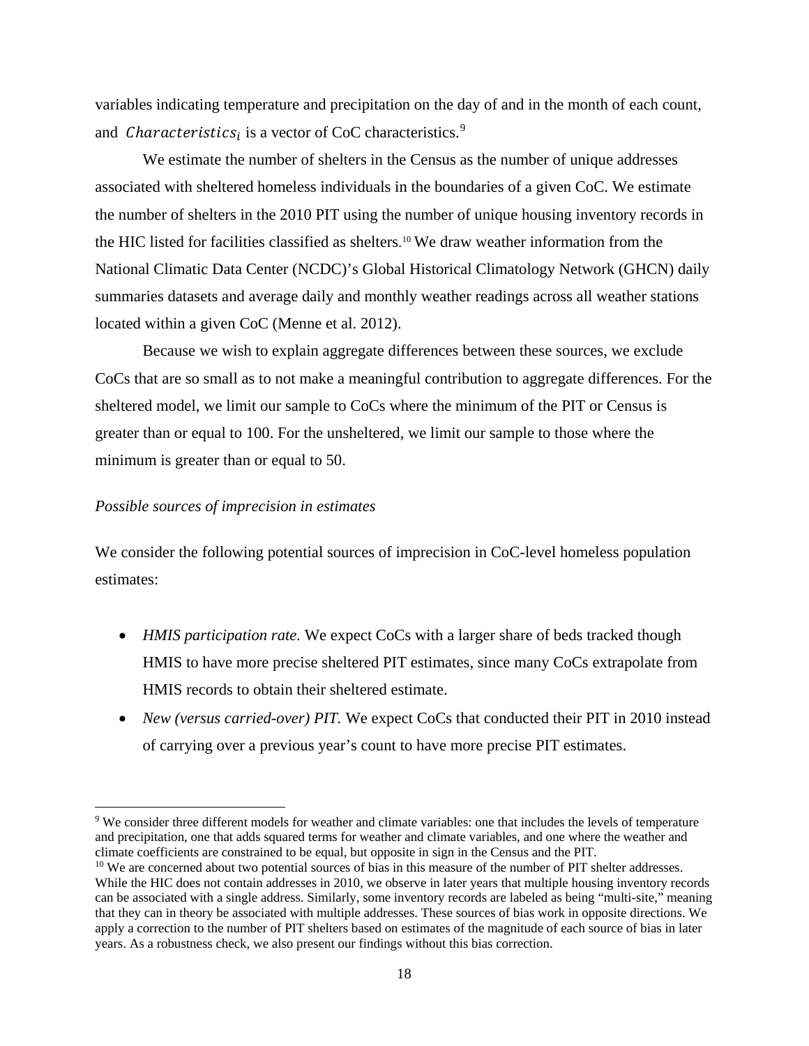variables indicating temperature and precipitation on the day of and in the month of each count, and $Characteristics_i$ is a vector of CoC characteristics.[9]

We estimate the number of shelters in the Census as the number of unique addresses associated with sheltered homeless individuals in the boundaries of a given CoC. We estimate the number of shelters in the 2010 PIT using the number of unique housing inventory records in the HIC listed for facilities classified as shelters.[10] We draw weather information from the National Climatic Data Center (NCDC)'s Global Historical Climatology Network (GHCN) daily summaries datasets and average daily and monthly weather readings across all weather stations located within a given CoC (Menne et al. 2012).

Because we wish to explain aggregate differences between these sources, we exclude CoCs that are so small as to not make a meaningful contribution to aggregate differences. For the sheltered model, we limit our sample to CoCs where the minimum of the PIT or Census is greater than or equal to 100. For the unsheltered, we limit our sample to those where the minimum is greater than or equal to 50.

*Possible sources of imprecision in estimates*

We consider the following potential sources of imprecision in CoC-level homeless population estimates:

- *HMIS participation rate.* We expect CoCs with a larger share of beds tracked though HMIS to have more precise sheltered PIT estimates, since many CoCs extrapolate from HMIS records to obtain their sheltered estimate.
- *New (versus carried-over) PIT.* We expect CoCs that conducted their PIT in 2010 instead of carrying over a previous year's count to have more precise PIT estimates.

[9] We consider three different models for weather and climate variables: one that includes the levels of temperature and precipitation, one that adds squared terms for weather and climate variables, and one where the weather and climate coefficients are constrained to be equal, but opposite in sign in the Census and the PIT.

[10] We are concerned about two potential sources of bias in this measure of the number of PIT shelter addresses. While the HIC does not contain addresses in 2010, we observe in later years that multiple housing inventory records can be associated with a single address. Similarly, some inventory records are labeled as being "multi-site," meaning that they can in theory be associated with multiple addresses. These sources of bias work in opposite directions. We apply a correction to the number of PIT shelters based on estimates of the magnitude of each source of bias in later years. As a robustness check, we also present our findings without this bias correction.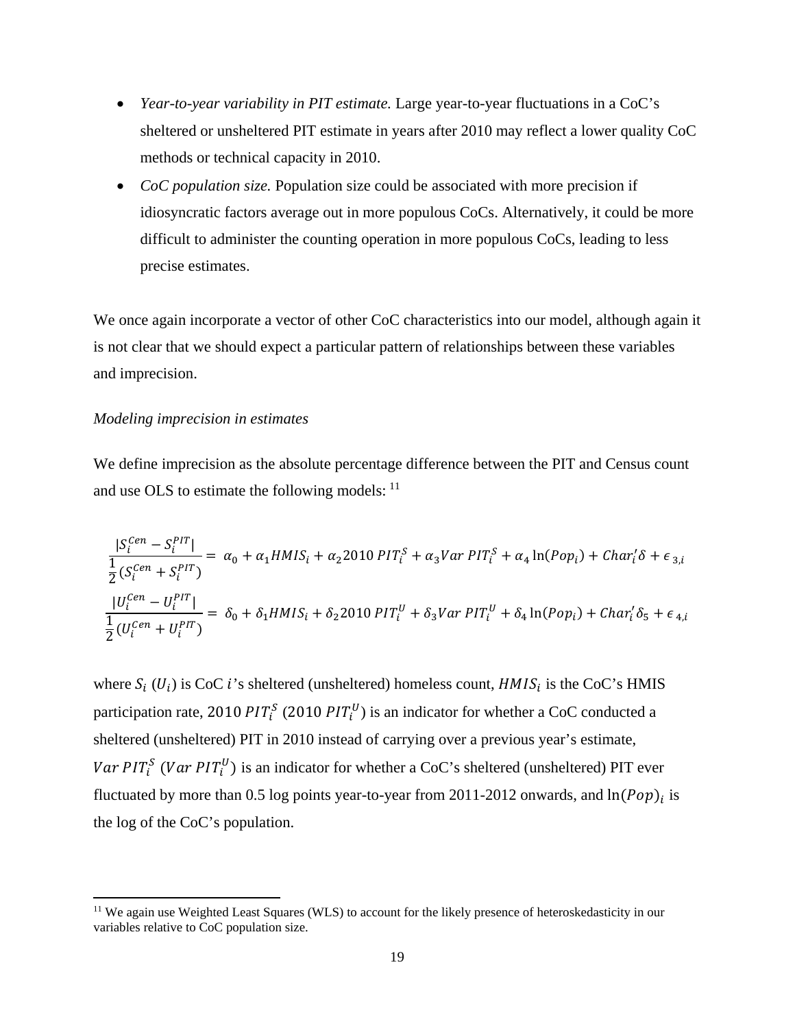- *Year-to-year variability in PIT estimate.* Large year-to-year fluctuations in a CoC's sheltered or unsheltered PIT estimate in years after 2010 may reflect a lower quality CoC methods or technical capacity in 2010.
- *CoC population size.* Population size could be associated with more precision if idiosyncratic factors average out in more populous CoCs. Alternatively, it could be more difficult to administer the counting operation in more populous CoCs, leading to less precise estimates.

We once again incorporate a vector of other CoC characteristics into our model, although again it is not clear that we should expect a particular pattern of relationships between these variables and imprecision.

*Modeling imprecision in estimates*

We define imprecision as the absolute percentage difference between the PIT and Census count and use OLS to estimate the following models: [11]

$$\frac{|S_i^{Cen} - S_i^{PIT}|}{\frac{1}{2}(S_i^{Cen} + S_i^{PIT})} = \alpha_0 + \alpha_1 HMIS_i + \alpha_2 2010\, PIT_i^S + \alpha_3 Var\, PIT_i^S + \alpha_4 \ln(Pop_i) + Char_i'\delta + \epsilon_{3,i}$$

$$\frac{|U_i^{Cen} - U_i^{PIT}|}{\frac{1}{2}(U_i^{Cen} + U_i^{PIT})} = \delta_0 + \delta_1 HMIS_i + \delta_2 2010\, PIT_i^U + \delta_3 Var\, PIT_i^U + \delta_4 \ln(Pop_i) + Char_i'\delta_5 + \epsilon_{4,i}$$

where $S_i$ ($U_i$) is CoC $i$'s sheltered (unsheltered) homeless count, $HMIS_i$ is the CoC's HMIS participation rate, $2010\, PIT_i^S$ ($2010\, PIT_i^U$) is an indicator for whether a CoC conducted a sheltered (unsheltered) PIT in 2010 instead of carrying over a previous year's estimate, $Var\, PIT_i^S$ ($Var\, PIT_i^U$) is an indicator for whether a CoC's sheltered (unsheltered) PIT ever fluctuated by more than 0.5 log points year-to-year from 2011-2012 onwards, and $\ln(Pop)_i$ is the log of the CoC's population.

[11] We again use Weighted Least Squares (WLS) to account for the likely presence of heteroskedasticity in our variables relative to CoC population size.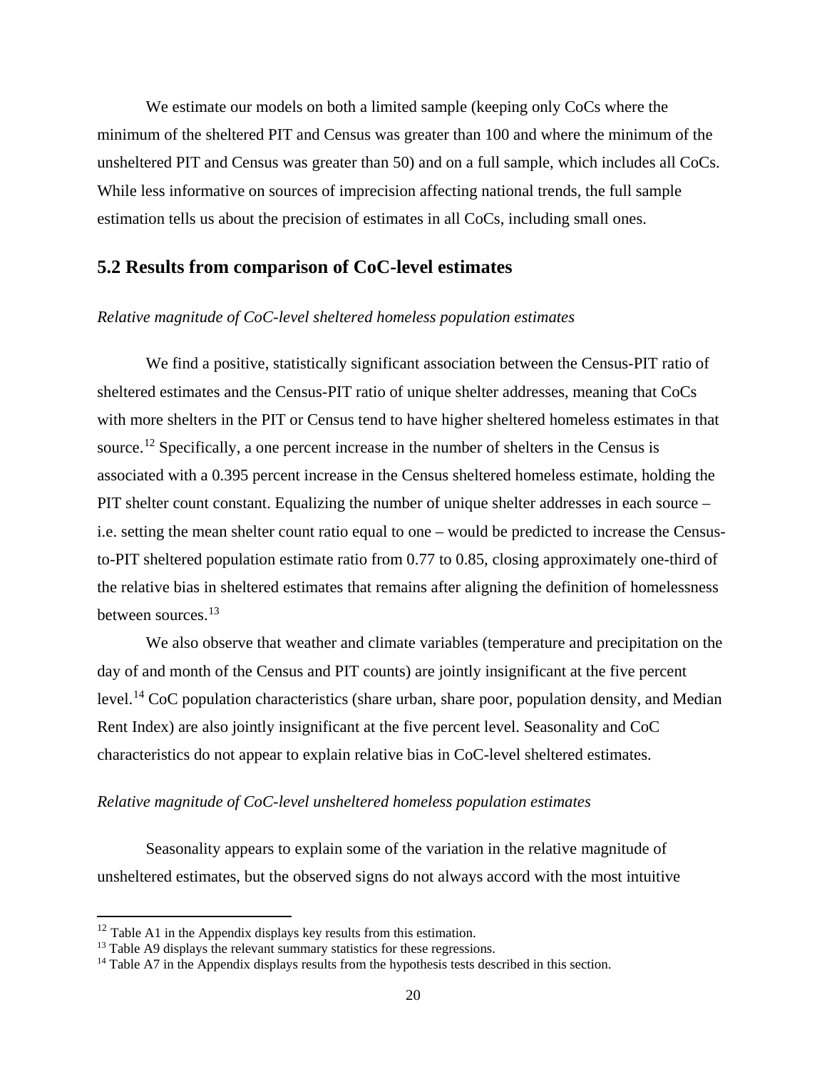We estimate our models on both a limited sample (keeping only CoCs where the minimum of the sheltered PIT and Census was greater than 100 and where the minimum of the unsheltered PIT and Census was greater than 50) and on a full sample, which includes all CoCs. While less informative on sources of imprecision affecting national trends, the full sample estimation tells us about the precision of estimates in all CoCs, including small ones.

## 5.2 Results from comparison of CoC-level estimates

*Relative magnitude of CoC-level sheltered homeless population estimates*

We find a positive, statistically significant association between the Census-PIT ratio of sheltered estimates and the Census-PIT ratio of unique shelter addresses, meaning that CoCs with more shelters in the PIT or Census tend to have higher sheltered homeless estimates in that source.[12] Specifically, a one percent increase in the number of shelters in the Census is associated with a 0.395 percent increase in the Census sheltered homeless estimate, holding the PIT shelter count constant. Equalizing the number of unique shelter addresses in each source – i.e. setting the mean shelter count ratio equal to one – would be predicted to increase the Census-to-PIT sheltered population estimate ratio from 0.77 to 0.85, closing approximately one-third of the relative bias in sheltered estimates that remains after aligning the definition of homelessness between sources.[13]

We also observe that weather and climate variables (temperature and precipitation on the day of and month of the Census and PIT counts) are jointly insignificant at the five percent level.[14] CoC population characteristics (share urban, share poor, population density, and Median Rent Index) are also jointly insignificant at the five percent level. Seasonality and CoC characteristics do not appear to explain relative bias in CoC-level sheltered estimates.

*Relative magnitude of CoC-level unsheltered homeless population estimates*

Seasonality appears to explain some of the variation in the relative magnitude of unsheltered estimates, but the observed signs do not always accord with the most intuitive

[12] Table A1 in the Appendix displays key results from this estimation.

[13] Table A9 displays the relevant summary statistics for these regressions.

[14] Table A7 in the Appendix displays results from the hypothesis tests described in this section.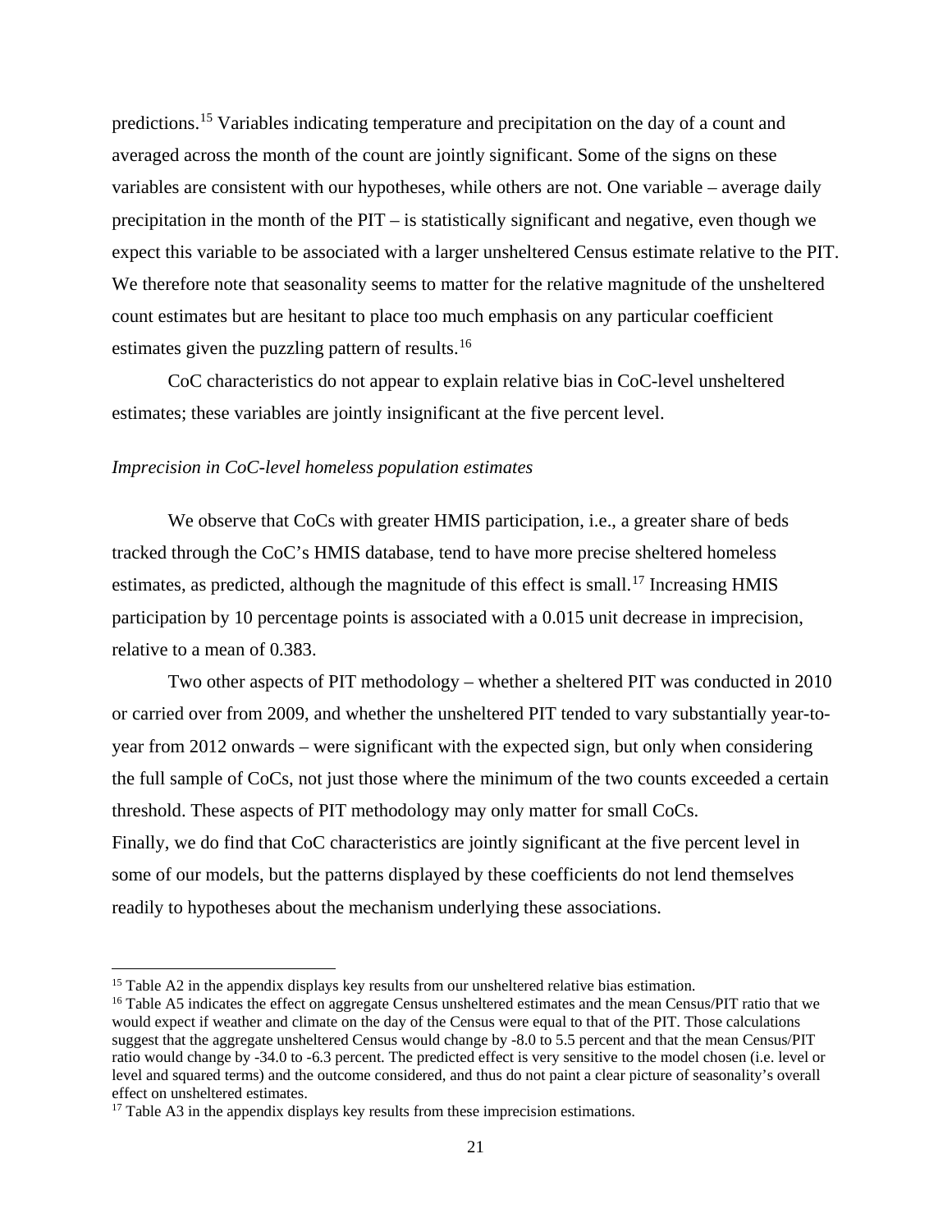predictions.[15] Variables indicating temperature and precipitation on the day of a count and averaged across the month of the count are jointly significant. Some of the signs on these variables are consistent with our hypotheses, while others are not. One variable – average daily precipitation in the month of the PIT – is statistically significant and negative, even though we expect this variable to be associated with a larger unsheltered Census estimate relative to the PIT. We therefore note that seasonality seems to matter for the relative magnitude of the unsheltered count estimates but are hesitant to place too much emphasis on any particular coefficient estimates given the puzzling pattern of results.[16]

CoC characteristics do not appear to explain relative bias in CoC-level unsheltered estimates; these variables are jointly insignificant at the five percent level.

*Imprecision in CoC-level homeless population estimates*

We observe that CoCs with greater HMIS participation, i.e., a greater share of beds tracked through the CoC's HMIS database, tend to have more precise sheltered homeless estimates, as predicted, although the magnitude of this effect is small.[17] Increasing HMIS participation by 10 percentage points is associated with a 0.015 unit decrease in imprecision, relative to a mean of 0.383.

Two other aspects of PIT methodology – whether a sheltered PIT was conducted in 2010 or carried over from 2009, and whether the unsheltered PIT tended to vary substantially year-to-year from 2012 onwards – were significant with the expected sign, but only when considering the full sample of CoCs, not just those where the minimum of the two counts exceeded a certain threshold. These aspects of PIT methodology may only matter for small CoCs.

Finally, we do find that CoC characteristics are jointly significant at the five percent level in some of our models, but the patterns displayed by these coefficients do not lend themselves readily to hypotheses about the mechanism underlying these associations.

---

[15] Table A2 in the appendix displays key results from our unsheltered relative bias estimation.

[16] Table A5 indicates the effect on aggregate Census unsheltered estimates and the mean Census/PIT ratio that we would expect if weather and climate on the day of the Census were equal to that of the PIT. Those calculations suggest that the aggregate unsheltered Census would change by -8.0 to 5.5 percent and that the mean Census/PIT ratio would change by -34.0 to -6.3 percent. The predicted effect is very sensitive to the model chosen (i.e. level or level and squared terms) and the outcome considered, and thus do not paint a clear picture of seasonality's overall effect on unsheltered estimates.

[17] Table A3 in the appendix displays key results from these imprecision estimations.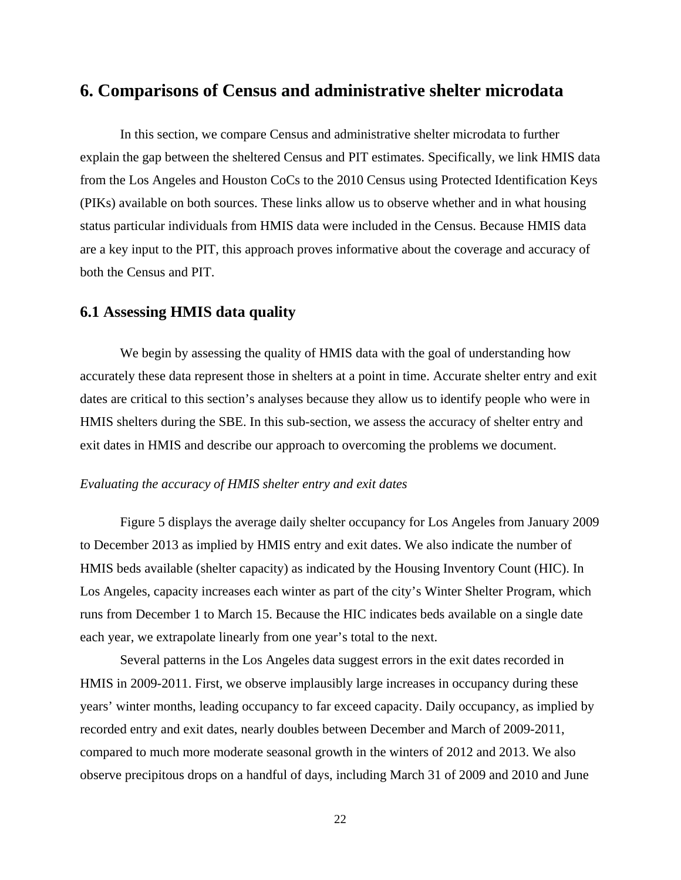## 6. Comparisons of Census and administrative shelter microdata

In this section, we compare Census and administrative shelter microdata to further explain the gap between the sheltered Census and PIT estimates. Specifically, we link HMIS data from the Los Angeles and Houston CoCs to the 2010 Census using Protected Identification Keys (PIKs) available on both sources. These links allow us to observe whether and in what housing status particular individuals from HMIS data were included in the Census. Because HMIS data are a key input to the PIT, this approach proves informative about the coverage and accuracy of both the Census and PIT.

### 6.1 Assessing HMIS data quality

We begin by assessing the quality of HMIS data with the goal of understanding how accurately these data represent those in shelters at a point in time. Accurate shelter entry and exit dates are critical to this section's analyses because they allow us to identify people who were in HMIS shelters during the SBE. In this sub-section, we assess the accuracy of shelter entry and exit dates in HMIS and describe our approach to overcoming the problems we document.

*Evaluating the accuracy of HMIS shelter entry and exit dates*

Figure 5 displays the average daily shelter occupancy for Los Angeles from January 2009 to December 2013 as implied by HMIS entry and exit dates. We also indicate the number of HMIS beds available (shelter capacity) as indicated by the Housing Inventory Count (HIC). In Los Angeles, capacity increases each winter as part of the city's Winter Shelter Program, which runs from December 1 to March 15. Because the HIC indicates beds available on a single date each year, we extrapolate linearly from one year's total to the next.

Several patterns in the Los Angeles data suggest errors in the exit dates recorded in HMIS in 2009-2011. First, we observe implausibly large increases in occupancy during these years' winter months, leading occupancy to far exceed capacity. Daily occupancy, as implied by recorded entry and exit dates, nearly doubles between December and March of 2009-2011, compared to much more moderate seasonal growth in the winters of 2012 and 2013. We also observe precipitous drops on a handful of days, including March 31 of 2009 and 2010 and June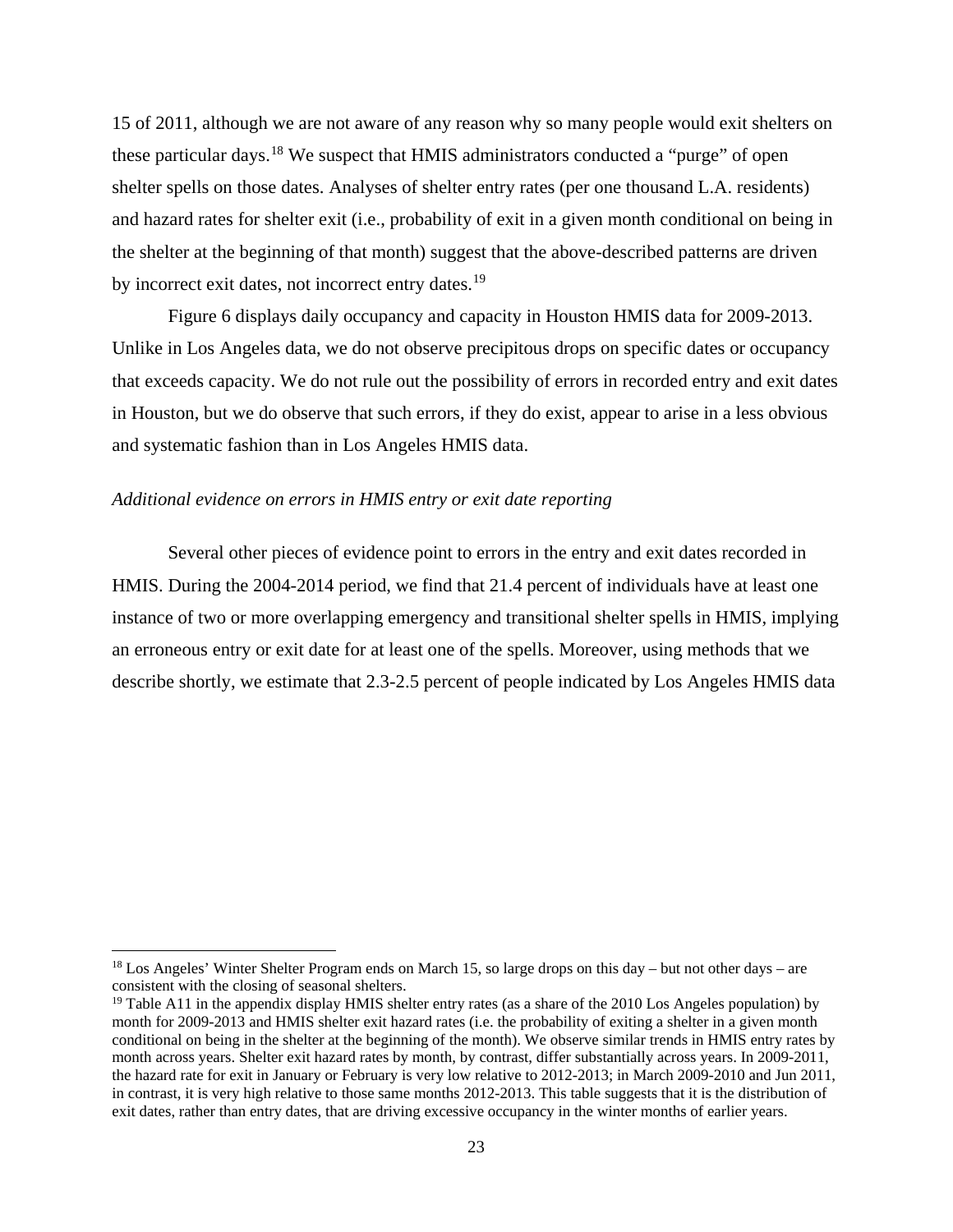15 of 2011, although we are not aware of any reason why so many people would exit shelters on these particular days.[18] We suspect that HMIS administrators conducted a "purge" of open shelter spells on those dates. Analyses of shelter entry rates (per one thousand L.A. residents) and hazard rates for shelter exit (i.e., probability of exit in a given month conditional on being in the shelter at the beginning of that month) suggest that the above-described patterns are driven by incorrect exit dates, not incorrect entry dates.[19]

Figure 6 displays daily occupancy and capacity in Houston HMIS data for 2009-2013. Unlike in Los Angeles data, we do not observe precipitous drops on specific dates or occupancy that exceeds capacity. We do not rule out the possibility of errors in recorded entry and exit dates in Houston, but we do observe that such errors, if they do exist, appear to arise in a less obvious and systematic fashion than in Los Angeles HMIS data.

*Additional evidence on errors in HMIS entry or exit date reporting*

Several other pieces of evidence point to errors in the entry and exit dates recorded in HMIS. During the 2004-2014 period, we find that 21.4 percent of individuals have at least one instance of two or more overlapping emergency and transitional shelter spells in HMIS, implying an erroneous entry or exit date for at least one of the spells. Moreover, using methods that we describe shortly, we estimate that 2.3-2.5 percent of people indicated by Los Angeles HMIS data

[18] Los Angeles' Winter Shelter Program ends on March 15, so large drops on this day – but not other days – are consistent with the closing of seasonal shelters.

[19] Table A11 in the appendix display HMIS shelter entry rates (as a share of the 2010 Los Angeles population) by month for 2009-2013 and HMIS shelter exit hazard rates (i.e. the probability of exiting a shelter in a given month conditional on being in the shelter at the beginning of the month). We observe similar trends in HMIS entry rates by month across years. Shelter exit hazard rates by month, by contrast, differ substantially across years. In 2009-2011, the hazard rate for exit in January or February is very low relative to 2012-2013; in March 2009-2010 and Jun 2011, in contrast, it is very high relative to those same months 2012-2013. This table suggests that it is the distribution of exit dates, rather than entry dates, that are driving excessive occupancy in the winter months of earlier years.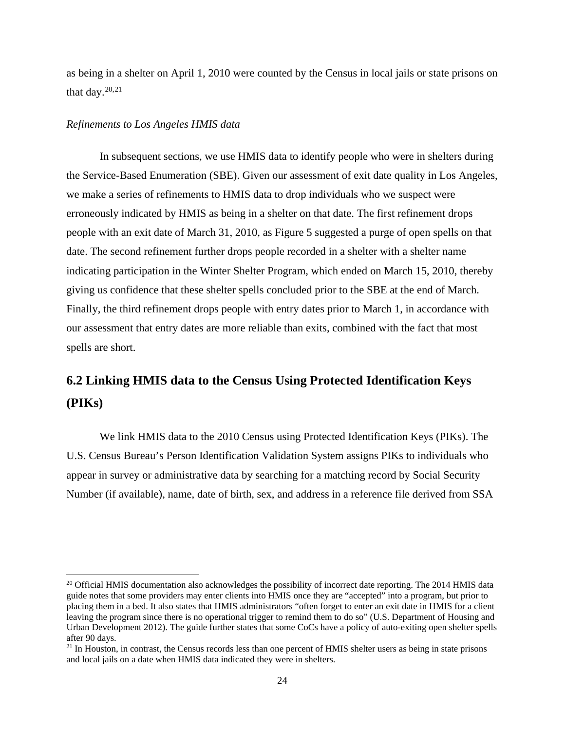as being in a shelter on April 1, 2010 were counted by the Census in local jails or state prisons on that day.[20,21]

*Refinements to Los Angeles HMIS data*

In subsequent sections, we use HMIS data to identify people who were in shelters during the Service-Based Enumeration (SBE). Given our assessment of exit date quality in Los Angeles, we make a series of refinements to HMIS data to drop individuals who we suspect were erroneously indicated by HMIS as being in a shelter on that date. The first refinement drops people with an exit date of March 31, 2010, as Figure 5 suggested a purge of open spells on that date. The second refinement further drops people recorded in a shelter with a shelter name indicating participation in the Winter Shelter Program, which ended on March 15, 2010, thereby giving us confidence that these shelter spells concluded prior to the SBE at the end of March. Finally, the third refinement drops people with entry dates prior to March 1, in accordance with our assessment that entry dates are more reliable than exits, combined with the fact that most spells are short.

## 6.2 Linking HMIS data to the Census Using Protected Identification Keys (PIKs)

We link HMIS data to the 2010 Census using Protected Identification Keys (PIKs). The U.S. Census Bureau's Person Identification Validation System assigns PIKs to individuals who appear in survey or administrative data by searching for a matching record by Social Security Number (if available), name, date of birth, sex, and address in a reference file derived from SSA

---

[20] Official HMIS documentation also acknowledges the possibility of incorrect date reporting. The 2014 HMIS data guide notes that some providers may enter clients into HMIS once they are "accepted" into a program, but prior to placing them in a bed. It also states that HMIS administrators "often forget to enter an exit date in HMIS for a client leaving the program since there is no operational trigger to remind them to do so" (U.S. Department of Housing and Urban Development 2012). The guide further states that some CoCs have a policy of auto-exiting open shelter spells after 90 days.

[21] In Houston, in contrast, the Census records less than one percent of HMIS shelter users as being in state prisons and local jails on a date when HMIS data indicated they were in shelters.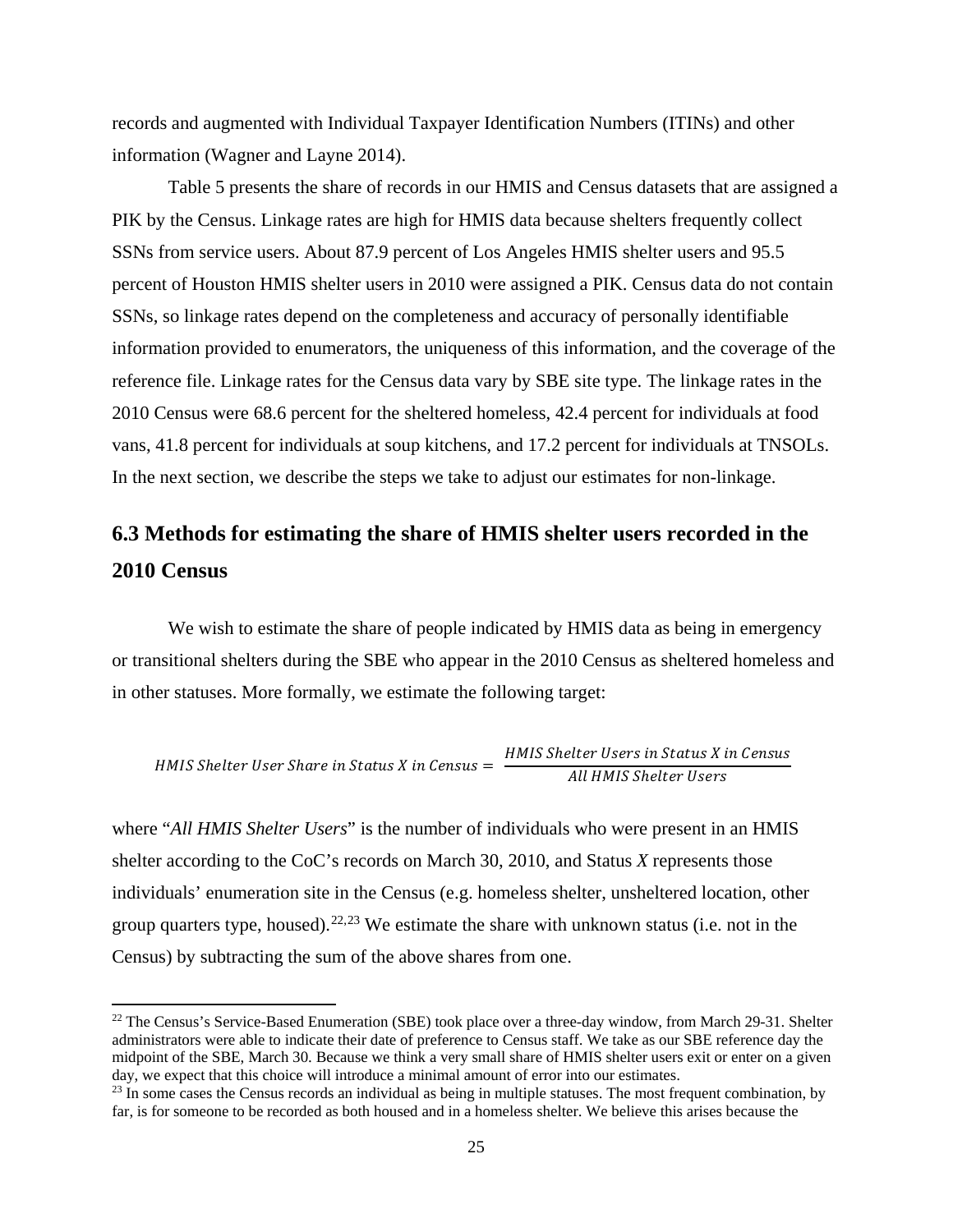records and augmented with Individual Taxpayer Identification Numbers (ITINs) and other information (Wagner and Layne 2014).

Table 5 presents the share of records in our HMIS and Census datasets that are assigned a PIK by the Census. Linkage rates are high for HMIS data because shelters frequently collect SSNs from service users. About 87.9 percent of Los Angeles HMIS shelter users and 95.5 percent of Houston HMIS shelter users in 2010 were assigned a PIK. Census data do not contain SSNs, so linkage rates depend on the completeness and accuracy of personally identifiable information provided to enumerators, the uniqueness of this information, and the coverage of the reference file. Linkage rates for the Census data vary by SBE site type. The linkage rates in the 2010 Census were 68.6 percent for the sheltered homeless, 42.4 percent for individuals at food vans, 41.8 percent for individuals at soup kitchens, and 17.2 percent for individuals at TNSOLs. In the next section, we describe the steps we take to adjust our estimates for non-linkage.

## 6.3 Methods for estimating the share of HMIS shelter users recorded in the 2010 Census

We wish to estimate the share of people indicated by HMIS data as being in emergency or transitional shelters during the SBE who appear in the 2010 Census as sheltered homeless and in other statuses. More formally, we estimate the following target:

$$HMIS\ Shelter\ User\ Share\ in\ Status\ X\ in\ Census = \frac{HMIS\ Shelter\ Users\ in\ Status\ X\ in\ Census}{All\ HMIS\ Shelter\ Users}$$

where "*All HMIS Shelter Users*" is the number of individuals who were present in an HMIS shelter according to the CoC's records on March 30, 2010, and Status *X* represents those individuals' enumeration site in the Census (e.g. homeless shelter, unsheltered location, other group quarters type, housed).[22,23] We estimate the share with unknown status (i.e. not in the Census) by subtracting the sum of the above shares from one.

[22] The Census's Service-Based Enumeration (SBE) took place over a three-day window, from March 29-31. Shelter administrators were able to indicate their date of preference to Census staff. We take as our SBE reference day the midpoint of the SBE, March 30. Because we think a very small share of HMIS shelter users exit or enter on a given day, we expect that this choice will introduce a minimal amount of error into our estimates.

[23] In some cases the Census records an individual as being in multiple statuses. The most frequent combination, by far, is for someone to be recorded as both housed and in a homeless shelter. We believe this arises because the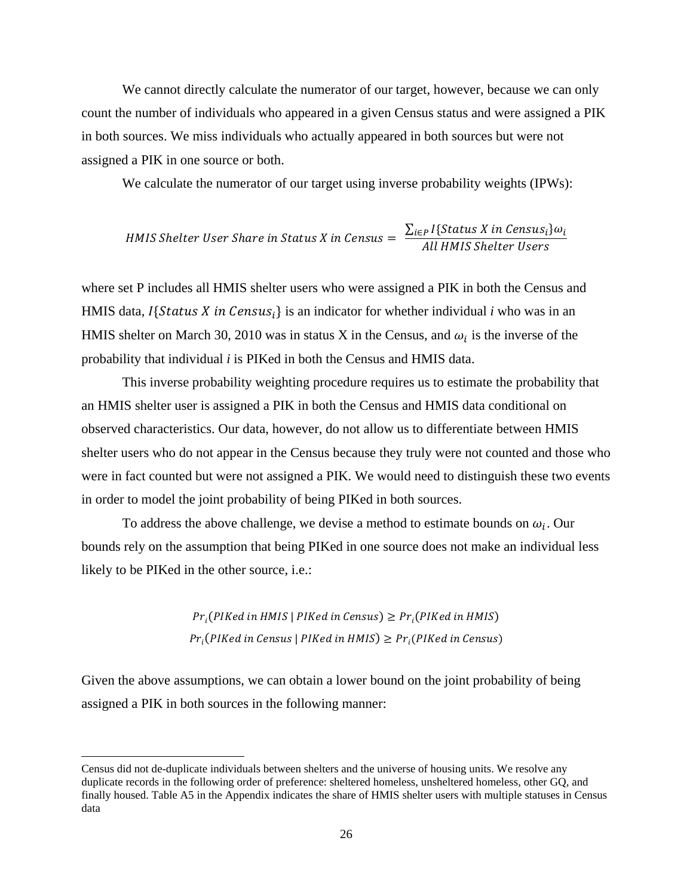We cannot directly calculate the numerator of our target, however, because we can only count the number of individuals who appeared in a given Census status and were assigned a PIK in both sources. We miss individuals who actually appeared in both sources but were not assigned a PIK in one source or both.

We calculate the numerator of our target using inverse probability weights (IPWs):

$$HMIS\ Shelter\ User\ Share\ in\ Status\ X\ in\ Census = \frac{\sum_{i \in P} I\{Status\ X\ in\ Census_i\}\omega_i}{All\ HMIS\ Shelter\ Users}$$

where set P includes all HMIS shelter users who were assigned a PIK in both the Census and HMIS data, $I\{Status\ X\ in\ Census_i\}$ is an indicator for whether individual *i* who was in an HMIS shelter on March 30, 2010 was in status X in the Census, and $\omega_i$ is the inverse of the probability that individual *i* is PIKed in both the Census and HMIS data.

This inverse probability weighting procedure requires us to estimate the probability that an HMIS shelter user is assigned a PIK in both the Census and HMIS data conditional on observed characteristics. Our data, however, do not allow us to differentiate between HMIS shelter users who do not appear in the Census because they truly were not counted and those who were in fact counted but were not assigned a PIK. We would need to distinguish these two events in order to model the joint probability of being PIKed in both sources.

To address the above challenge, we devise a method to estimate bounds on $\omega_i$. Our bounds rely on the assumption that being PIKed in one source does not make an individual less likely to be PIKed in the other source, i.e.:

$$Pr_i(PIKed\ in\ HMIS\ |\ PIKed\ in\ Census) \geq Pr_i(PIKed\ in\ HMIS)$$
$$Pr_i(PIKed\ in\ Census\ |\ PIKed\ in\ HMIS) \geq Pr_i(PIKed\ in\ Census)$$

Given the above assumptions, we can obtain a lower bound on the joint probability of being assigned a PIK in both sources in the following manner:

Census did not de-duplicate individuals between shelters and the universe of housing units. We resolve any duplicate records in the following order of preference: sheltered homeless, unsheltered homeless, other GQ, and finally housed. Table A5 in the Appendix indicates the share of HMIS shelter users with multiple statuses in Census data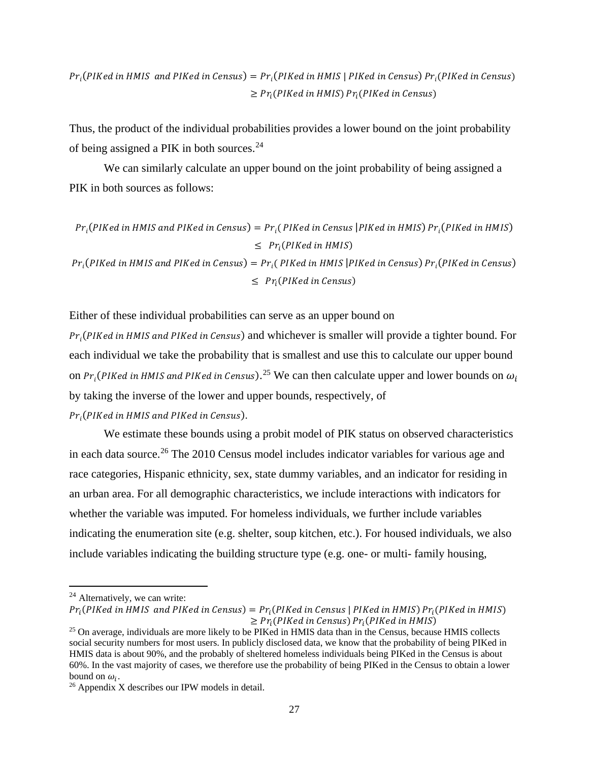$$
\begin{aligned}
Pr_i(PIKed\ in\ HMIS\ \ and\ PIKed\ in\ Census) &= Pr_i(PIKed\ in\ HMIS\ |\ PIKed\ in\ Census)\ Pr_i(PIKed\ in\ Census) \\
&\geq Pr_i(PIKed\ in\ HMIS)\ Pr_i(PIKed\ in\ Census)
\end{aligned}
$$

Thus, the product of the individual probabilities provides a lower bound on the joint probability of being assigned a PIK in both sources.[24]

We can similarly calculate an upper bound on the joint probability of being assigned a PIK in both sources as follows:

$$
\begin{aligned}
Pr_i(PIKed\ in\ HMIS\ and\ PIKed\ in\ Census) &= Pr_i(\ PIKed\ in\ Census\ |PIKed\ in\ HMIS)\ Pr_i(PIKed\ in\ HMIS) \\
&\leq\ \ Pr_i(PIKed\ in\ HMIS) \\
Pr_i(PIKed\ in\ HMIS\ and\ PIKed\ in\ Census) &= Pr_i(\ PIKed\ in\ HMIS\ |PIKed\ in\ Census)\ Pr_i(PIKed\ in\ Census) \\
&\leq\ \ Pr_i(PIKed\ in\ Census)
\end{aligned}
$$

Either of these individual probabilities can serve as an upper bound on $Pr_i(PIKed\ in\ HMIS\ and\ PIKed\ in\ Census)$ and whichever is smaller will provide a tighter bound. For each individual we take the probability that is smallest and use this to calculate our upper bound on $Pr_i(PIKed\ in\ HMIS\ and\ PIKed\ in\ Census)$.[25] We can then calculate upper and lower bounds on $\omega_i$ by taking the inverse of the lower and upper bounds, respectively, of $Pr_i(PIKed\ in\ HMIS\ and\ PIKed\ in\ Census)$.

We estimate these bounds using a probit model of PIK status on observed characteristics in each data source.[26] The 2010 Census model includes indicator variables for various age and race categories, Hispanic ethnicity, sex, state dummy variables, and an indicator for residing in an urban area. For all demographic characteristics, we include interactions with indicators for whether the variable was imputed. For homeless individuals, we further include variables indicating the enumeration site (e.g. shelter, soup kitchen, etc.). For housed individuals, we also include variables indicating the building structure type (e.g. one- or multi- family housing,

---

[24] Alternatively, we can write:

$$
\begin{aligned}
Pr_i(PIKed\ in\ HMIS\ \ and\ PIKed\ in\ Census) &= Pr_i(PIKed\ in\ Census\ |\ PIKed\ in\ HMIS)\ Pr_i(PIKed\ in\ HMIS) \\
&\geq Pr_i(PIKed\ in\ Census)\ Pr_i(PIKed\ in\ HMIS)
\end{aligned}
$$

[25] On average, individuals are more likely to be PIKed in HMIS data than in the Census, because HMIS collects social security numbers for most users. In publicly disclosed data, we know that the probability of being PIKed in HMIS data is about 90%, and the probably of sheltered homeless individuals being PIKed in the Census is about 60%. In the vast majority of cases, we therefore use the probability of being PIKed in the Census to obtain a lower bound on $\omega_i$.

[26] Appendix X describes our IPW models in detail.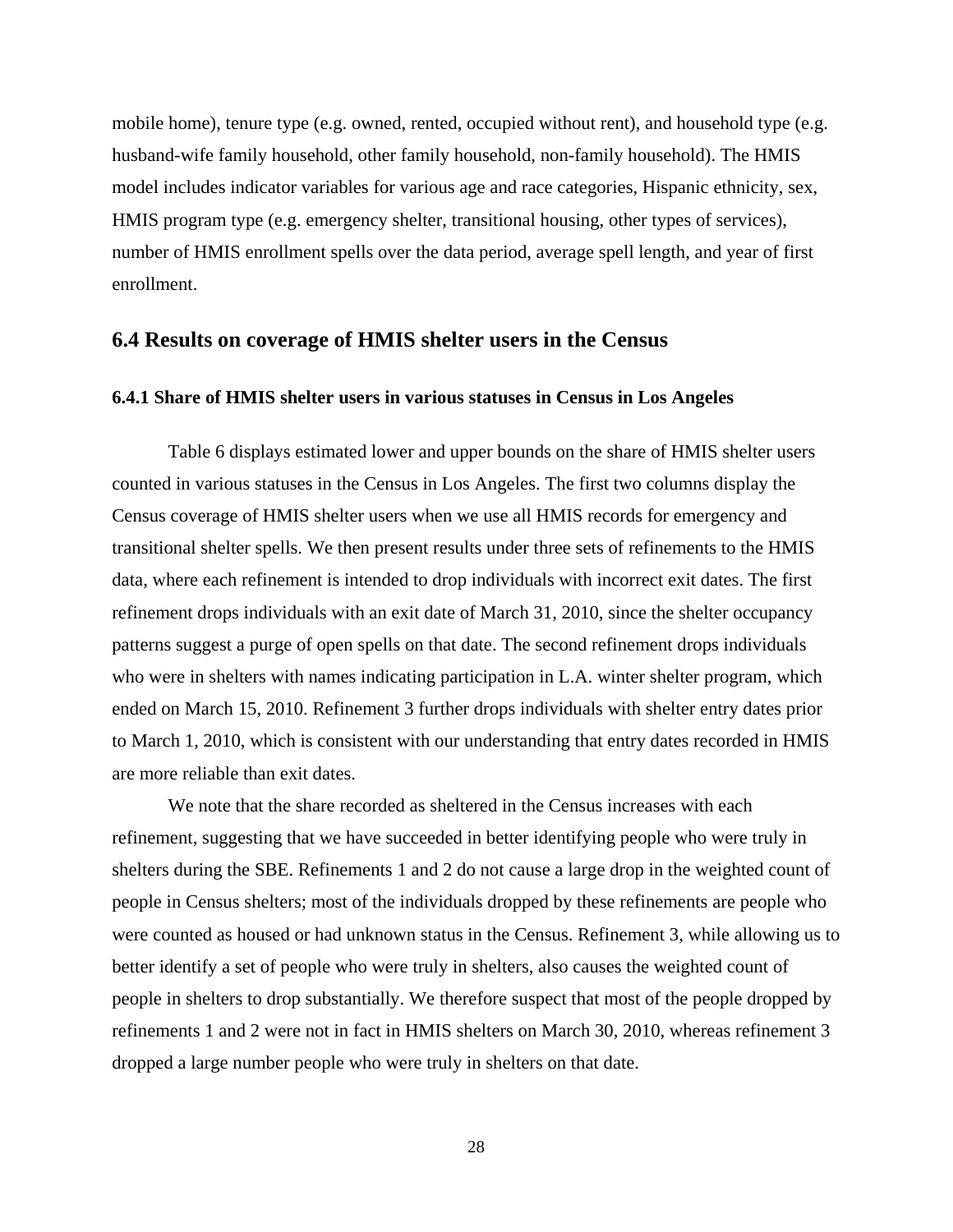mobile home), tenure type (e.g. owned, rented, occupied without rent), and household type (e.g. husband-wife family household, other family household, non-family household). The HMIS model includes indicator variables for various age and race categories, Hispanic ethnicity, sex, HMIS program type (e.g. emergency shelter, transitional housing, other types of services), number of HMIS enrollment spells over the data period, average spell length, and year of first enrollment.

## 6.4 Results on coverage of HMIS shelter users in the Census

### 6.4.1 Share of HMIS shelter users in various statuses in Census in Los Angeles

Table 6 displays estimated lower and upper bounds on the share of HMIS shelter users counted in various statuses in the Census in Los Angeles. The first two columns display the Census coverage of HMIS shelter users when we use all HMIS records for emergency and transitional shelter spells. We then present results under three sets of refinements to the HMIS data, where each refinement is intended to drop individuals with incorrect exit dates. The first refinement drops individuals with an exit date of March 31, 2010, since the shelter occupancy patterns suggest a purge of open spells on that date. The second refinement drops individuals who were in shelters with names indicating participation in L.A. winter shelter program, which ended on March 15, 2010. Refinement 3 further drops individuals with shelter entry dates prior to March 1, 2010, which is consistent with our understanding that entry dates recorded in HMIS are more reliable than exit dates.

We note that the share recorded as sheltered in the Census increases with each refinement, suggesting that we have succeeded in better identifying people who were truly in shelters during the SBE. Refinements 1 and 2 do not cause a large drop in the weighted count of people in Census shelters; most of the individuals dropped by these refinements are people who were counted as housed or had unknown status in the Census. Refinement 3, while allowing us to better identify a set of people who were truly in shelters, also causes the weighted count of people in shelters to drop substantially. We therefore suspect that most of the people dropped by refinements 1 and 2 were not in fact in HMIS shelters on March 30, 2010, whereas refinement 3 dropped a large number people who were truly in shelters on that date.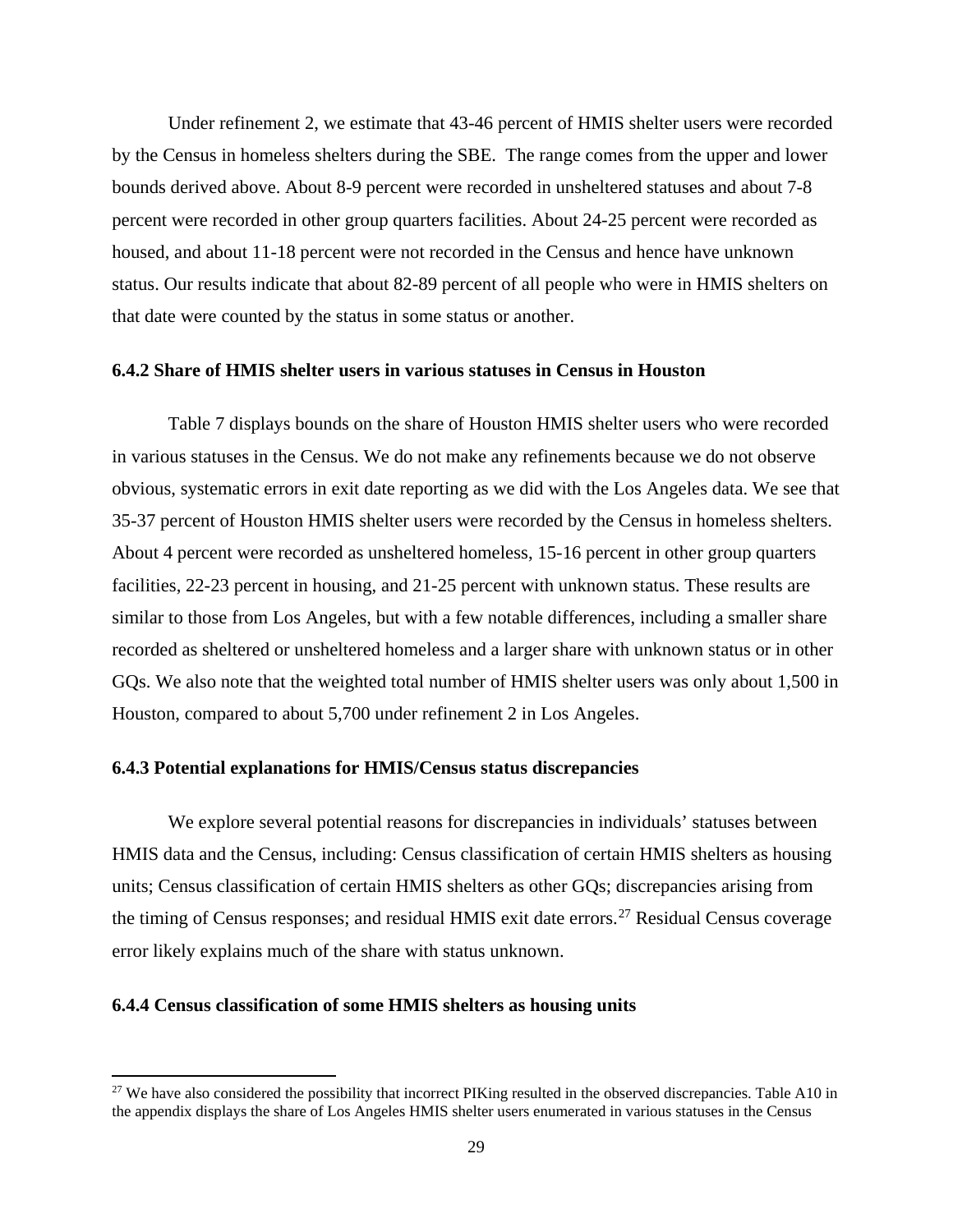Under refinement 2, we estimate that 43-46 percent of HMIS shelter users were recorded by the Census in homeless shelters during the SBE. The range comes from the upper and lower bounds derived above. About 8-9 percent were recorded in unsheltered statuses and about 7-8 percent were recorded in other group quarters facilities. About 24-25 percent were recorded as housed, and about 11-18 percent were not recorded in the Census and hence have unknown status. Our results indicate that about 82-89 percent of all people who were in HMIS shelters on that date were counted by the status in some status or another.

### 6.4.2 Share of HMIS shelter users in various statuses in Census in Houston

Table 7 displays bounds on the share of Houston HMIS shelter users who were recorded in various statuses in the Census. We do not make any refinements because we do not observe obvious, systematic errors in exit date reporting as we did with the Los Angeles data. We see that 35-37 percent of Houston HMIS shelter users were recorded by the Census in homeless shelters. About 4 percent were recorded as unsheltered homeless, 15-16 percent in other group quarters facilities, 22-23 percent in housing, and 21-25 percent with unknown status. These results are similar to those from Los Angeles, but with a few notable differences, including a smaller share recorded as sheltered or unsheltered homeless and a larger share with unknown status or in other GQs. We also note that the weighted total number of HMIS shelter users was only about 1,500 in Houston, compared to about 5,700 under refinement 2 in Los Angeles.

### 6.4.3 Potential explanations for HMIS/Census status discrepancies

We explore several potential reasons for discrepancies in individuals' statuses between HMIS data and the Census, including: Census classification of certain HMIS shelters as housing units; Census classification of certain HMIS shelters as other GQs; discrepancies arising from the timing of Census responses; and residual HMIS exit date errors.[27] Residual Census coverage error likely explains much of the share with status unknown.

### 6.4.4 Census classification of some HMIS shelters as housing units

[27] We have also considered the possibility that incorrect PIKing resulted in the observed discrepancies. Table A10 in the appendix displays the share of Los Angeles HMIS shelter users enumerated in various statuses in the Census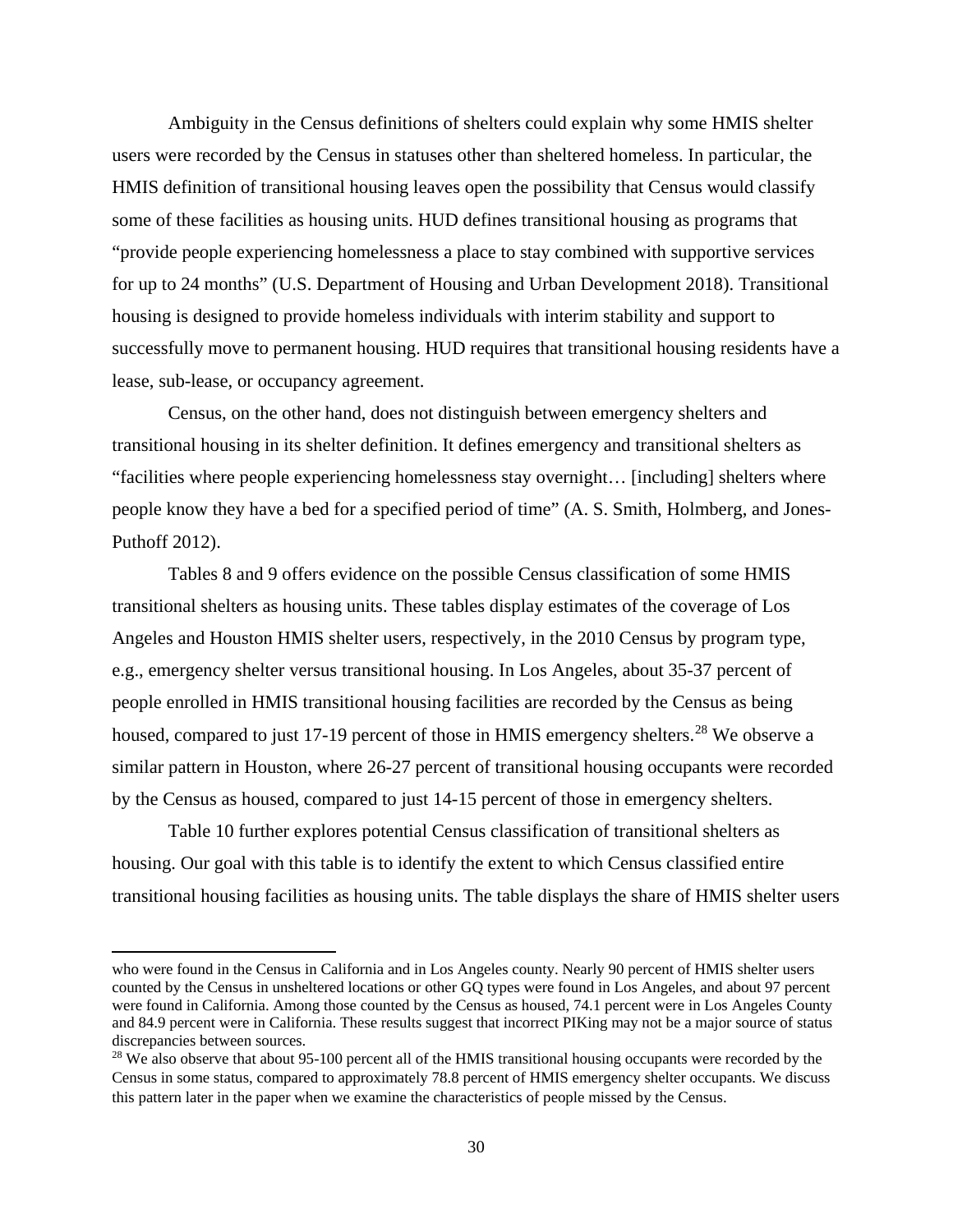Ambiguity in the Census definitions of shelters could explain why some HMIS shelter users were recorded by the Census in statuses other than sheltered homeless. In particular, the HMIS definition of transitional housing leaves open the possibility that Census would classify some of these facilities as housing units. HUD defines transitional housing as programs that "provide people experiencing homelessness a place to stay combined with supportive services for up to 24 months" (U.S. Department of Housing and Urban Development 2018). Transitional housing is designed to provide homeless individuals with interim stability and support to successfully move to permanent housing. HUD requires that transitional housing residents have a lease, sub-lease, or occupancy agreement.

Census, on the other hand, does not distinguish between emergency shelters and transitional housing in its shelter definition. It defines emergency and transitional shelters as "facilities where people experiencing homelessness stay overnight… [including] shelters where people know they have a bed for a specified period of time" (A. S. Smith, Holmberg, and Jones-Puthoff 2012).

Tables 8 and 9 offers evidence on the possible Census classification of some HMIS transitional shelters as housing units. These tables display estimates of the coverage of Los Angeles and Houston HMIS shelter users, respectively, in the 2010 Census by program type, e.g., emergency shelter versus transitional housing. In Los Angeles, about 35-37 percent of people enrolled in HMIS transitional housing facilities are recorded by the Census as being housed, compared to just 17-19 percent of those in HMIS emergency shelters.[28] We observe a similar pattern in Houston, where 26-27 percent of transitional housing occupants were recorded by the Census as housed, compared to just 14-15 percent of those in emergency shelters.

Table 10 further explores potential Census classification of transitional shelters as housing. Our goal with this table is to identify the extent to which Census classified entire transitional housing facilities as housing units. The table displays the share of HMIS shelter users

---

who were found in the Census in California and in Los Angeles county. Nearly 90 percent of HMIS shelter users counted by the Census in unsheltered locations or other GQ types were found in Los Angeles, and about 97 percent were found in California. Among those counted by the Census as housed, 74.1 percent were in Los Angeles County and 84.9 percent were in California. These results suggest that incorrect PIKing may not be a major source of status discrepancies between sources.

[28] We also observe that about 95-100 percent all of the HMIS transitional housing occupants were recorded by the Census in some status, compared to approximately 78.8 percent of HMIS emergency shelter occupants. We discuss this pattern later in the paper when we examine the characteristics of people missed by the Census.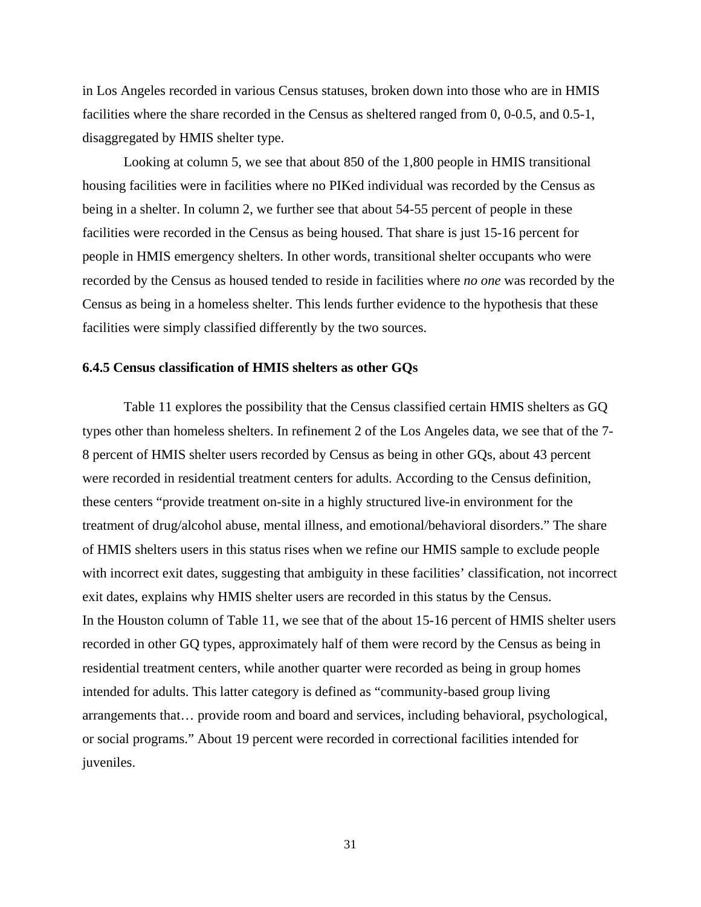in Los Angeles recorded in various Census statuses, broken down into those who are in HMIS facilities where the share recorded in the Census as sheltered ranged from 0, 0-0.5, and 0.5-1, disaggregated by HMIS shelter type.

Looking at column 5, we see that about 850 of the 1,800 people in HMIS transitional housing facilities were in facilities where no PIKed individual was recorded by the Census as being in a shelter. In column 2, we further see that about 54-55 percent of people in these facilities were recorded in the Census as being housed. That share is just 15-16 percent for people in HMIS emergency shelters. In other words, transitional shelter occupants who were recorded by the Census as housed tended to reside in facilities where *no one* was recorded by the Census as being in a homeless shelter. This lends further evidence to the hypothesis that these facilities were simply classified differently by the two sources.

### 6.4.5 Census classification of HMIS shelters as other GQs

Table 11 explores the possibility that the Census classified certain HMIS shelters as GQ types other than homeless shelters. In refinement 2 of the Los Angeles data, we see that of the 7-8 percent of HMIS shelter users recorded by Census as being in other GQs, about 43 percent were recorded in residential treatment centers for adults. According to the Census definition, these centers "provide treatment on-site in a highly structured live-in environment for the treatment of drug/alcohol abuse, mental illness, and emotional/behavioral disorders." The share of HMIS shelters users in this status rises when we refine our HMIS sample to exclude people with incorrect exit dates, suggesting that ambiguity in these facilities' classification, not incorrect exit dates, explains why HMIS shelter users are recorded in this status by the Census.
In the Houston column of Table 11, we see that of the about 15-16 percent of HMIS shelter users recorded in other GQ types, approximately half of them were record by the Census as being in residential treatment centers, while another quarter were recorded as being in group homes intended for adults. This latter category is defined as "community-based group living arrangements that… provide room and board and services, including behavioral, psychological, or social programs." About 19 percent were recorded in correctional facilities intended for juveniles.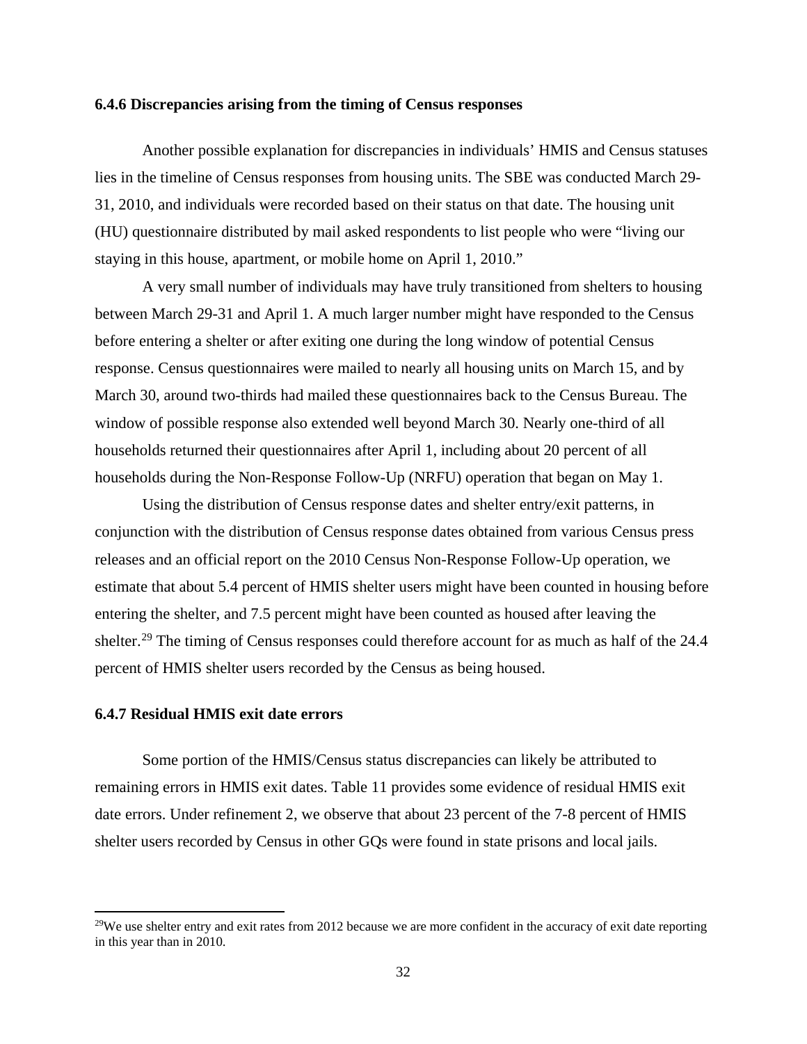### 6.4.6 Discrepancies arising from the timing of Census responses

Another possible explanation for discrepancies in individuals' HMIS and Census statuses lies in the timeline of Census responses from housing units. The SBE was conducted March 29-31, 2010, and individuals were recorded based on their status on that date. The housing unit (HU) questionnaire distributed by mail asked respondents to list people who were "living our staying in this house, apartment, or mobile home on April 1, 2010."

A very small number of individuals may have truly transitioned from shelters to housing between March 29-31 and April 1. A much larger number might have responded to the Census before entering a shelter or after exiting one during the long window of potential Census response. Census questionnaires were mailed to nearly all housing units on March 15, and by March 30, around two-thirds had mailed these questionnaires back to the Census Bureau. The window of possible response also extended well beyond March 30. Nearly one-third of all households returned their questionnaires after April 1, including about 20 percent of all households during the Non-Response Follow-Up (NRFU) operation that began on May 1.

Using the distribution of Census response dates and shelter entry/exit patterns, in conjunction with the distribution of Census response dates obtained from various Census press releases and an official report on the 2010 Census Non-Response Follow-Up operation, we estimate that about 5.4 percent of HMIS shelter users might have been counted in housing before entering the shelter, and 7.5 percent might have been counted as housed after leaving the shelter.[29] The timing of Census responses could therefore account for as much as half of the 24.4 percent of HMIS shelter users recorded by the Census as being housed.

### 6.4.7 Residual HMIS exit date errors

Some portion of the HMIS/Census status discrepancies can likely be attributed to remaining errors in HMIS exit dates. Table 11 provides some evidence of residual HMIS exit date errors. Under refinement 2, we observe that about 23 percent of the 7-8 percent of HMIS shelter users recorded by Census in other GQs were found in state prisons and local jails.

---

[29] We use shelter entry and exit rates from 2012 because we are more confident in the accuracy of exit date reporting in this year than in 2010.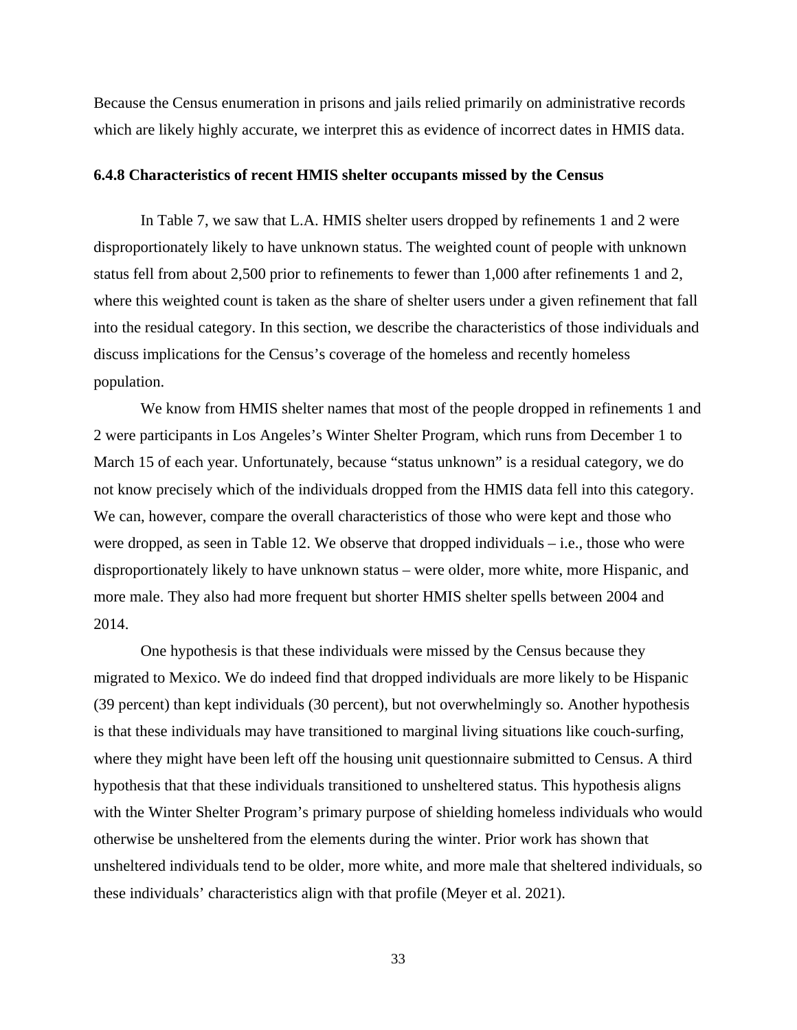Because the Census enumeration in prisons and jails relied primarily on administrative records which are likely highly accurate, we interpret this as evidence of incorrect dates in HMIS data.

### 6.4.8 Characteristics of recent HMIS shelter occupants missed by the Census

In Table 7, we saw that L.A. HMIS shelter users dropped by refinements 1 and 2 were disproportionately likely to have unknown status. The weighted count of people with unknown status fell from about 2,500 prior to refinements to fewer than 1,000 after refinements 1 and 2, where this weighted count is taken as the share of shelter users under a given refinement that fall into the residual category. In this section, we describe the characteristics of those individuals and discuss implications for the Census's coverage of the homeless and recently homeless population.

We know from HMIS shelter names that most of the people dropped in refinements 1 and 2 were participants in Los Angeles's Winter Shelter Program, which runs from December 1 to March 15 of each year. Unfortunately, because "status unknown" is a residual category, we do not know precisely which of the individuals dropped from the HMIS data fell into this category. We can, however, compare the overall characteristics of those who were kept and those who were dropped, as seen in Table 12. We observe that dropped individuals – i.e., those who were disproportionately likely to have unknown status – were older, more white, more Hispanic, and more male. They also had more frequent but shorter HMIS shelter spells between 2004 and 2014.

One hypothesis is that these individuals were missed by the Census because they migrated to Mexico. We do indeed find that dropped individuals are more likely to be Hispanic (39 percent) than kept individuals (30 percent), but not overwhelmingly so. Another hypothesis is that these individuals may have transitioned to marginal living situations like couch-surfing, where they might have been left off the housing unit questionnaire submitted to Census. A third hypothesis that that these individuals transitioned to unsheltered status. This hypothesis aligns with the Winter Shelter Program's primary purpose of shielding homeless individuals who would otherwise be unsheltered from the elements during the winter. Prior work has shown that unsheltered individuals tend to be older, more white, and more male that sheltered individuals, so these individuals' characteristics align with that profile (Meyer et al. 2021).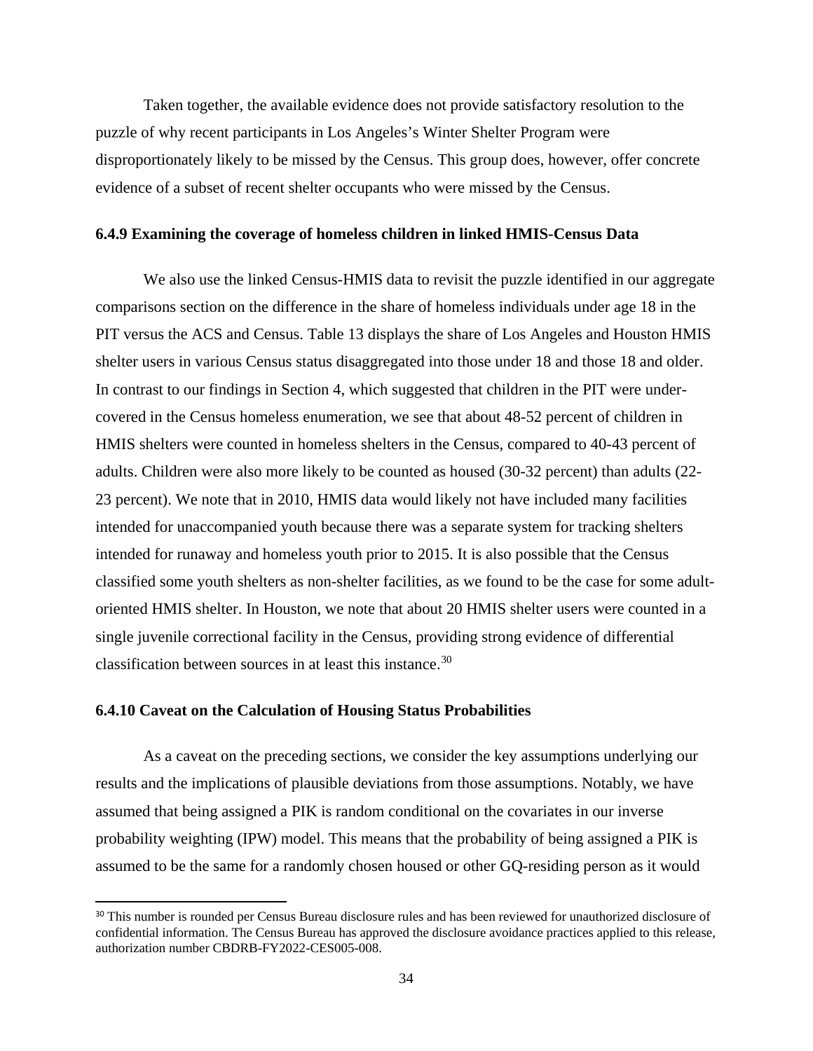Taken together, the available evidence does not provide satisfactory resolution to the puzzle of why recent participants in Los Angeles's Winter Shelter Program were disproportionately likely to be missed by the Census. This group does, however, offer concrete evidence of a subset of recent shelter occupants who were missed by the Census.

### 6.4.9 Examining the coverage of homeless children in linked HMIS-Census Data

We also use the linked Census-HMIS data to revisit the puzzle identified in our aggregate comparisons section on the difference in the share of homeless individuals under age 18 in the PIT versus the ACS and Census. Table 13 displays the share of Los Angeles and Houston HMIS shelter users in various Census status disaggregated into those under 18 and those 18 and older. In contrast to our findings in Section 4, which suggested that children in the PIT were under-covered in the Census homeless enumeration, we see that about 48-52 percent of children in HMIS shelters were counted in homeless shelters in the Census, compared to 40-43 percent of adults. Children were also more likely to be counted as housed (30-32 percent) than adults (22-23 percent). We note that in 2010, HMIS data would likely not have included many facilities intended for unaccompanied youth because there was a separate system for tracking shelters intended for runaway and homeless youth prior to 2015. It is also possible that the Census classified some youth shelters as non-shelter facilities, as we found to be the case for some adult-oriented HMIS shelter. In Houston, we note that about 20 HMIS shelter users were counted in a single juvenile correctional facility in the Census, providing strong evidence of differential classification between sources in at least this instance.[30]

### 6.4.10 Caveat on the Calculation of Housing Status Probabilities

As a caveat on the preceding sections, we consider the key assumptions underlying our results and the implications of plausible deviations from those assumptions. Notably, we have assumed that being assigned a PIK is random conditional on the covariates in our inverse probability weighting (IPW) model. This means that the probability of being assigned a PIK is assumed to be the same for a randomly chosen housed or other GQ-residing person as it would

[30] This number is rounded per Census Bureau disclosure rules and has been reviewed for unauthorized disclosure of confidential information. The Census Bureau has approved the disclosure avoidance practices applied to this release, authorization number CBDRB-FY2022-CES005-008.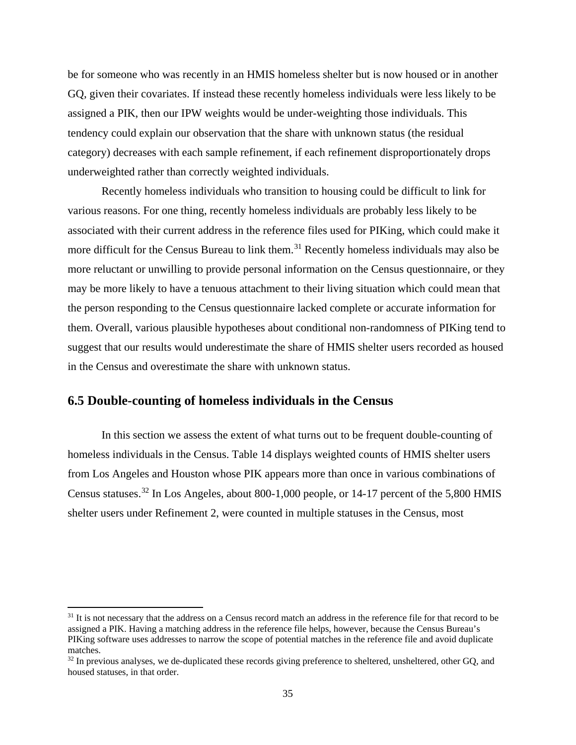be for someone who was recently in an HMIS homeless shelter but is now housed or in another GQ, given their covariates. If instead these recently homeless individuals were less likely to be assigned a PIK, then our IPW weights would be under-weighting those individuals. This tendency could explain our observation that the share with unknown status (the residual category) decreases with each sample refinement, if each refinement disproportionately drops underweighted rather than correctly weighted individuals.

Recently homeless individuals who transition to housing could be difficult to link for various reasons. For one thing, recently homeless individuals are probably less likely to be associated with their current address in the reference files used for PIKing, which could make it more difficult for the Census Bureau to link them.[31] Recently homeless individuals may also be more reluctant or unwilling to provide personal information on the Census questionnaire, or they may be more likely to have a tenuous attachment to their living situation which could mean that the person responding to the Census questionnaire lacked complete or accurate information for them. Overall, various plausible hypotheses about conditional non-randomness of PIKing tend to suggest that our results would underestimate the share of HMIS shelter users recorded as housed in the Census and overestimate the share with unknown status.

## 6.5 Double-counting of homeless individuals in the Census

In this section we assess the extent of what turns out to be frequent double-counting of homeless individuals in the Census. Table 14 displays weighted counts of HMIS shelter users from Los Angeles and Houston whose PIK appears more than once in various combinations of Census statuses.[32] In Los Angeles, about 800-1,000 people, or 14-17 percent of the 5,800 HMIS shelter users under Refinement 2, were counted in multiple statuses in the Census, most

[31] It is not necessary that the address on a Census record match an address in the reference file for that record to be assigned a PIK. Having a matching address in the reference file helps, however, because the Census Bureau's PIKing software uses addresses to narrow the scope of potential matches in the reference file and avoid duplicate matches.

[32] In previous analyses, we de-duplicated these records giving preference to sheltered, unsheltered, other GQ, and housed statuses, in that order.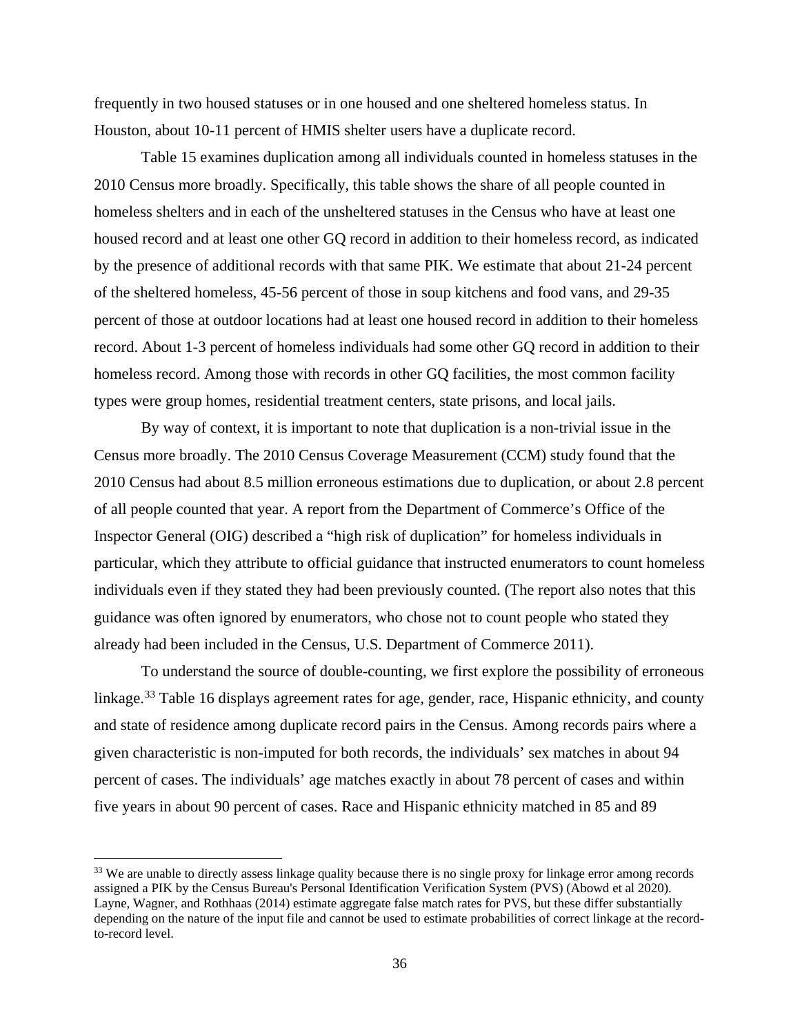frequently in two housed statuses or in one housed and one sheltered homeless status. In Houston, about 10-11 percent of HMIS shelter users have a duplicate record.

Table 15 examines duplication among all individuals counted in homeless statuses in the 2010 Census more broadly. Specifically, this table shows the share of all people counted in homeless shelters and in each of the unsheltered statuses in the Census who have at least one housed record and at least one other GQ record in addition to their homeless record, as indicated by the presence of additional records with that same PIK. We estimate that about 21-24 percent of the sheltered homeless, 45-56 percent of those in soup kitchens and food vans, and 29-35 percent of those at outdoor locations had at least one housed record in addition to their homeless record. About 1-3 percent of homeless individuals had some other GQ record in addition to their homeless record. Among those with records in other GQ facilities, the most common facility types were group homes, residential treatment centers, state prisons, and local jails.

By way of context, it is important to note that duplication is a non-trivial issue in the Census more broadly. The 2010 Census Coverage Measurement (CCM) study found that the 2010 Census had about 8.5 million erroneous estimations due to duplication, or about 2.8 percent of all people counted that year. A report from the Department of Commerce's Office of the Inspector General (OIG) described a "high risk of duplication" for homeless individuals in particular, which they attribute to official guidance that instructed enumerators to count homeless individuals even if they stated they had been previously counted. (The report also notes that this guidance was often ignored by enumerators, who chose not to count people who stated they already had been included in the Census, U.S. Department of Commerce 2011).

To understand the source of double-counting, we first explore the possibility of erroneous linkage.[33] Table 16 displays agreement rates for age, gender, race, Hispanic ethnicity, and county and state of residence among duplicate record pairs in the Census. Among records pairs where a given characteristic is non-imputed for both records, the individuals' sex matches in about 94 percent of cases. The individuals' age matches exactly in about 78 percent of cases and within five years in about 90 percent of cases. Race and Hispanic ethnicity matched in 85 and 89

[33] We are unable to directly assess linkage quality because there is no single proxy for linkage error among records assigned a PIK by the Census Bureau's Personal Identification Verification System (PVS) (Abowd et al 2020). Layne, Wagner, and Rothhaas (2014) estimate aggregate false match rates for PVS, but these differ substantially depending on the nature of the input file and cannot be used to estimate probabilities of correct linkage at the record-to-record level.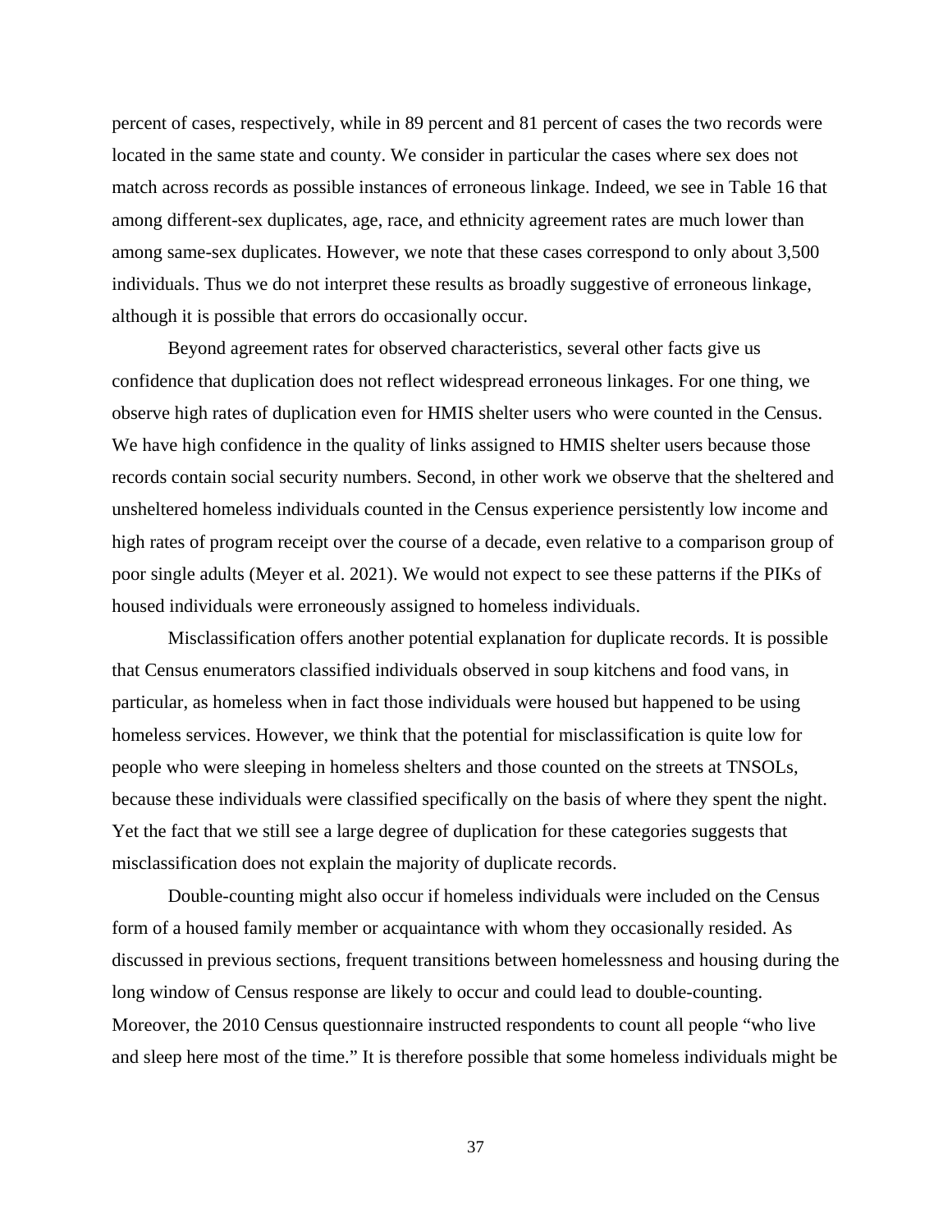percent of cases, respectively, while in 89 percent and 81 percent of cases the two records were located in the same state and county. We consider in particular the cases where sex does not match across records as possible instances of erroneous linkage. Indeed, we see in Table 16 that among different-sex duplicates, age, race, and ethnicity agreement rates are much lower than among same-sex duplicates. However, we note that these cases correspond to only about 3,500 individuals. Thus we do not interpret these results as broadly suggestive of erroneous linkage, although it is possible that errors do occasionally occur.

Beyond agreement rates for observed characteristics, several other facts give us confidence that duplication does not reflect widespread erroneous linkages. For one thing, we observe high rates of duplication even for HMIS shelter users who were counted in the Census. We have high confidence in the quality of links assigned to HMIS shelter users because those records contain social security numbers. Second, in other work we observe that the sheltered and unsheltered homeless individuals counted in the Census experience persistently low income and high rates of program receipt over the course of a decade, even relative to a comparison group of poor single adults (Meyer et al. 2021). We would not expect to see these patterns if the PIKs of housed individuals were erroneously assigned to homeless individuals.

Misclassification offers another potential explanation for duplicate records. It is possible that Census enumerators classified individuals observed in soup kitchens and food vans, in particular, as homeless when in fact those individuals were housed but happened to be using homeless services. However, we think that the potential for misclassification is quite low for people who were sleeping in homeless shelters and those counted on the streets at TNSOLs, because these individuals were classified specifically on the basis of where they spent the night. Yet the fact that we still see a large degree of duplication for these categories suggests that misclassification does not explain the majority of duplicate records.

Double-counting might also occur if homeless individuals were included on the Census form of a housed family member or acquaintance with whom they occasionally resided. As discussed in previous sections, frequent transitions between homelessness and housing during the long window of Census response are likely to occur and could lead to double-counting. Moreover, the 2010 Census questionnaire instructed respondents to count all people "who live and sleep here most of the time." It is therefore possible that some homeless individuals might be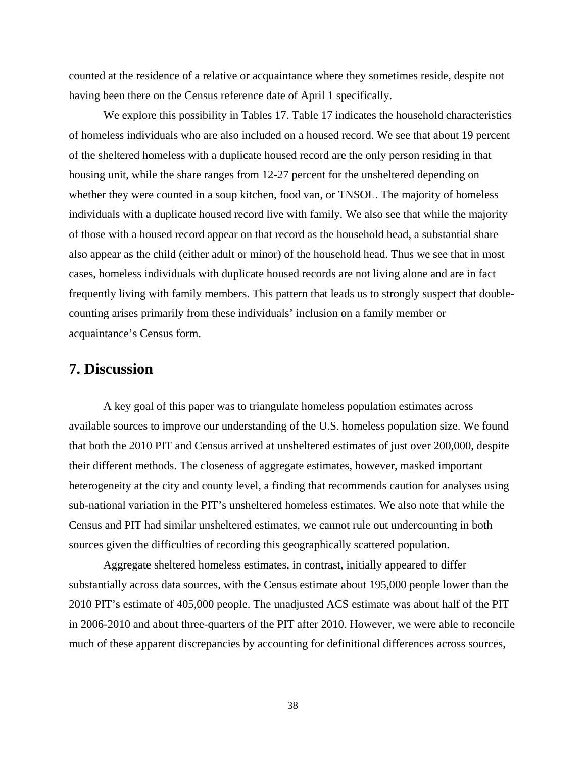counted at the residence of a relative or acquaintance where they sometimes reside, despite not having been there on the Census reference date of April 1 specifically.

We explore this possibility in Tables 17. Table 17 indicates the household characteristics of homeless individuals who are also included on a housed record. We see that about 19 percent of the sheltered homeless with a duplicate housed record are the only person residing in that housing unit, while the share ranges from 12-27 percent for the unsheltered depending on whether they were counted in a soup kitchen, food van, or TNSOL. The majority of homeless individuals with a duplicate housed record live with family. We also see that while the majority of those with a housed record appear on that record as the household head, a substantial share also appear as the child (either adult or minor) of the household head. Thus we see that in most cases, homeless individuals with duplicate housed records are not living alone and are in fact frequently living with family members. This pattern that leads us to strongly suspect that double-counting arises primarily from these individuals' inclusion on a family member or acquaintance's Census form.

## 7. Discussion

A key goal of this paper was to triangulate homeless population estimates across available sources to improve our understanding of the U.S. homeless population size. We found that both the 2010 PIT and Census arrived at unsheltered estimates of just over 200,000, despite their different methods. The closeness of aggregate estimates, however, masked important heterogeneity at the city and county level, a finding that recommends caution for analyses using sub-national variation in the PIT's unsheltered homeless estimates. We also note that while the Census and PIT had similar unsheltered estimates, we cannot rule out undercounting in both sources given the difficulties of recording this geographically scattered population.

Aggregate sheltered homeless estimates, in contrast, initially appeared to differ substantially across data sources, with the Census estimate about 195,000 people lower than the 2010 PIT's estimate of 405,000 people. The unadjusted ACS estimate was about half of the PIT in 2006-2010 and about three-quarters of the PIT after 2010. However, we were able to reconcile much of these apparent discrepancies by accounting for definitional differences across sources,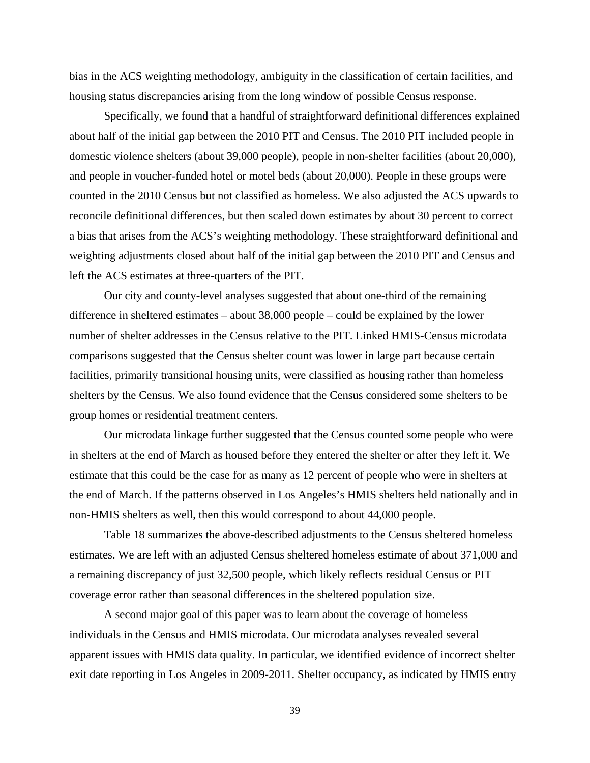bias in the ACS weighting methodology, ambiguity in the classification of certain facilities, and housing status discrepancies arising from the long window of possible Census response.

Specifically, we found that a handful of straightforward definitional differences explained about half of the initial gap between the 2010 PIT and Census. The 2010 PIT included people in domestic violence shelters (about 39,000 people), people in non-shelter facilities (about 20,000), and people in voucher-funded hotel or motel beds (about 20,000). People in these groups were counted in the 2010 Census but not classified as homeless. We also adjusted the ACS upwards to reconcile definitional differences, but then scaled down estimates by about 30 percent to correct a bias that arises from the ACS's weighting methodology. These straightforward definitional and weighting adjustments closed about half of the initial gap between the 2010 PIT and Census and left the ACS estimates at three-quarters of the PIT.

Our city and county-level analyses suggested that about one-third of the remaining difference in sheltered estimates – about 38,000 people – could be explained by the lower number of shelter addresses in the Census relative to the PIT. Linked HMIS-Census microdata comparisons suggested that the Census shelter count was lower in large part because certain facilities, primarily transitional housing units, were classified as housing rather than homeless shelters by the Census. We also found evidence that the Census considered some shelters to be group homes or residential treatment centers.

Our microdata linkage further suggested that the Census counted some people who were in shelters at the end of March as housed before they entered the shelter or after they left it. We estimate that this could be the case for as many as 12 percent of people who were in shelters at the end of March. If the patterns observed in Los Angeles's HMIS shelters held nationally and in non-HMIS shelters as well, then this would correspond to about 44,000 people.

Table 18 summarizes the above-described adjustments to the Census sheltered homeless estimates. We are left with an adjusted Census sheltered homeless estimate of about 371,000 and a remaining discrepancy of just 32,500 people, which likely reflects residual Census or PIT coverage error rather than seasonal differences in the sheltered population size.

A second major goal of this paper was to learn about the coverage of homeless individuals in the Census and HMIS microdata. Our microdata analyses revealed several apparent issues with HMIS data quality. In particular, we identified evidence of incorrect shelter exit date reporting in Los Angeles in 2009-2011. Shelter occupancy, as indicated by HMIS entry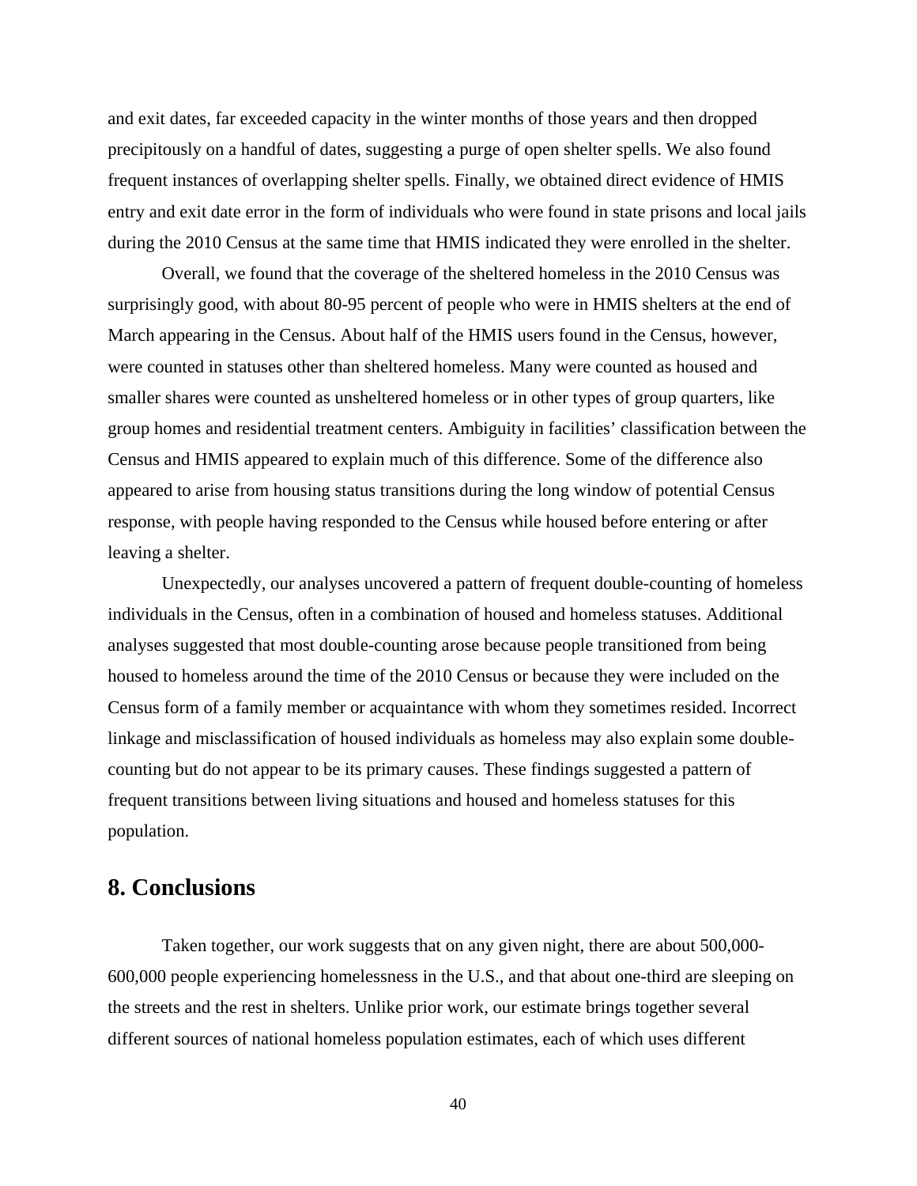and exit dates, far exceeded capacity in the winter months of those years and then dropped precipitously on a handful of dates, suggesting a purge of open shelter spells. We also found frequent instances of overlapping shelter spells. Finally, we obtained direct evidence of HMIS entry and exit date error in the form of individuals who were found in state prisons and local jails during the 2010 Census at the same time that HMIS indicated they were enrolled in the shelter.

Overall, we found that the coverage of the sheltered homeless in the 2010 Census was surprisingly good, with about 80-95 percent of people who were in HMIS shelters at the end of March appearing in the Census. About half of the HMIS users found in the Census, however, were counted in statuses other than sheltered homeless. Many were counted as housed and smaller shares were counted as unsheltered homeless or in other types of group quarters, like group homes and residential treatment centers. Ambiguity in facilities' classification between the Census and HMIS appeared to explain much of this difference. Some of the difference also appeared to arise from housing status transitions during the long window of potential Census response, with people having responded to the Census while housed before entering or after leaving a shelter.

Unexpectedly, our analyses uncovered a pattern of frequent double-counting of homeless individuals in the Census, often in a combination of housed and homeless statuses. Additional analyses suggested that most double-counting arose because people transitioned from being housed to homeless around the time of the 2010 Census or because they were included on the Census form of a family member or acquaintance with whom they sometimes resided. Incorrect linkage and misclassification of housed individuals as homeless may also explain some double-counting but do not appear to be its primary causes. These findings suggested a pattern of frequent transitions between living situations and housed and homeless statuses for this population.

## 8. Conclusions

Taken together, our work suggests that on any given night, there are about 500,000-600,000 people experiencing homelessness in the U.S., and that about one-third are sleeping on the streets and the rest in shelters. Unlike prior work, our estimate brings together several different sources of national homeless population estimates, each of which uses different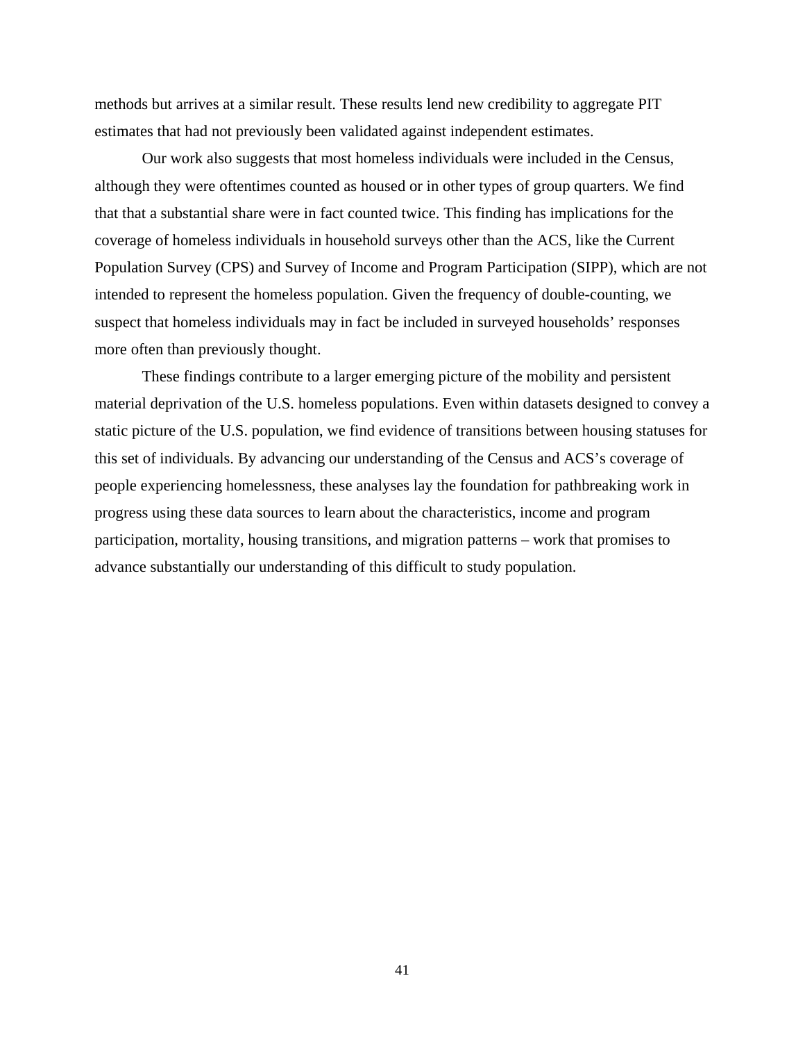methods but arrives at a similar result. These results lend new credibility to aggregate PIT estimates that had not previously been validated against independent estimates.

Our work also suggests that most homeless individuals were included in the Census, although they were oftentimes counted as housed or in other types of group quarters. We find that that a substantial share were in fact counted twice. This finding has implications for the coverage of homeless individuals in household surveys other than the ACS, like the Current Population Survey (CPS) and Survey of Income and Program Participation (SIPP), which are not intended to represent the homeless population. Given the frequency of double-counting, we suspect that homeless individuals may in fact be included in surveyed households' responses more often than previously thought.

These findings contribute to a larger emerging picture of the mobility and persistent material deprivation of the U.S. homeless populations. Even within datasets designed to convey a static picture of the U.S. population, we find evidence of transitions between housing statuses for this set of individuals. By advancing our understanding of the Census and ACS's coverage of people experiencing homelessness, these analyses lay the foundation for pathbreaking work in progress using these data sources to learn about the characteristics, income and program participation, mortality, housing transitions, and migration patterns – work that promises to advance substantially our understanding of this difficult to study population.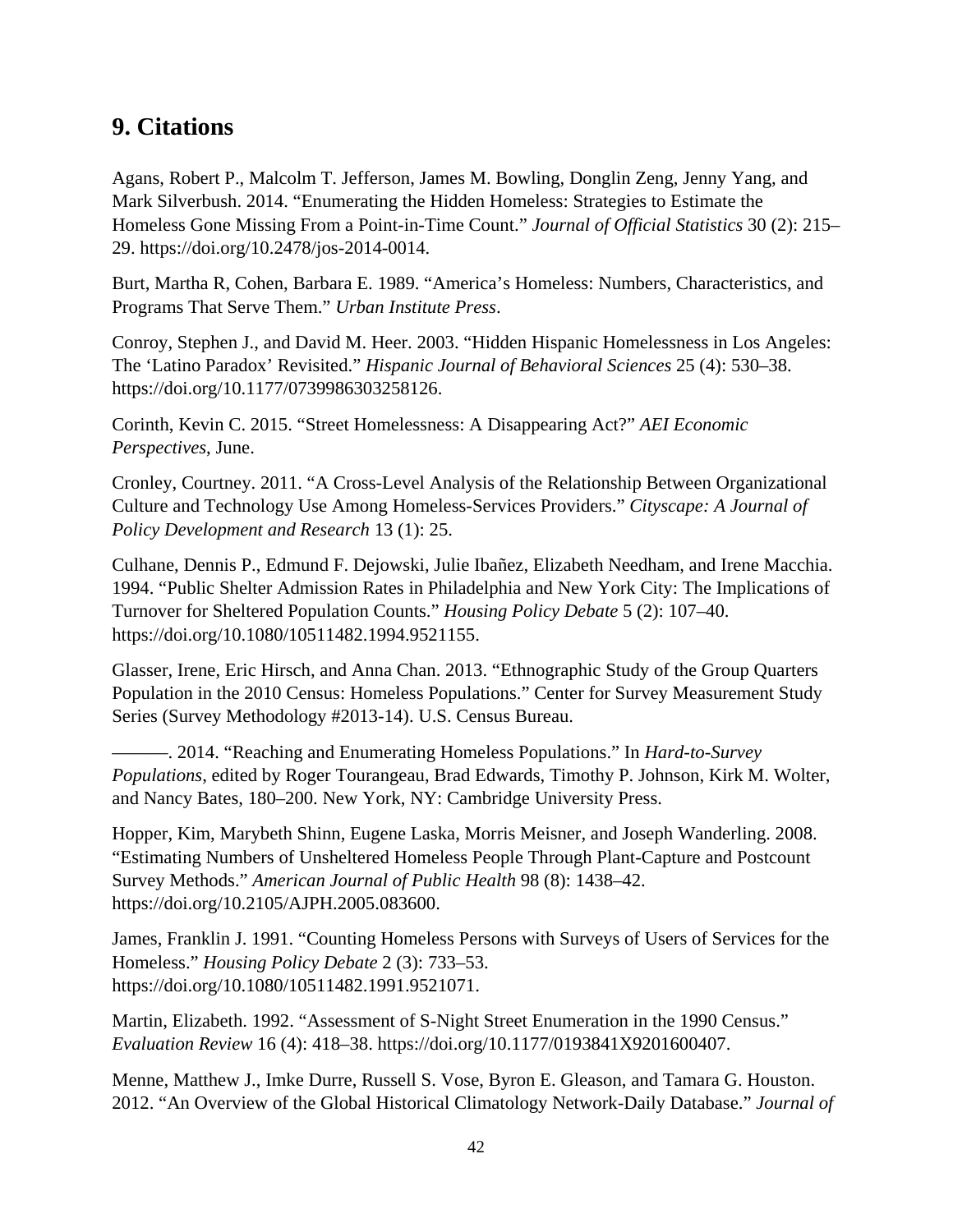## 9. Citations

Agans, Robert P., Malcolm T. Jefferson, James M. Bowling, Donglin Zeng, Jenny Yang, and Mark Silverbush. 2014. “Enumerating the Hidden Homeless: Strategies to Estimate the Homeless Gone Missing From a Point-in-Time Count.” *Journal of Official Statistics* 30 (2): 215–29. https://doi.org/10.2478/jos-2014-0014.

Burt, Martha R, Cohen, Barbara E. 1989. “America’s Homeless: Numbers, Characteristics, and Programs That Serve Them.” *Urban Institute Press*.

Conroy, Stephen J., and David M. Heer. 2003. “Hidden Hispanic Homelessness in Los Angeles: The ‘Latino Paradox’ Revisited.” *Hispanic Journal of Behavioral Sciences* 25 (4): 530–38. https://doi.org/10.1177/0739986303258126.

Corinth, Kevin C. 2015. “Street Homelessness: A Disappearing Act?” *AEI Economic Perspectives*, June.

Cronley, Courtney. 2011. “A Cross-Level Analysis of the Relationship Between Organizational Culture and Technology Use Among Homeless-Services Providers.” *Cityscape: A Journal of Policy Development and Research* 13 (1): 25.

Culhane, Dennis P., Edmund F. Dejowski, Julie Ibañez, Elizabeth Needham, and Irene Macchia. 1994. “Public Shelter Admission Rates in Philadelphia and New York City: The Implications of Turnover for Sheltered Population Counts.” *Housing Policy Debate* 5 (2): 107–40. https://doi.org/10.1080/10511482.1994.9521155.

Glasser, Irene, Eric Hirsch, and Anna Chan. 2013. “Ethnographic Study of the Group Quarters Population in the 2010 Census: Homeless Populations.” Center for Survey Measurement Study Series (Survey Methodology #2013-14). U.S. Census Bureau.

———. 2014. “Reaching and Enumerating Homeless Populations.” In *Hard-to-Survey Populations*, edited by Roger Tourangeau, Brad Edwards, Timothy P. Johnson, Kirk M. Wolter, and Nancy Bates, 180–200. New York, NY: Cambridge University Press.

Hopper, Kim, Marybeth Shinn, Eugene Laska, Morris Meisner, and Joseph Wanderling. 2008. “Estimating Numbers of Unsheltered Homeless People Through Plant-Capture and Postcount Survey Methods.” *American Journal of Public Health* 98 (8): 1438–42. https://doi.org/10.2105/AJPH.2005.083600.

James, Franklin J. 1991. “Counting Homeless Persons with Surveys of Users of Services for the Homeless.” *Housing Policy Debate* 2 (3): 733–53. https://doi.org/10.1080/10511482.1991.9521071.

Martin, Elizabeth. 1992. “Assessment of S-Night Street Enumeration in the 1990 Census.” *Evaluation Review* 16 (4): 418–38. https://doi.org/10.1177/0193841X9201600407.

Menne, Matthew J., Imke Durre, Russell S. Vose, Byron E. Gleason, and Tamara G. Houston. 2012. “An Overview of the Global Historical Climatology Network-Daily Database.” *Journal of*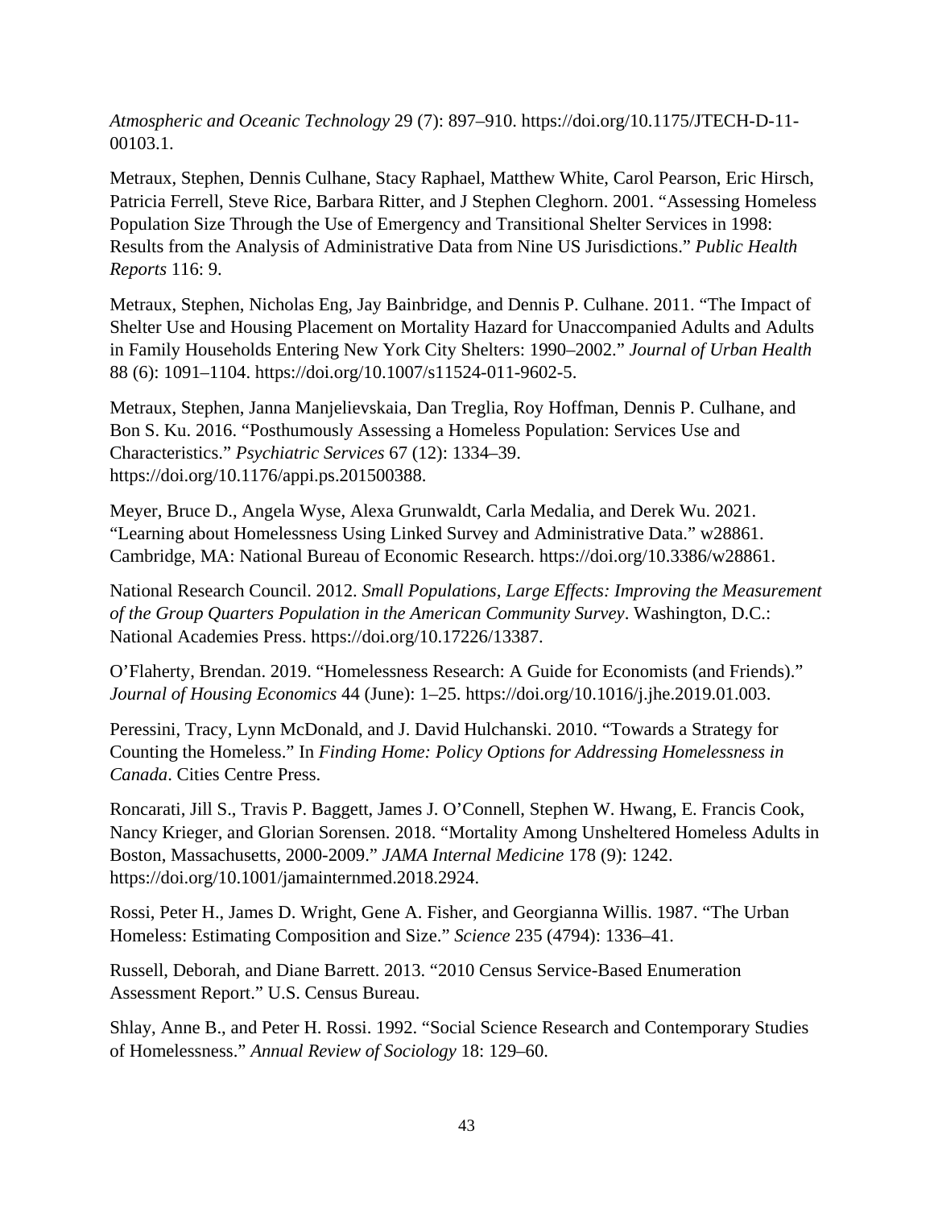*Atmospheric and Oceanic Technology* 29 (7): 897–910. https://doi.org/10.1175/JTECH-D-11-00103.1.

Metraux, Stephen, Dennis Culhane, Stacy Raphael, Matthew White, Carol Pearson, Eric Hirsch, Patricia Ferrell, Steve Rice, Barbara Ritter, and J Stephen Cleghorn. 2001. "Assessing Homeless Population Size Through the Use of Emergency and Transitional Shelter Services in 1998: Results from the Analysis of Administrative Data from Nine US Jurisdictions." *Public Health Reports* 116: 9.

Metraux, Stephen, Nicholas Eng, Jay Bainbridge, and Dennis P. Culhane. 2011. "The Impact of Shelter Use and Housing Placement on Mortality Hazard for Unaccompanied Adults and Adults in Family Households Entering New York City Shelters: 1990–2002." *Journal of Urban Health* 88 (6): 1091–1104. https://doi.org/10.1007/s11524-011-9602-5.

Metraux, Stephen, Janna Manjelievskaia, Dan Treglia, Roy Hoffman, Dennis P. Culhane, and Bon S. Ku. 2016. "Posthumously Assessing a Homeless Population: Services Use and Characteristics." *Psychiatric Services* 67 (12): 1334–39. https://doi.org/10.1176/appi.ps.201500388.

Meyer, Bruce D., Angela Wyse, Alexa Grunwaldt, Carla Medalia, and Derek Wu. 2021. "Learning about Homelessness Using Linked Survey and Administrative Data." w28861. Cambridge, MA: National Bureau of Economic Research. https://doi.org/10.3386/w28861.

National Research Council. 2012. *Small Populations, Large Effects: Improving the Measurement of the Group Quarters Population in the American Community Survey*. Washington, D.C.: National Academies Press. https://doi.org/10.17226/13387.

O'Flaherty, Brendan. 2019. "Homelessness Research: A Guide for Economists (and Friends)." *Journal of Housing Economics* 44 (June): 1–25. https://doi.org/10.1016/j.jhe.2019.01.003.

Peressini, Tracy, Lynn McDonald, and J. David Hulchanski. 2010. "Towards a Strategy for Counting the Homeless." In *Finding Home: Policy Options for Addressing Homelessness in Canada*. Cities Centre Press.

Roncarati, Jill S., Travis P. Baggett, James J. O'Connell, Stephen W. Hwang, E. Francis Cook, Nancy Krieger, and Glorian Sorensen. 2018. "Mortality Among Unsheltered Homeless Adults in Boston, Massachusetts, 2000-2009." *JAMA Internal Medicine* 178 (9): 1242. https://doi.org/10.1001/jamainternmed.2018.2924.

Rossi, Peter H., James D. Wright, Gene A. Fisher, and Georgianna Willis. 1987. "The Urban Homeless: Estimating Composition and Size." *Science* 235 (4794): 1336–41.

Russell, Deborah, and Diane Barrett. 2013. "2010 Census Service-Based Enumeration Assessment Report." U.S. Census Bureau.

Shlay, Anne B., and Peter H. Rossi. 1992. "Social Science Research and Contemporary Studies of Homelessness." *Annual Review of Sociology* 18: 129–60.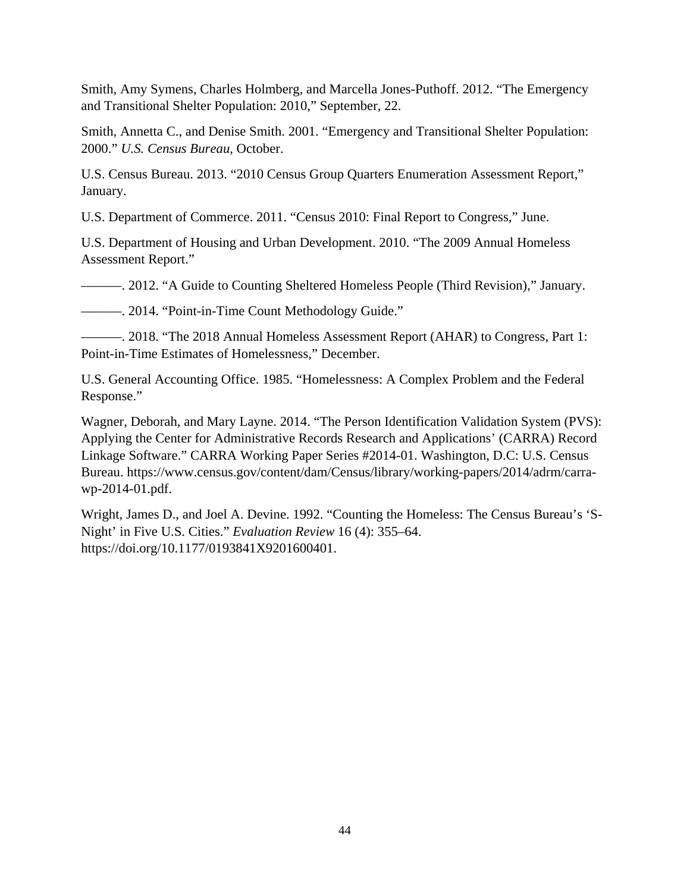Smith, Amy Symens, Charles Holmberg, and Marcella Jones-Puthoff. 2012. “The Emergency and Transitional Shelter Population: 2010,” September, 22.

Smith, Annetta C., and Denise Smith. 2001. “Emergency and Transitional Shelter Population: 2000.” *U.S. Census Bureau*, October.

U.S. Census Bureau. 2013. “2010 Census Group Quarters Enumeration Assessment Report,” January.

U.S. Department of Commerce. 2011. “Census 2010: Final Report to Congress,” June.

U.S. Department of Housing and Urban Development. 2010. “The 2009 Annual Homeless Assessment Report.”

———. 2012. “A Guide to Counting Sheltered Homeless People (Third Revision),” January.

———. 2014. “Point-in-Time Count Methodology Guide.”

———. 2018. “The 2018 Annual Homeless Assessment Report (AHAR) to Congress, Part 1: Point-in-Time Estimates of Homelessness,” December.

U.S. General Accounting Office. 1985. “Homelessness: A Complex Problem and the Federal Response.”

Wagner, Deborah, and Mary Layne. 2014. “The Person Identification Validation System (PVS): Applying the Center for Administrative Records Research and Applications’ (CARRA) Record Linkage Software.” CARRA Working Paper Series #2014-01. Washington, D.C: U.S. Census Bureau. https://www.census.gov/content/dam/Census/library/working-papers/2014/adrm/carra-wp-2014-01.pdf.

Wright, James D., and Joel A. Devine. 1992. “Counting the Homeless: The Census Bureau’s ‘S-Night’ in Five U.S. Cities.” *Evaluation Review* 16 (4): 355–64. https://doi.org/10.1177/0193841X9201600401.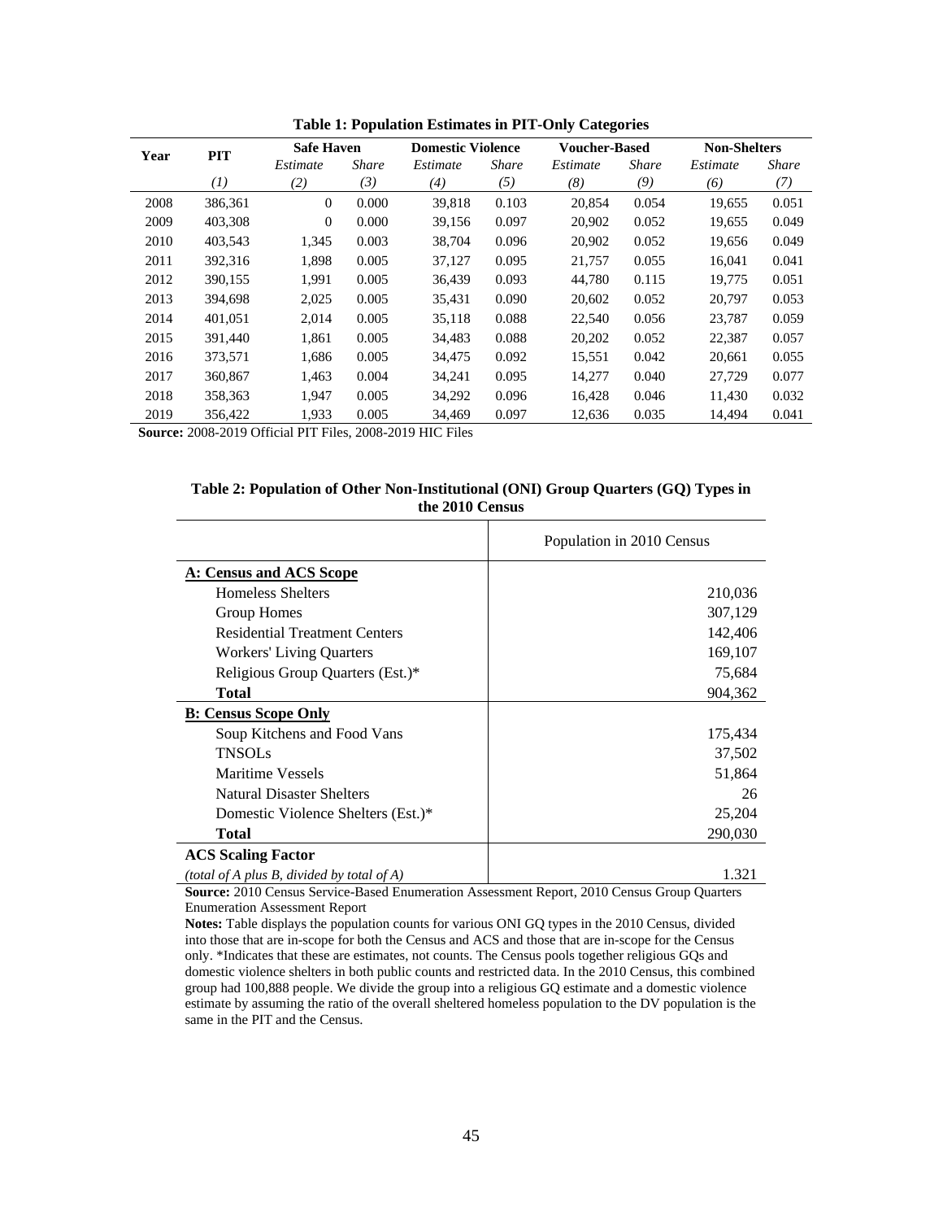**Table 1: Population Estimates in PIT-Only Categories**

| Year | PIT | Safe Haven | | Domestic Violence | | Voucher-Based | | Non-Shelters | |
|---|---|---|---|---|---|---|---|---|---|
| | | *Estimate* | *Share* | *Estimate* | *Share* | *Estimate* | *Share* | *Estimate* | *Share* |
| | *(1)* | *(2)* | *(3)* | *(4)* | *(5)* | *(8)* | *(9)* | *(6)* | *(7)* |
| 2008 | 386,361 | 0 | 0.000 | 39,818 | 0.103 | 20,854 | 0.054 | 19,655 | 0.051 |
| 2009 | 403,308 | 0 | 0.000 | 39,156 | 0.097 | 20,902 | 0.052 | 19,655 | 0.049 |
| 2010 | 403,543 | 1,345 | 0.003 | 38,704 | 0.096 | 20,902 | 0.052 | 19,656 | 0.049 |
| 2011 | 392,316 | 1,898 | 0.005 | 37,127 | 0.095 | 21,757 | 0.055 | 16,041 | 0.041 |
| 2012 | 390,155 | 1,991 | 0.005 | 36,439 | 0.093 | 44,780 | 0.115 | 19,775 | 0.051 |
| 2013 | 394,698 | 2,025 | 0.005 | 35,431 | 0.090 | 20,602 | 0.052 | 20,797 | 0.053 |
| 2014 | 401,051 | 2,014 | 0.005 | 35,118 | 0.088 | 22,540 | 0.056 | 23,787 | 0.059 |
| 2015 | 391,440 | 1,861 | 0.005 | 34,483 | 0.088 | 20,202 | 0.052 | 22,387 | 0.057 |
| 2016 | 373,571 | 1,686 | 0.005 | 34,475 | 0.092 | 15,551 | 0.042 | 20,661 | 0.055 |
| 2017 | 360,867 | 1,463 | 0.004 | 34,241 | 0.095 | 14,277 | 0.040 | 27,729 | 0.077 |
| 2018 | 358,363 | 1,947 | 0.005 | 34,292 | 0.096 | 16,428 | 0.046 | 11,430 | 0.032 |
| 2019 | 356,422 | 1,933 | 0.005 | 34,469 | 0.097 | 12,636 | 0.035 | 14,494 | 0.041 |

**Source:** 2008-2019 Official PIT Files, 2008-2019 HIC Files

**Table 2: Population of Other Non-Institutional (ONI) Group Quarters (GQ) Types in the 2010 Census**

| | Population in 2010 Census |
|---|---|
| **A: Census and ACS Scope** | |
| Homeless Shelters | 210,036 |
| Group Homes | 307,129 |
| Residential Treatment Centers | 142,406 |
| Workers' Living Quarters | 169,107 |
| Religious Group Quarters (Est.)* | 75,684 |
| **Total** | 904,362 |
| **B: Census Scope Only** | |
| Soup Kitchens and Food Vans | 175,434 |
| TNSOLs | 37,502 |
| Maritime Vessels | 51,864 |
| Natural Disaster Shelters | 26 |
| Domestic Violence Shelters (Est.)* | 25,204 |
| **Total** | 290,030 |
| **ACS Scaling Factor** | |
| *(total of A plus B, divided by total of A)* | 1.321 |

**Source:** 2010 Census Service-Based Enumeration Assessment Report, 2010 Census Group Quarters Enumeration Assessment Report

**Notes:** Table displays the population counts for various ONI GQ types in the 2010 Census, divided into those that are in-scope for both the Census and ACS and those that are in-scope for the Census only. *Indicates that these are estimates, not counts. The Census pools together religious GQs and domestic violence shelters in both public counts and restricted data. In the 2010 Census, this combined group had 100,888 people. We divide the group into a religious GQ estimate and a domestic violence estimate by assuming the ratio of the overall sheltered homeless population to the DV population is the same in the PIT and the Census.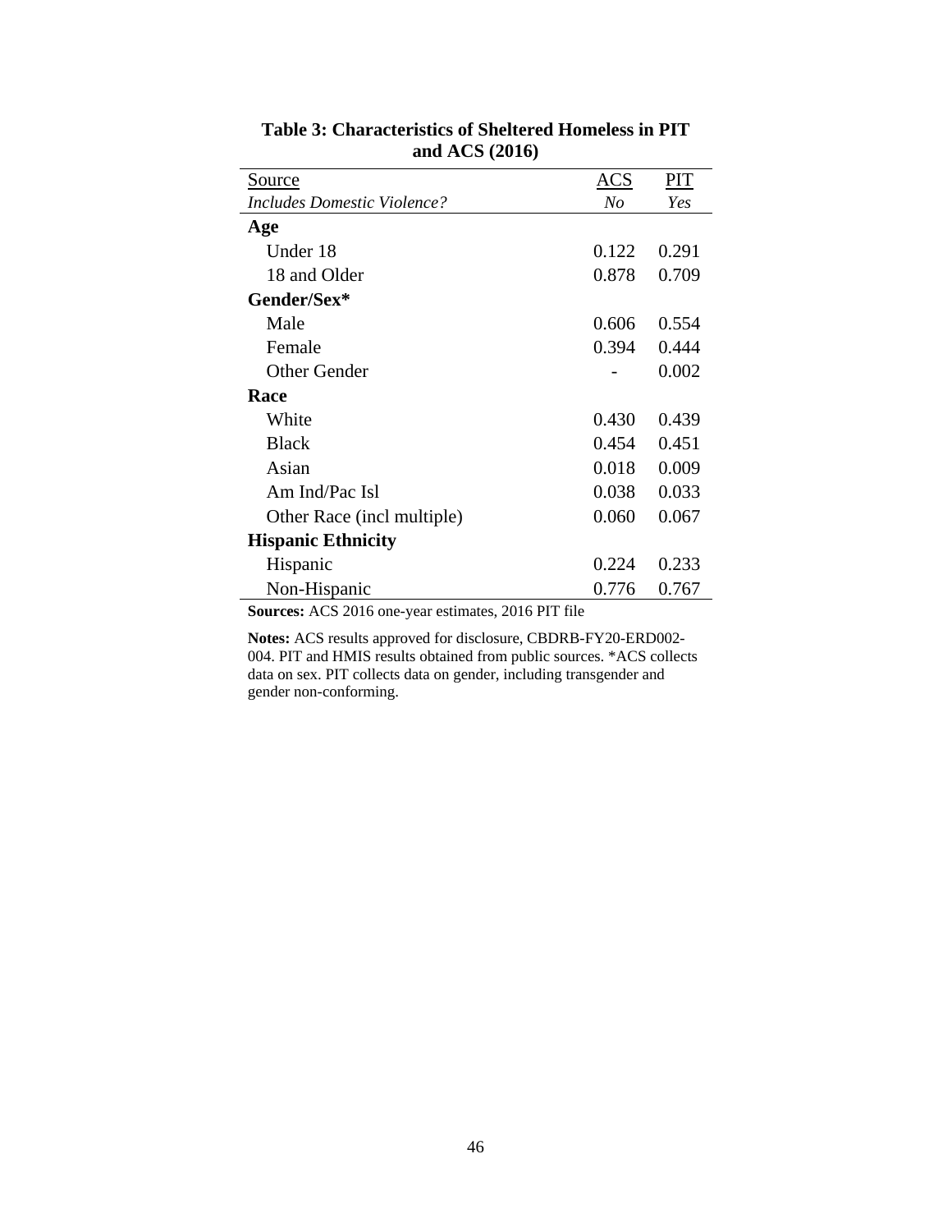**Table 3: Characteristics of Sheltered Homeless in PIT and ACS (2016)**

| Source | ACS | PIT |
|---|---|---|
| *Includes Domestic Violence?* | *No* | *Yes* |
| **Age** | | |
| Under 18 | 0.122 | 0.291 |
| 18 and Older | 0.878 | 0.709 |
| **Gender/Sex*** | | |
| Male | 0.606 | 0.554 |
| Female | 0.394 | 0.444 |
| Other Gender | - | 0.002 |
| **Race** | | |
| White | 0.430 | 0.439 |
| Black | 0.454 | 0.451 |
| Asian | 0.018 | 0.009 |
| Am Ind/Pac Isl | 0.038 | 0.033 |
| Other Race (incl multiple) | 0.060 | 0.067 |
| **Hispanic Ethnicity** | | |
| Hispanic | 0.224 | 0.233 |
| Non-Hispanic | 0.776 | 0.767 |

**Sources:** ACS 2016 one-year estimates, 2016 PIT file

**Notes:** ACS results approved for disclosure, CBDRB-FY20-ERD002-004. PIT and HMIS results obtained from public sources. *ACS collects data on sex. PIT collects data on gender, including transgender and gender non-conforming.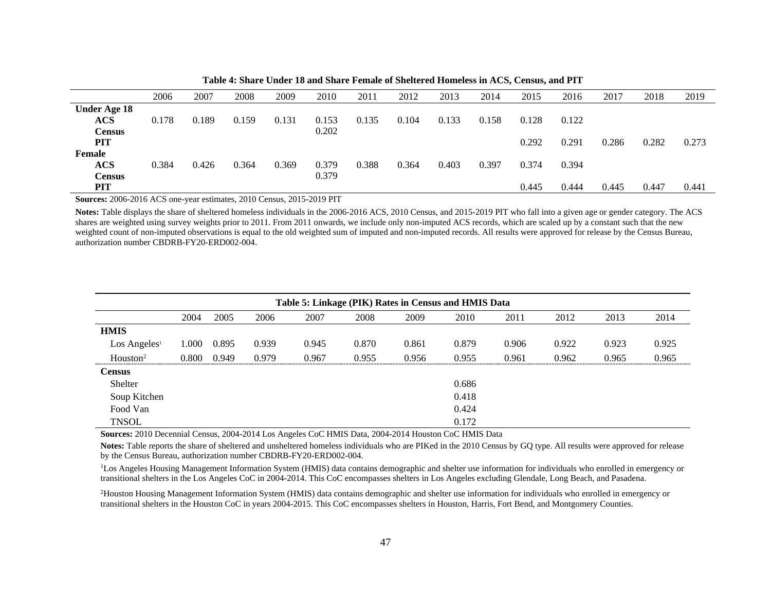**Table 4: Share Under 18 and Share Female of Sheltered Homeless in ACS, Census, and PIT**

| | 2006 | 2007 | 2008 | 2009 | 2010 | 2011 | 2012 | 2013 | 2014 | 2015 | 2016 | 2017 | 2018 | 2019 |
|---|---|---|---|---|---|---|---|---|---|---|---|---|---|---|
| **Under Age 18** | | | | | | | | | | | | | | |
| **ACS** | 0.178 | 0.189 | 0.159 | 0.131 | 0.153 | 0.135 | 0.104 | 0.133 | 0.158 | 0.128 | 0.122 | | | |
| **Census** | | | | | 0.202 | | | | | | | | | |
| **PIT** | | | | | | | | | | 0.292 | 0.291 | 0.286 | 0.282 | 0.273 |
| **Female** | | | | | | | | | | | | | | |
| **ACS** | 0.384 | 0.426 | 0.364 | 0.369 | 0.379 | 0.388 | 0.364 | 0.403 | 0.397 | 0.374 | 0.394 | | | |
| **Census** | | | | | 0.379 | | | | | | | | | |
| **PIT** | | | | | | | | | | 0.445 | 0.444 | 0.445 | 0.447 | 0.441 |

**Sources:** 2006-2016 ACS one-year estimates, 2010 Census, 2015-2019 PIT

**Notes:** Table displays the share of sheltered homeless individuals in the 2006-2016 ACS, 2010 Census, and 2015-2019 PIT who fall into a given age or gender category. The ACS shares are weighted using survey weights prior to 2011. From 2011 onwards, we include only non-imputed ACS records, which are scaled up by a constant such that the new weighted count of non-imputed observations is equal to the old weighted sum of imputed and non-imputed records. All results were approved for release by the Census Bureau, authorization number CBDRB-FY20-ERD002-004.

**Table 5: Linkage (PIK) Rates in Census and HMIS Data**

| | 2004 | 2005 | 2006 | 2007 | 2008 | 2009 | 2010 | 2011 | 2012 | 2013 | 2014 |
|---|---|---|---|---|---|---|---|---|---|---|---|
| **HMIS** | | | | | | | | | | | |
| Los Angeles[1] | 1.000 | 0.895 | 0.939 | 0.945 | 0.870 | 0.861 | 0.879 | 0.906 | 0.922 | 0.923 | 0.925 |
| Houston[2] | 0.800 | 0.949 | 0.979 | 0.967 | 0.955 | 0.956 | 0.955 | 0.961 | 0.962 | 0.965 | 0.965 |
| **Census** | | | | | | | | | | | |
| Shelter | | | | | | | 0.686 | | | | |
| Soup Kitchen | | | | | | | 0.418 | | | | |
| Food Van | | | | | | | 0.424 | | | | |
| TNSOL | | | | | | | 0.172 | | | | |

**Sources:** 2010 Decennial Census, 2004-2014 Los Angeles CoC HMIS Data, 2004-2014 Houston CoC HMIS Data

**Notes:** Table reports the share of sheltered and unsheltered homeless individuals who are PIKed in the 2010 Census by GQ type. All results were approved for release by the Census Bureau, authorization number CBDRB-FY20-ERD002-004.

[1]Los Angeles Housing Management Information System (HMIS) data contains demographic and shelter use information for individuals who enrolled in emergency or transitional shelters in the Los Angeles CoC in 2004-2014. This CoC encompasses shelters in Los Angeles excluding Glendale, Long Beach, and Pasadena.

[2]Houston Housing Management Information System (HMIS) data contains demographic and shelter use information for individuals who enrolled in emergency or transitional shelters in the Houston CoC in years 2004-2015. This CoC encompasses shelters in Houston, Harris, Fort Bend, and Montgomery Counties.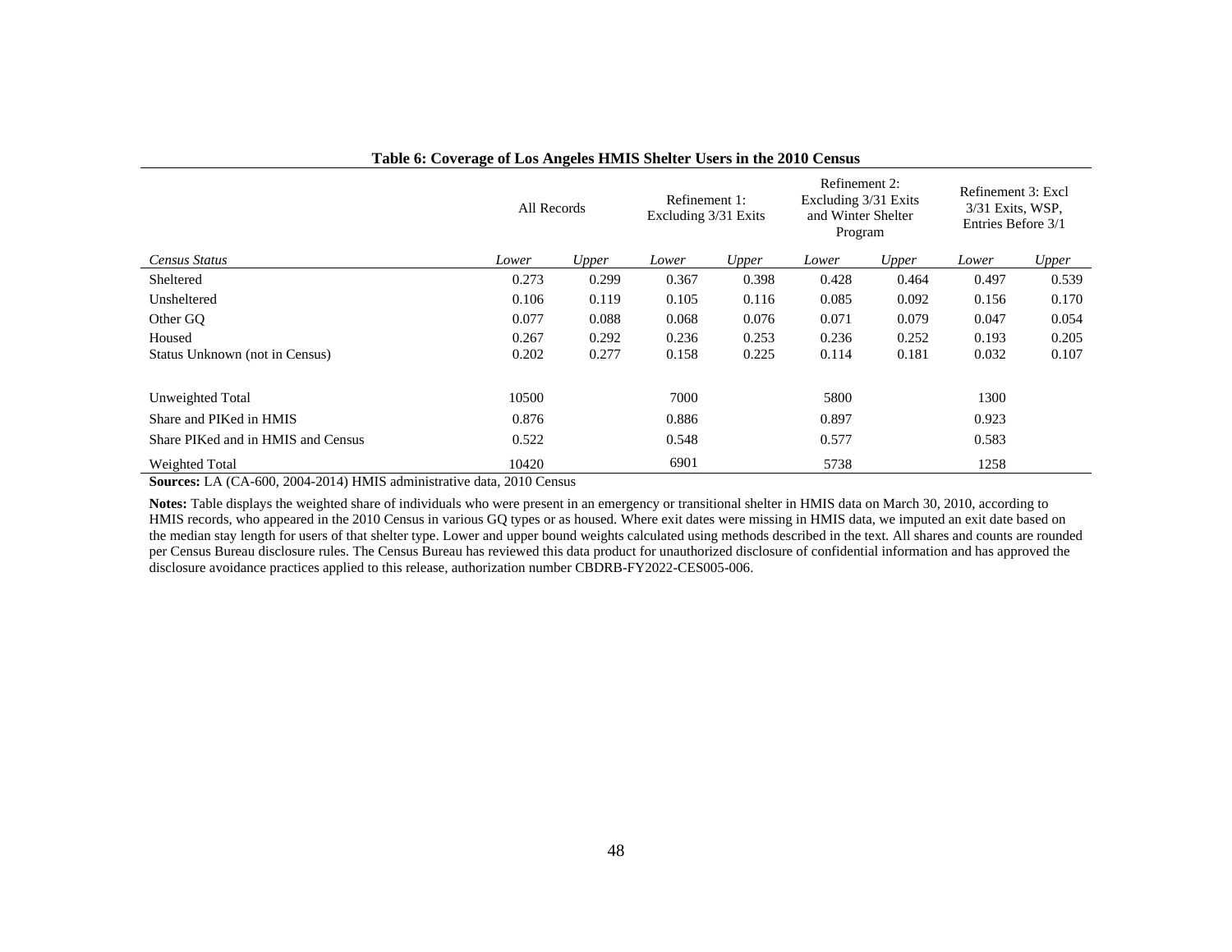**Table 6: Coverage of Los Angeles HMIS Shelter Users in the 2010 Census**

| | All Records | | Refinement 1: Excluding 3/31 Exits | | Refinement 2: Excluding 3/31 Exits and Winter Shelter Program | | Refinement 3: Excl 3/31 Exits, WSP, Entries Before 3/1 | |
|---|---|---|---|---|---|---|---|---|
| *Census Status* | *Lower* | *Upper* | *Lower* | *Upper* | *Lower* | *Upper* | *Lower* | *Upper* |
| Sheltered | 0.273 | 0.299 | 0.367 | 0.398 | 0.428 | 0.464 | 0.497 | 0.539 |
| Unsheltered | 0.106 | 0.119 | 0.105 | 0.116 | 0.085 | 0.092 | 0.156 | 0.170 |
| Other GQ | 0.077 | 0.088 | 0.068 | 0.076 | 0.071 | 0.079 | 0.047 | 0.054 |
| Housed | 0.267 | 0.292 | 0.236 | 0.253 | 0.236 | 0.252 | 0.193 | 0.205 |
| Status Unknown (not in Census) | 0.202 | 0.277 | 0.158 | 0.225 | 0.114 | 0.181 | 0.032 | 0.107 |
| | | | | | | | | |
| Unweighted Total | 10500 | | 7000 | | 5800 | | 1300 | |
| Share and PIKed in HMIS | 0.876 | | 0.886 | | 0.897 | | 0.923 | |
| Share PIKed and in HMIS and Census | 0.522 | | 0.548 | | 0.577 | | 0.583 | |
| Weighted Total | 10420 | | 6901 | | 5738 | | 1258 | |

**Sources:** LA (CA-600, 2004-2014) HMIS administrative data, 2010 Census

**Notes:** Table displays the weighted share of individuals who were present in an emergency or transitional shelter in HMIS data on March 30, 2010, according to HMIS records, who appeared in the 2010 Census in various GQ types or as housed. Where exit dates were missing in HMIS data, we imputed an exit date based on the median stay length for users of that shelter type. Lower and upper bound weights calculated using methods described in the text. All shares and counts are rounded per Census Bureau disclosure rules. The Census Bureau has reviewed this data product for unauthorized disclosure of confidential information and has approved the disclosure avoidance practices applied to this release, authorization number CBDRB-FY2022-CES005-006.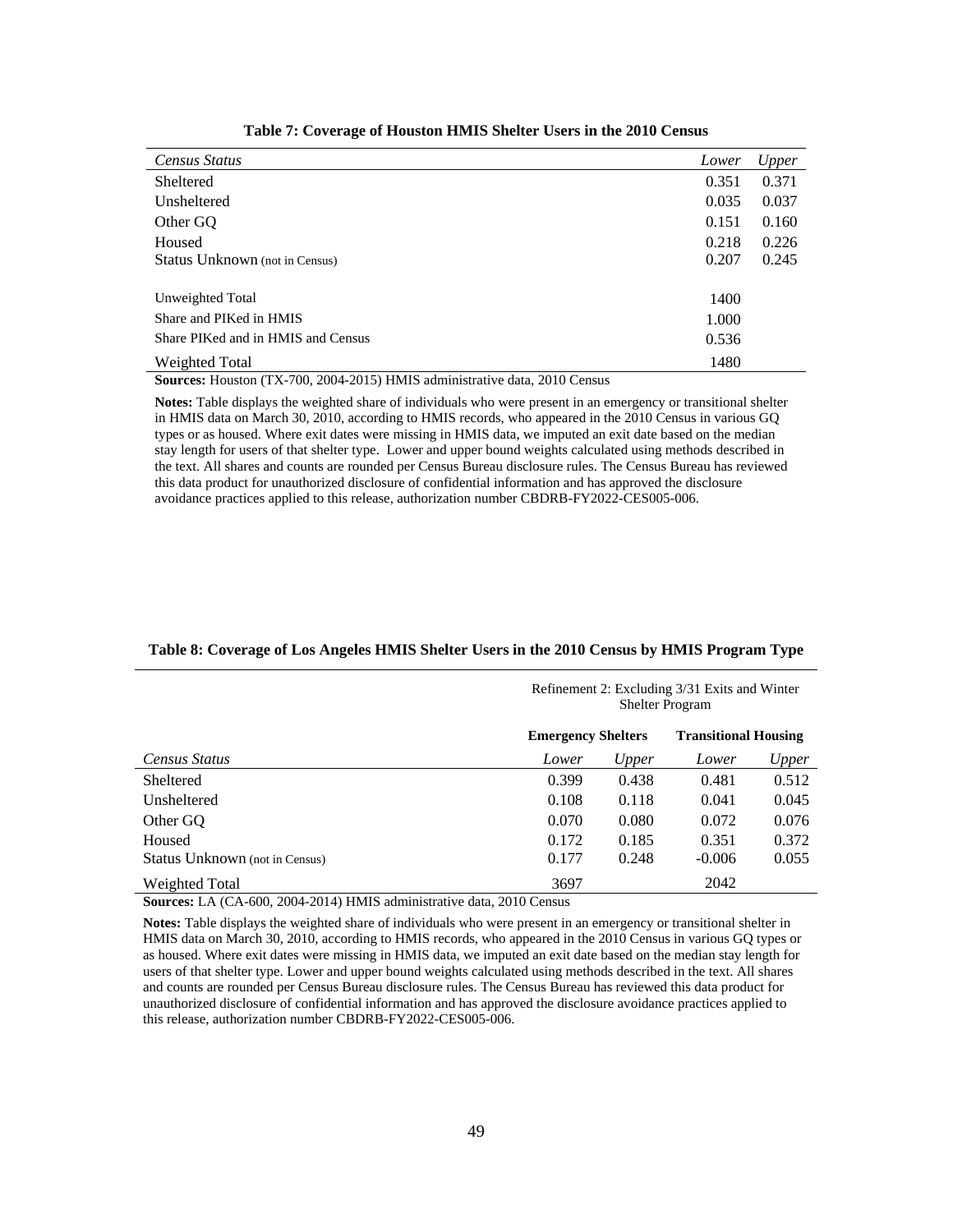**Table 7: Coverage of Houston HMIS Shelter Users in the 2010 Census**

| *Census Status* | *Lower* | *Upper* |
|---|---|---|
| Sheltered | 0.351 | 0.371 |
| Unsheltered | 0.035 | 0.037 |
| Other GQ | 0.151 | 0.160 |
| Housed | 0.218 | 0.226 |
| Status Unknown (not in Census) | 0.207 | 0.245 |
| Unweighted Total | 1400 | |
| Share and PIKed in HMIS | 1.000 | |
| Share PIKed and in HMIS and Census | 0.536 | |
| Weighted Total | 1480 | |

**Sources:** Houston (TX-700, 2004-2015) HMIS administrative data, 2010 Census

**Notes:** Table displays the weighted share of individuals who were present in an emergency or transitional shelter in HMIS data on March 30, 2010, according to HMIS records, who appeared in the 2010 Census in various GQ types or as housed. Where exit dates were missing in HMIS data, we imputed an exit date based on the median stay length for users of that shelter type. Lower and upper bound weights calculated using methods described in the text. All shares and counts are rounded per Census Bureau disclosure rules. The Census Bureau has reviewed this data product for unauthorized disclosure of confidential information and has approved the disclosure avoidance practices applied to this release, authorization number CBDRB-FY2022-CES005-006.

**Table 8: Coverage of Los Angeles HMIS Shelter Users in the 2010 Census by HMIS Program Type**

| | Refinement 2: Excluding 3/31 Exits and Winter Shelter Program | | | |
|---|---|---|---|---|
| | **Emergency Shelters** | | **Transitional Housing** | |
| *Census Status* | *Lower* | *Upper* | *Lower* | *Upper* |
| Sheltered | 0.399 | 0.438 | 0.481 | 0.512 |
| Unsheltered | 0.108 | 0.118 | 0.041 | 0.045 |
| Other GQ | 0.070 | 0.080 | 0.072 | 0.076 |
| Housed | 0.172 | 0.185 | 0.351 | 0.372 |
| Status Unknown (not in Census) | 0.177 | 0.248 | -0.006 | 0.055 |
| Weighted Total | 3697 | | 2042 | |

**Sources:** LA (CA-600, 2004-2014) HMIS administrative data, 2010 Census

**Notes:** Table displays the weighted share of individuals who were present in an emergency or transitional shelter in HMIS data on March 30, 2010, according to HMIS records, who appeared in the 2010 Census in various GQ types or as housed. Where exit dates were missing in HMIS data, we imputed an exit date based on the median stay length for users of that shelter type. Lower and upper bound weights calculated using methods described in the text. All shares and counts are rounded per Census Bureau disclosure rules. The Census Bureau has reviewed this data product for unauthorized disclosure of confidential information and has approved the disclosure avoidance practices applied to this release, authorization number CBDRB-FY2022-CES005-006.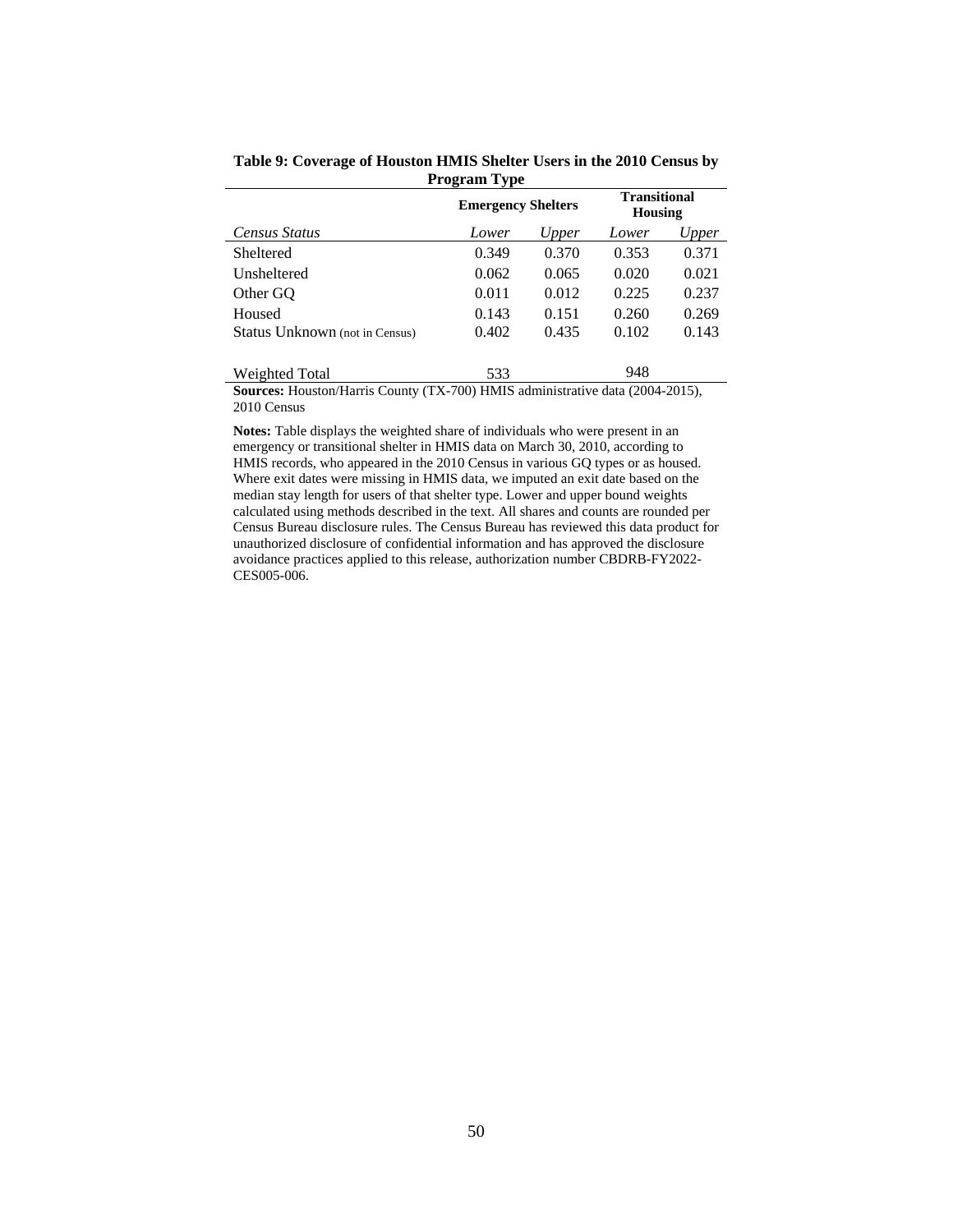**Table 9: Coverage of Houston HMIS Shelter Users in the 2010 Census by Program Type**

| | Emergency Shelters | | Transitional Housing | |
|---|---|---|---|---|
| *Census Status* | *Lower* | *Upper* | *Lower* | *Upper* |
| Sheltered | 0.349 | 0.370 | 0.353 | 0.371 |
| Unsheltered | 0.062 | 0.065 | 0.020 | 0.021 |
| Other GQ | 0.011 | 0.012 | 0.225 | 0.237 |
| Housed | 0.143 | 0.151 | 0.260 | 0.269 |
| Status Unknown (not in Census) | 0.402 | 0.435 | 0.102 | 0.143 |
| Weighted Total | 533 | | 948 | |

**Sources:** Houston/Harris County (TX-700) HMIS administrative data (2004-2015), 2010 Census

**Notes:** Table displays the weighted share of individuals who were present in an emergency or transitional shelter in HMIS data on March 30, 2010, according to HMIS records, who appeared in the 2010 Census in various GQ types or as housed. Where exit dates were missing in HMIS data, we imputed an exit date based on the median stay length for users of that shelter type. Lower and upper bound weights calculated using methods described in the text. All shares and counts are rounded per Census Bureau disclosure rules. The Census Bureau has reviewed this data product for unauthorized disclosure of confidential information and has approved the disclosure avoidance practices applied to this release, authorization number CBDRB-FY2022-CES005-006.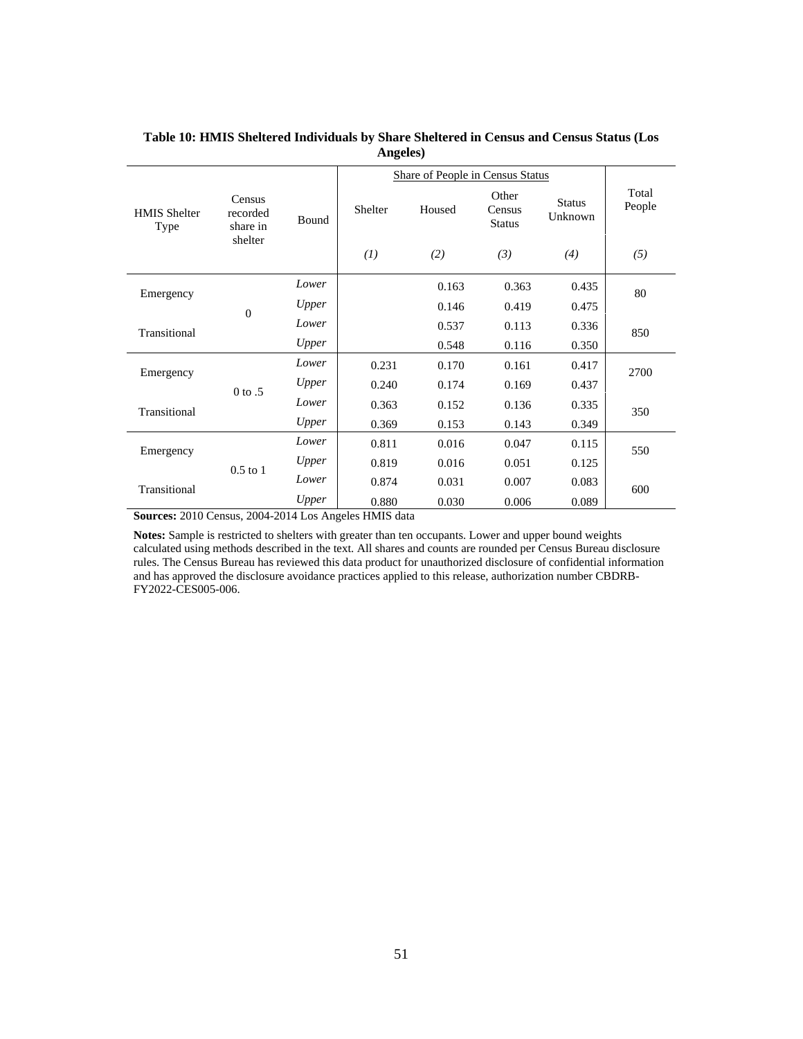**Table 10: HMIS Sheltered Individuals by Share Sheltered in Census and Census Status (Los Angeles)**

| HMIS Shelter Type | Census recorded share in shelter | Bound | Share of People in Census Status | | | | Total People |
|---|---|---|---|---|---|---|---|
| | | | Shelter | Housed | Other Census Status | Status Unknown | |
| | | | *(1)* | *(2)* | *(3)* | *(4)* | *(5)* |
| Emergency | 0 | *Lower* | | 0.163 | 0.363 | 0.435 | 80 |
| | | *Upper* | | 0.146 | 0.419 | 0.475 | |
| Transitional | | *Lower* | | 0.537 | 0.113 | 0.336 | 850 |
| | | *Upper* | | 0.548 | 0.116 | 0.350 | |
| Emergency | 0 to .5 | *Lower* | 0.231 | 0.170 | 0.161 | 0.417 | 2700 |
| | | *Upper* | 0.240 | 0.174 | 0.169 | 0.437 | |
| Transitional | | *Lower* | 0.363 | 0.152 | 0.136 | 0.335 | 350 |
| | | *Upper* | 0.369 | 0.153 | 0.143 | 0.349 | |
| Emergency | 0.5 to 1 | *Lower* | 0.811 | 0.016 | 0.047 | 0.115 | 550 |
| | | *Upper* | 0.819 | 0.016 | 0.051 | 0.125 | |
| Transitional | | *Lower* | 0.874 | 0.031 | 0.007 | 0.083 | 600 |
| | | *Upper* | 0.880 | 0.030 | 0.006 | 0.089 | |

**Sources:** 2010 Census, 2004-2014 Los Angeles HMIS data

**Notes:** Sample is restricted to shelters with greater than ten occupants. Lower and upper bound weights calculated using methods described in the text. All shares and counts are rounded per Census Bureau disclosure rules. The Census Bureau has reviewed this data product for unauthorized disclosure of confidential information and has approved the disclosure avoidance practices applied to this release, authorization number CBDRB-FY2022-CES005-006.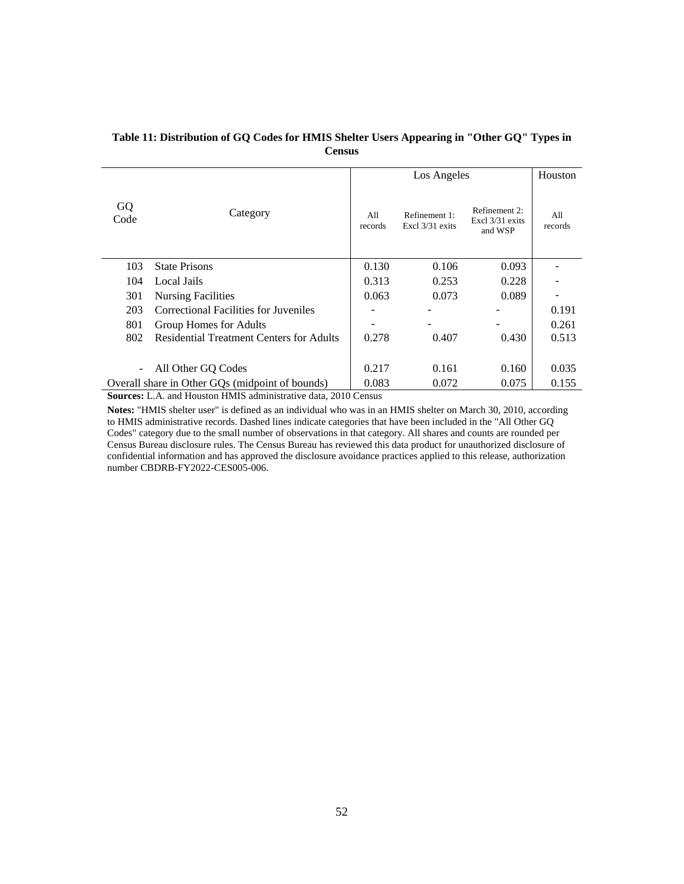**Table 11: Distribution of GQ Codes for HMIS Shelter Users Appearing in "Other GQ" Types in Census**

| GQ Code | Category | Los Angeles | | | Houston |
|---|---|---|---|---|---|
| | | All records | Refinement 1: Excl 3/31 exits | Refinement 2: Excl 3/31 exits and WSP | All records |
| 103 | State Prisons | 0.130 | 0.106 | 0.093 | - |
| 104 | Local Jails | 0.313 | 0.253 | 0.228 | - |
| 301 | Nursing Facilities | 0.063 | 0.073 | 0.089 | - |
| 203 | Correctional Facilities for Juveniles | - | - | - | 0.191 |
| 801 | Group Homes for Adults | - | - | - | 0.261 |
| 802 | Residential Treatment Centers for Adults | 0.278 | 0.407 | 0.430 | 0.513 |
| - | All Other GQ Codes | 0.217 | 0.161 | 0.160 | 0.035 |
| Overall share in Other GQs (midpoint of bounds) | | 0.083 | 0.072 | 0.075 | 0.155 |

**Sources:** L.A. and Houston HMIS administrative data, 2010 Census

**Notes:** "HMIS shelter user" is defined as an individual who was in an HMIS shelter on March 30, 2010, according to HMIS administrative records. Dashed lines indicate categories that have been included in the "All Other GQ Codes" category due to the small number of observations in that category. All shares and counts are rounded per Census Bureau disclosure rules. The Census Bureau has reviewed this data product for unauthorized disclosure of confidential information and has approved the disclosure avoidance practices applied to this release, authorization number CBDRB-FY2022-CES005-006.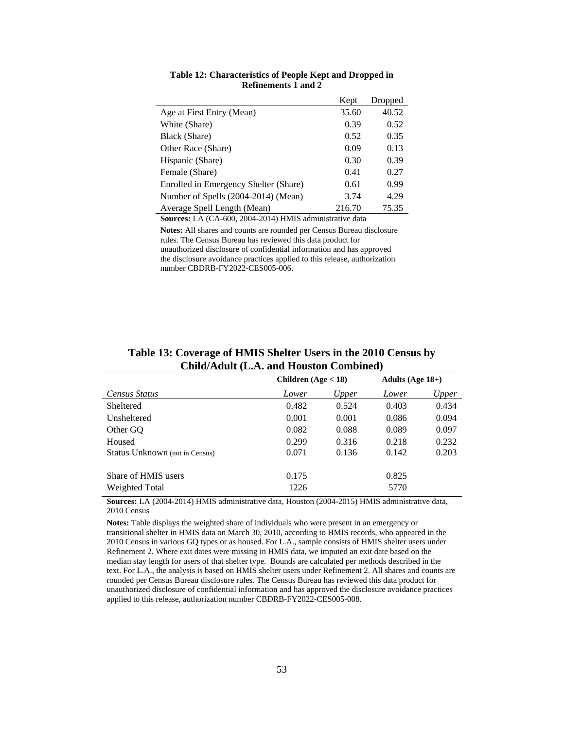**Table 12: Characteristics of People Kept and Dropped in Refinements 1 and 2**

| | Kept | Dropped |
|---|---|---|
| Age at First Entry (Mean) | 35.60 | 40.52 |
| White (Share) | 0.39 | 0.52 |
| Black (Share) | 0.52 | 0.35 |
| Other Race (Share) | 0.09 | 0.13 |
| Hispanic (Share) | 0.30 | 0.39 |
| Female (Share) | 0.41 | 0.27 |
| Enrolled in Emergency Shelter (Share) | 0.61 | 0.99 |
| Number of Spells (2004-2014) (Mean) | 3.74 | 4.29 |
| Average Spell Length (Mean) | 216.70 | 75.35 |

**Sources:** LA (CA-600, 2004-2014) HMIS administrative data

**Notes:** All shares and counts are rounded per Census Bureau disclosure rules. The Census Bureau has reviewed this data product for unauthorized disclosure of confidential information and has approved the disclosure avoidance practices applied to this release, authorization number CBDRB-FY2022-CES005-006.

**Table 13: Coverage of HMIS Shelter Users in the 2010 Census by Child/Adult (L.A. and Houston Combined)**

| | **Children (Age < 18)** | | **Adults (Age 18+)** | |
|---|---|---|---|---|
| *Census Status* | *Lower* | *Upper* | *Lower* | *Upper* |
| Sheltered | 0.482 | 0.524 | 0.403 | 0.434 |
| Unsheltered | 0.001 | 0.001 | 0.086 | 0.094 |
| Other GQ | 0.082 | 0.088 | 0.089 | 0.097 |
| Housed | 0.299 | 0.316 | 0.218 | 0.232 |
| Status Unknown (not in Census) | 0.071 | 0.136 | 0.142 | 0.203 |
| Share of HMIS users | 0.175 | | 0.825 | |
| Weighted Total | 1226 | | 5770 | |

**Sources:** LA (2004-2014) HMIS administrative data, Houston (2004-2015) HMIS administrative data, 2010 Census

**Notes:** Table displays the weighted share of individuals who were present in an emergency or transitional shelter in HMIS data on March 30, 2010, according to HMIS records, who appeared in the 2010 Census in various GQ types or as housed. For L.A., sample consists of HMIS shelter users under Refinement 2. Where exit dates were missing in HMIS data, we imputed an exit date based on the median stay length for users of that shelter type. Bounds are calculated per methods described in the text. For L.A., the analysis is based on HMIS shelter users under Refinement 2. All shares and counts are rounded per Census Bureau disclosure rules. The Census Bureau has reviewed this data product for unauthorized disclosure of confidential information and has approved the disclosure avoidance practices applied to this release, authorization number CBDRB-FY2022-CES005-008.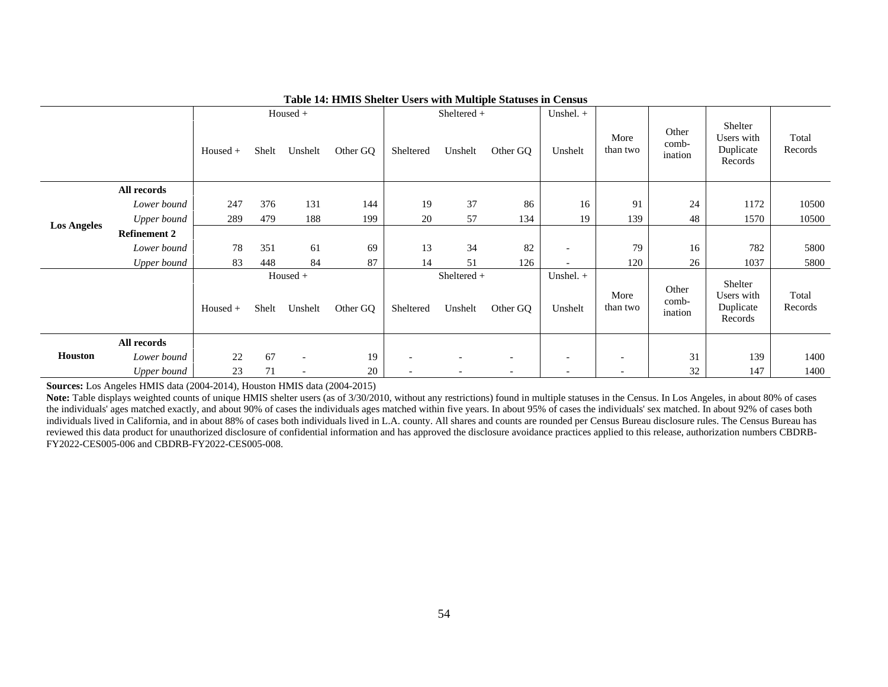**Table 14: HMIS Shelter Users with Multiple Statuses in Census**

| | | Housed + | | | | Sheltered + | | | Unshel. + | More than two | Other comb-ination | Shelter Users with Duplicate Records | Total Records |
|---|---|---|---|---|---|---|---|---|---|---|---|---|---|
| | | Housed + | Shelt | Unshelt | Other GQ | Sheltered | Unshelt | Other GQ | Unshelt | | | | |
| **Los Angeles** | **All records** | | | | | | | | | | | | |
| | *Lower bound* | 247 | 376 | 131 | 144 | 19 | 37 | 86 | 16 | 91 | 24 | 1172 | 10500 |
| | *Upper bound* | 289 | 479 | 188 | 199 | 20 | 57 | 134 | 19 | 139 | 48 | 1570 | 10500 |
| | **Refinement 2** | | | | | | | | | | | | |
| | *Lower bound* | 78 | 351 | 61 | 69 | 13 | 34 | 82 | - | 79 | 16 | 782 | 5800 |
| | *Upper bound* | 83 | 448 | 84 | 87 | 14 | 51 | 126 | - | 120 | 26 | 1037 | 5800 |
| | | Housed + | | | | Sheltered + | | | Unshel. + | More than two | Other comb-ination | Shelter Users with Duplicate Records | Total Records |
| | | Housed + | Shelt | Unshelt | Other GQ | Sheltered | Unshelt | Other GQ | Unshelt | | | | |
| **Houston** | **All records** | | | | | | | | | | | | |
| | *Lower bound* | 22 | 67 | - | 19 | - | - | - | - | - | 31 | 139 | 1400 |
| | *Upper bound* | 23 | 71 | - | 20 | - | - | - | - | - | 32 | 147 | 1400 |

**Sources:** Los Angeles HMIS data (2004-2014), Houston HMIS data (2004-2015)

**Note:** Table displays weighted counts of unique HMIS shelter users (as of 3/30/2010, without any restrictions) found in multiple statuses in the Census. In Los Angeles, in about 80% of cases the individuals' ages matched exactly, and about 90% of cases the individuals ages matched within five years. In about 95% of cases the individuals' sex matched. In about 92% of cases both individuals lived in California, and in about 88% of cases both individuals lived in L.A. county. All shares and counts are rounded per Census Bureau disclosure rules. The Census Bureau has reviewed this data product for unauthorized disclosure of confidential information and has approved the disclosure avoidance practices applied to this release, authorization numbers CBDRB-FY2022-CES005-006 and CBDRB-FY2022-CES005-008.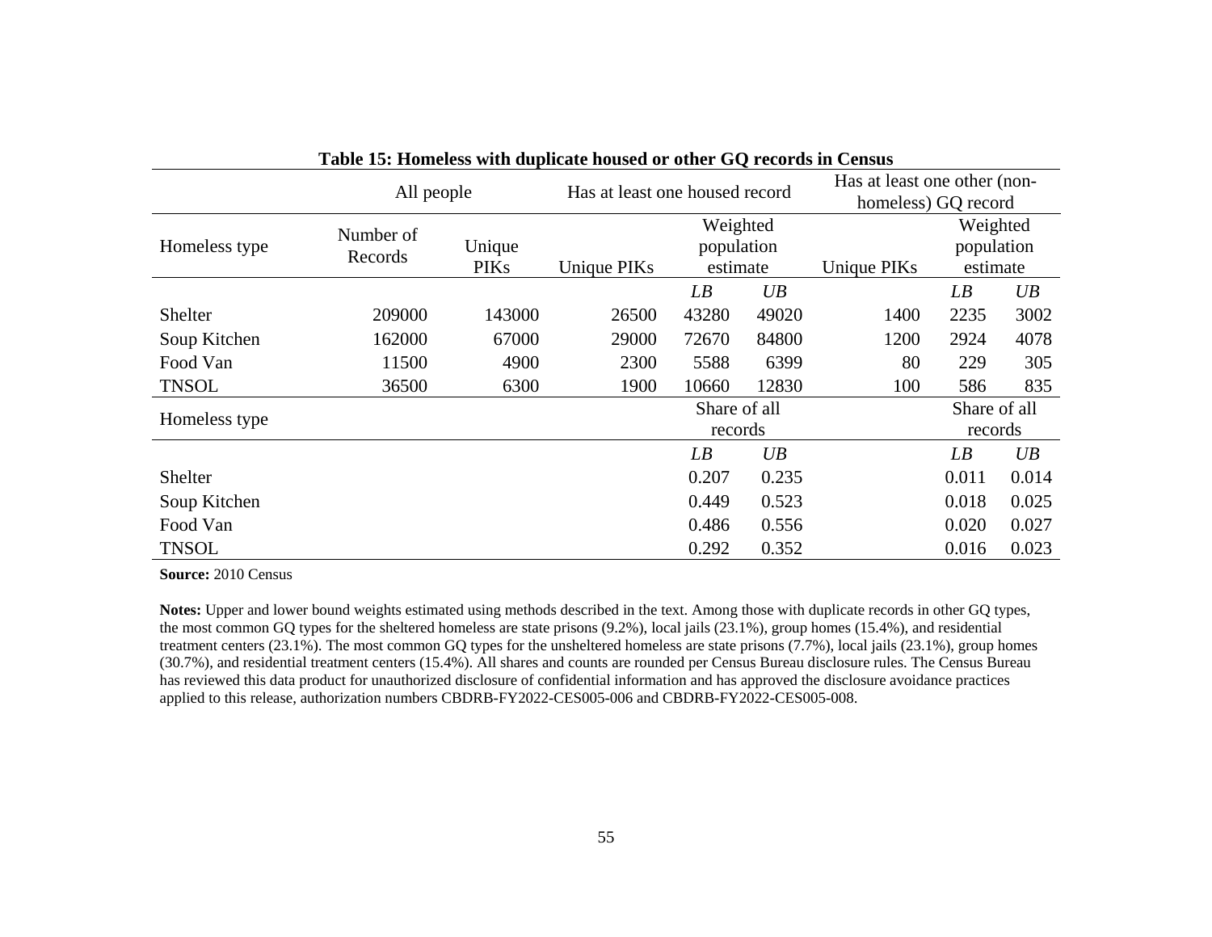**Table 15: Homeless with duplicate housed or other GQ records in Census**

| | All people | | Has at least one housed record | | | Has at least one other (non-homeless) GQ record | | |
|---|---|---|---|---|---|---|---|---|
| Homeless type | Number of Records | Unique PIKs | Unique PIKs | Weighted population estimate | | Unique PIKs | Weighted population estimate | |
| | | | | *LB* | *UB* | | *LB* | *UB* |
| Shelter | 209000 | 143000 | 26500 | 43280 | 49020 | 1400 | 2235 | 3002 |
| Soup Kitchen | 162000 | 67000 | 29000 | 72670 | 84800 | 1200 | 2924 | 4078 |
| Food Van | 11500 | 4900 | 2300 | 5588 | 6399 | 80 | 229 | 305 |
| TNSOL | 36500 | 6300 | 1900 | 10660 | 12830 | 100 | 586 | 835 |
| Homeless type | | | | Share of all records | | | Share of all records | |
| | | | | *LB* | *UB* | | *LB* | *UB* |
| Shelter | | | | 0.207 | 0.235 | | 0.011 | 0.014 |
| Soup Kitchen | | | | 0.449 | 0.523 | | 0.018 | 0.025 |
| Food Van | | | | 0.486 | 0.556 | | 0.020 | 0.027 |
| TNSOL | | | | 0.292 | 0.352 | | 0.016 | 0.023 |

**Source:** 2010 Census

**Notes:** Upper and lower bound weights estimated using methods described in the text. Among those with duplicate records in other GQ types, the most common GQ types for the sheltered homeless are state prisons (9.2%), local jails (23.1%), group homes (15.4%), and residential treatment centers (23.1%). The most common GQ types for the unsheltered homeless are state prisons (7.7%), local jails (23.1%), group homes (30.7%), and residential treatment centers (15.4%). All shares and counts are rounded per Census Bureau disclosure rules. The Census Bureau has reviewed this data product for unauthorized disclosure of confidential information and has approved the disclosure avoidance practices applied to this release, authorization numbers CBDRB-FY2022-CES005-006 and CBDRB-FY2022-CES005-008.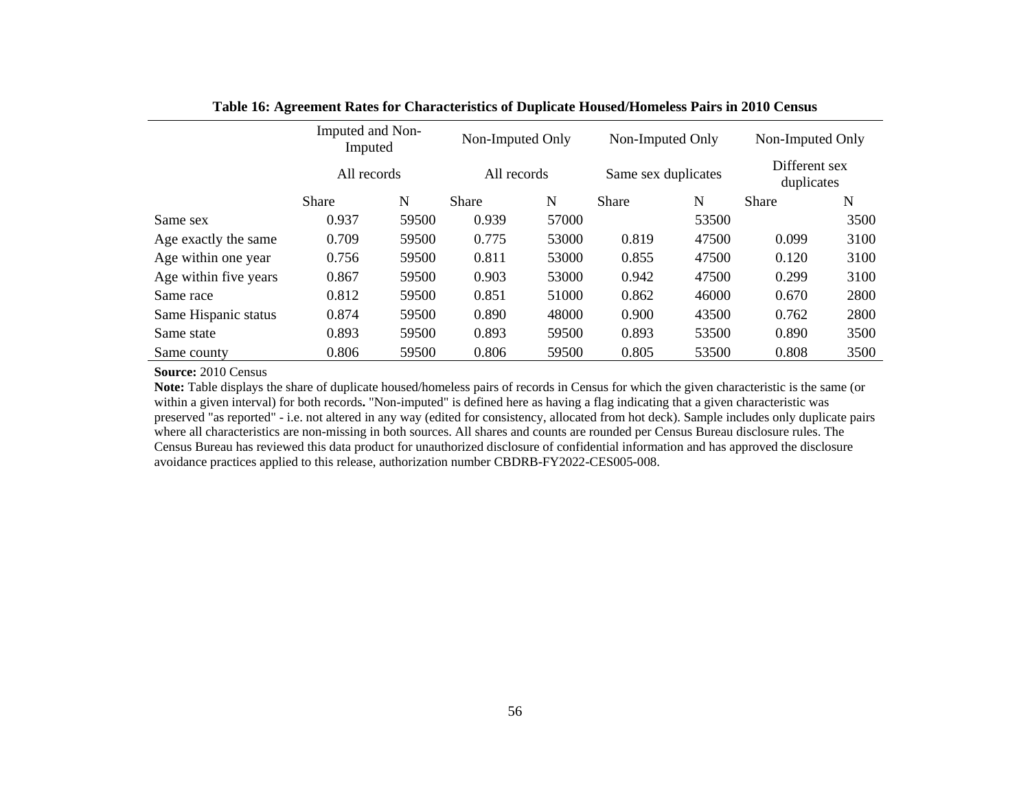**Table 16: Agreement Rates for Characteristics of Duplicate Housed/Homeless Pairs in 2010 Census**

| | Imputed and Non-Imputed | | Non-Imputed Only | | Non-Imputed Only | | Non-Imputed Only | |
|---|---|---|---|---|---|---|---|---|
| | All records | | All records | | Same sex duplicates | | Different sex duplicates | |
| | Share | N | Share | N | Share | N | Share | N |
| Same sex | 0.937 | 59500 | 0.939 | 57000 | | 53500 | | 3500 |
| Age exactly the same | 0.709 | 59500 | 0.775 | 53000 | 0.819 | 47500 | 0.099 | 3100 |
| Age within one year | 0.756 | 59500 | 0.811 | 53000 | 0.855 | 47500 | 0.120 | 3100 |
| Age within five years | 0.867 | 59500 | 0.903 | 53000 | 0.942 | 47500 | 0.299 | 3100 |
| Same race | 0.812 | 59500 | 0.851 | 51000 | 0.862 | 46000 | 0.670 | 2800 |
| Same Hispanic status | 0.874 | 59500 | 0.890 | 48000 | 0.900 | 43500 | 0.762 | 2800 |
| Same state | 0.893 | 59500 | 0.893 | 59500 | 0.893 | 53500 | 0.890 | 3500 |
| Same county | 0.806 | 59500 | 0.806 | 59500 | 0.805 | 53500 | 0.808 | 3500 |

**Source:** 2010 Census

**Note:** Table displays the share of duplicate housed/homeless pairs of records in Census for which the given characteristic is the same (or within a given interval) for both records**.** "Non-imputed" is defined here as having a flag indicating that a given characteristic was preserved "as reported" - i.e. not altered in any way (edited for consistency, allocated from hot deck). Sample includes only duplicate pairs where all characteristics are non-missing in both sources. All shares and counts are rounded per Census Bureau disclosure rules. The Census Bureau has reviewed this data product for unauthorized disclosure of confidential information and has approved the disclosure avoidance practices applied to this release, authorization number CBDRB-FY2022-CES005-008.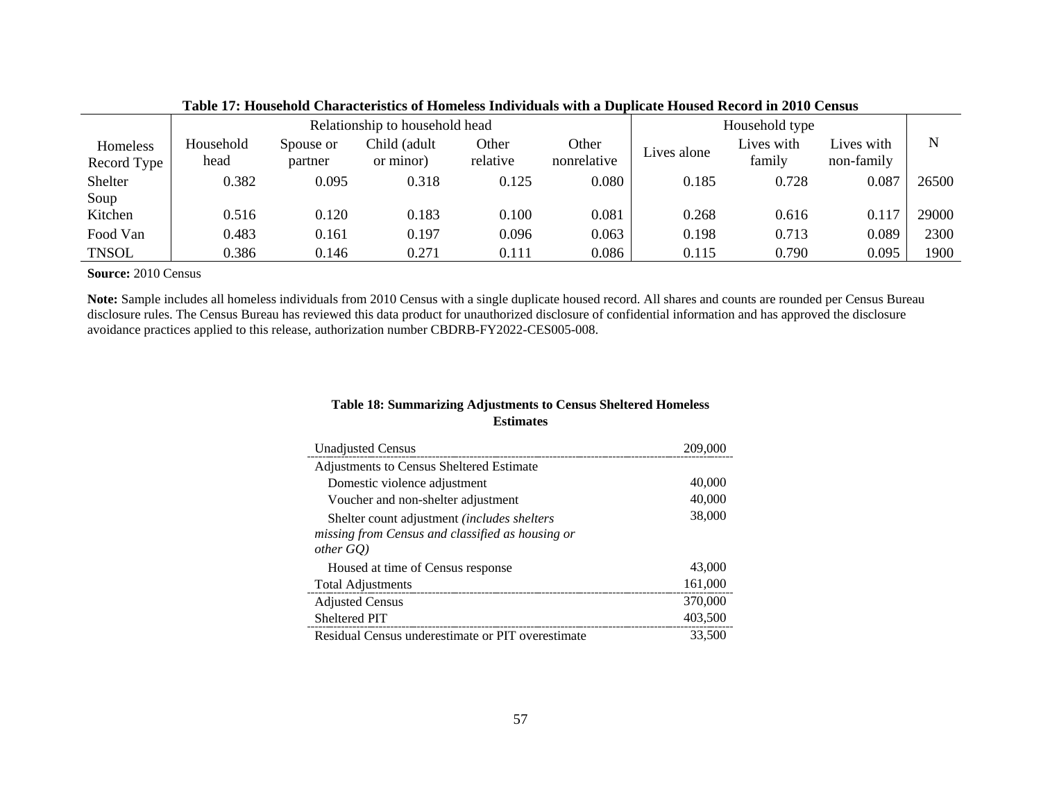**Table 17: Household Characteristics of Homeless Individuals with a Duplicate Housed Record in 2010 Census**

| | Relationship to household head | | | | | Household type | | | |
|---|---|---|---|---|---|---|---|---|---|
| Homeless Record Type | Household head | Spouse or partner | Child (adult or minor) | Other relative | Other nonrelative | Lives alone | Lives with family | Lives with non-family | N |
| Shelter | 0.382 | 0.095 | 0.318 | 0.125 | 0.080 | 0.185 | 0.728 | 0.087 | 26500 |
| Soup Kitchen | 0.516 | 0.120 | 0.183 | 0.100 | 0.081 | 0.268 | 0.616 | 0.117 | 29000 |
| Food Van | 0.483 | 0.161 | 0.197 | 0.096 | 0.063 | 0.198 | 0.713 | 0.089 | 2300 |
| TNSOL | 0.386 | 0.146 | 0.271 | 0.111 | 0.086 | 0.115 | 0.790 | 0.095 | 1900 |

**Source:** 2010 Census

**Note:** Sample includes all homeless individuals from 2010 Census with a single duplicate housed record. All shares and counts are rounded per Census Bureau disclosure rules. The Census Bureau has reviewed this data product for unauthorized disclosure of confidential information and has approved the disclosure avoidance practices applied to this release, authorization number CBDRB-FY2022-CES005-008.

**Table 18: Summarizing Adjustments to Census Sheltered Homeless Estimates**

| | |
|---|---|
| Unadjusted Census | 209,000 |
| Adjustments to Census Sheltered Estimate | |
| Domestic violence adjustment | 40,000 |
| Voucher and non-shelter adjustment | 40,000 |
| Shelter count adjustment *(includes shelters missing from Census and classified as housing or other GQ)* | 38,000 |
| Housed at time of Census response | 43,000 |
| Total Adjustments | 161,000 |
| Adjusted Census | 370,000 |
| Sheltered PIT | 403,500 |
| Residual Census underestimate or PIT overestimate | 33,500 |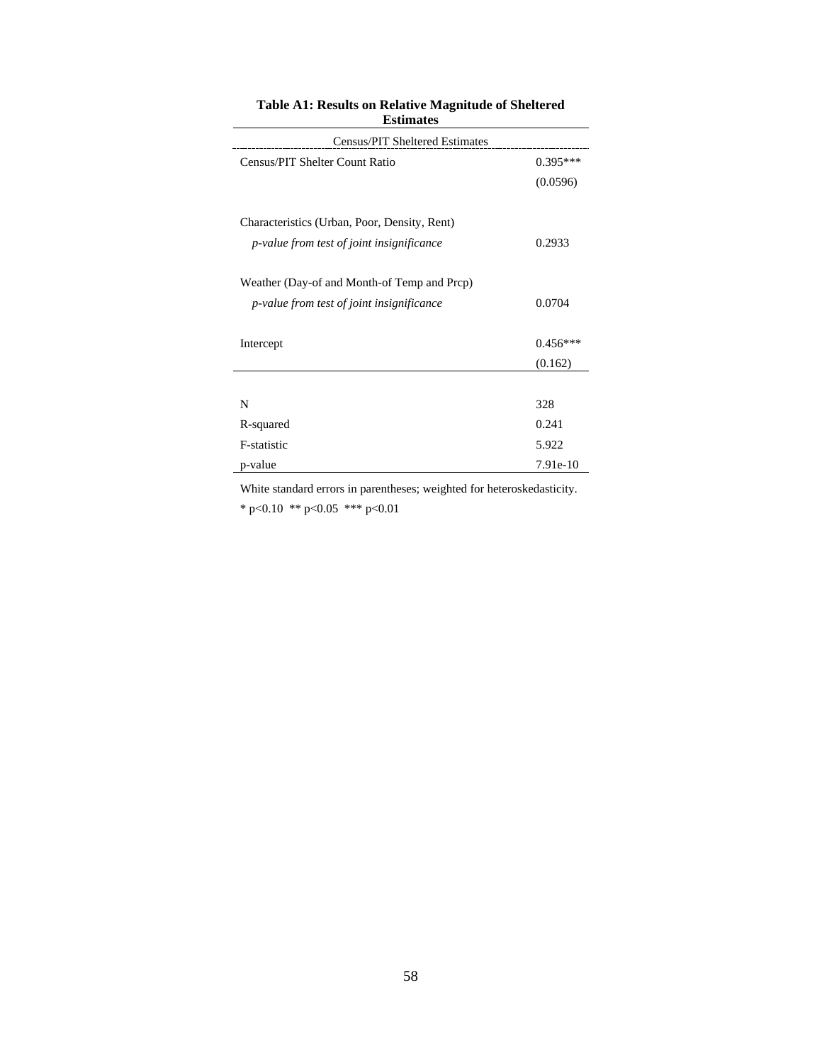**Table A1: Results on Relative Magnitude of Sheltered Estimates**

| | Census/PIT Sheltered Estimates |
|---|---|
| Census/PIT Shelter Count Ratio | 0.395*** |
| | (0.0596) |
| | |
| Characteristics (Urban, Poor, Density, Rent) | |
| *p-value from test of joint insignificance* | 0.2933 |
| | |
| Weather (Day-of and Month-of Temp and Prcp) | |
| *p-value from test of joint insignificance* | 0.0704 |
| | |
| Intercept | 0.456*** |
| | (0.162) |
| | |
| N | 328 |
| R-squared | 0.241 |
| F-statistic | 5.922 |
| p-value | 7.91e-10 |

White standard errors in parentheses; weighted for heteroskedasticity.

* p<0.10 ** p<0.05 *** p<0.01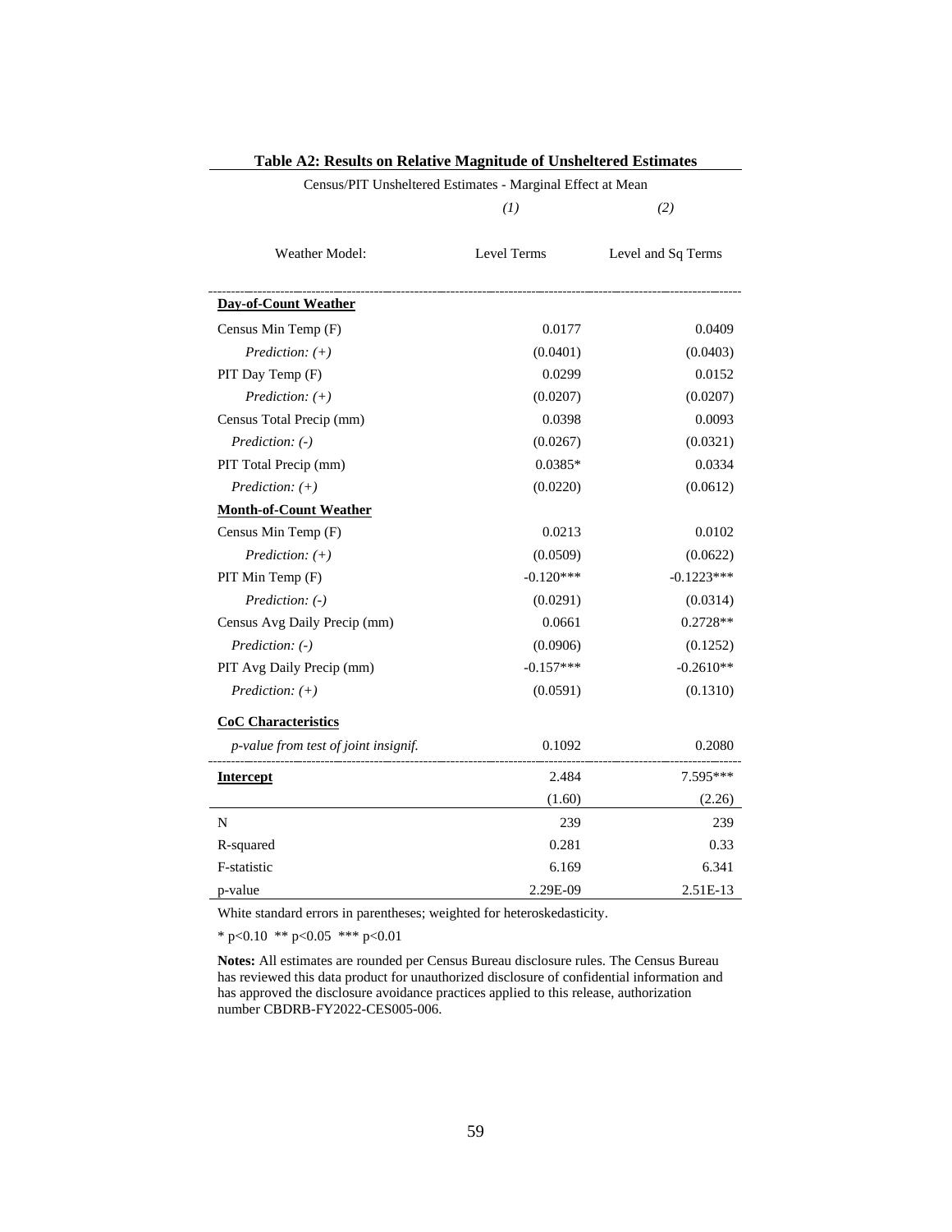**Table A2: Results on Relative Magnitude of Unsheltered Estimates**

| Census/PIT Unsheltered Estimates - Marginal Effect at Mean | | |
|---|---|---|
| | *(1)* | *(2)* |
| Weather Model: | Level Terms | Level and Sq Terms |
| **Day-of-Count Weather** | | |
| Census Min Temp (F) | 0.0177 | 0.0409 |
| *Prediction: (+)* | (0.0401) | (0.0403) |
| PIT Day Temp (F) | 0.0299 | 0.0152 |
| *Prediction: (+)* | (0.0207) | (0.0207) |
| Census Total Precip (mm) | 0.0398 | 0.0093 |
| *Prediction: (-)* | (0.0267) | (0.0321) |
| PIT Total Precip (mm) | 0.0385* | 0.0334 |
| *Prediction: (+)* | (0.0220) | (0.0612) |
| **Month-of-Count Weather** | | |
| Census Min Temp (F) | 0.0213 | 0.0102 |
| *Prediction: (+)* | (0.0509) | (0.0622) |
| PIT Min Temp (F) | -0.120*** | -0.1223*** |
| *Prediction: (-)* | (0.0291) | (0.0314) |
| Census Avg Daily Precip (mm) | 0.0661 | 0.2728** |
| *Prediction: (-)* | (0.0906) | (0.1252) |
| PIT Avg Daily Precip (mm) | -0.157*** | -0.2610** |
| *Prediction: (+)* | (0.0591) | (0.1310) |
| **CoC Characteristics** | | |
| *p-value from test of joint insignif.* | 0.1092 | 0.2080 |
| **Intercept** | 2.484 | 7.595*** |
| | (1.60) | (2.26) |
| N | 239 | 239 |
| R-squared | 0.281 | 0.33 |
| F-statistic | 6.169 | 6.341 |
| p-value | 2.29E-09 | 2.51E-13 |

White standard errors in parentheses; weighted for heteroskedasticity.

* p<0.10 ** p<0.05 *** p<0.01

**Notes:** All estimates are rounded per Census Bureau disclosure rules. The Census Bureau has reviewed this data product for unauthorized disclosure of confidential information and has approved the disclosure avoidance practices applied to this release, authorization number CBDRB-FY2022-CES005-006.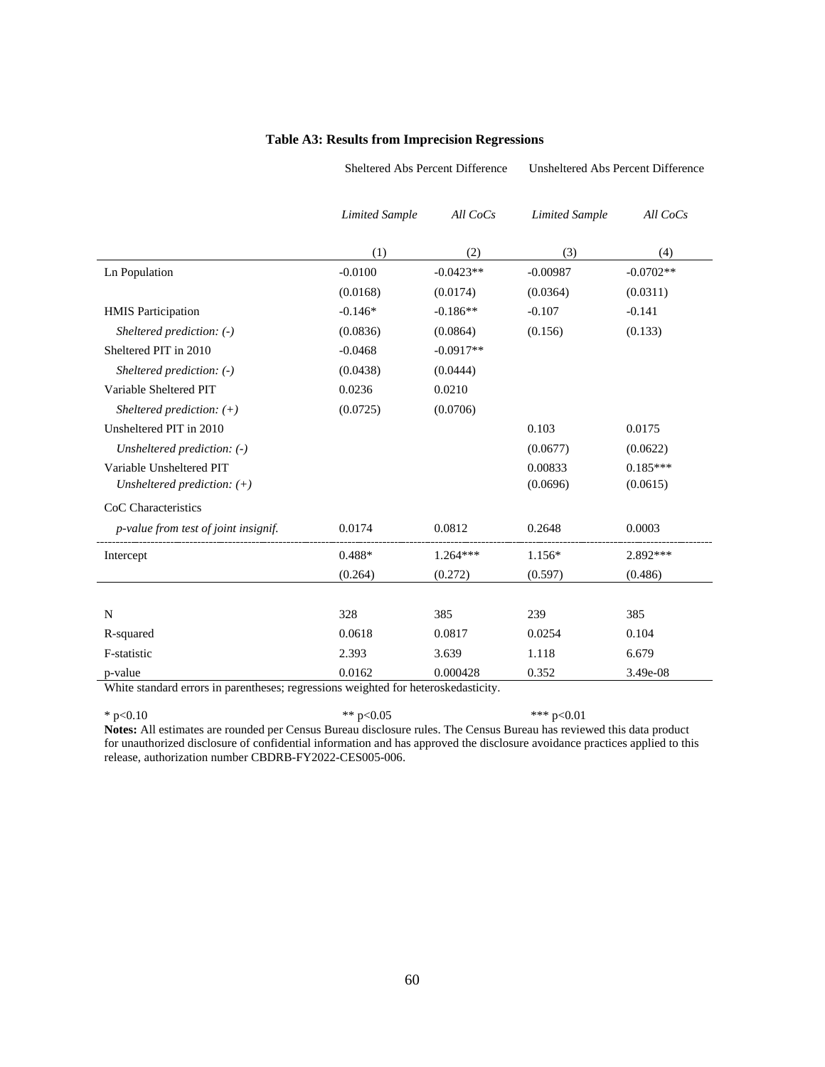**Table A3: Results from Imprecision Regressions**

| | Sheltered Abs Percent Difference | | Unsheltered Abs Percent Difference | |
|---|---|---|---|---|
| | *Limited Sample* | *All CoCs* | *Limited Sample* | *All CoCs* |
| | (1) | (2) | (3) | (4) |
| Ln Population | -0.0100 | -0.0423** | -0.00987 | -0.0702** |
| | (0.0168) | (0.0174) | (0.0364) | (0.0311) |
| HMIS Participation | -0.146* | -0.186** | -0.107 | -0.141 |
| *Sheltered prediction: (-)* | (0.0836) | (0.0864) | (0.156) | (0.133) |
| Sheltered PIT in 2010 | -0.0468 | -0.0917** | | |
| *Sheltered prediction: (-)* | (0.0438) | (0.0444) | | |
| Variable Sheltered PIT | 0.0236 | 0.0210 | | |
| *Sheltered prediction: (+)* | (0.0725) | (0.0706) | | |
| Unsheltered PIT in 2010 | | | 0.103 | 0.0175 |
| *Unsheltered prediction: (-)* | | | (0.0677) | (0.0622) |
| Variable Unsheltered PIT | | | 0.00833 | 0.185*** |
| *Unsheltered prediction: (+)* | | | (0.0696) | (0.0615) |
| CoC Characteristics | | | | |
| *p-value from test of joint insignif.* | 0.0174 | 0.0812 | 0.2648 | 0.0003 |
| Intercept | 0.488* | 1.264*** | 1.156* | 2.892*** |
| | (0.264) | (0.272) | (0.597) | (0.486) |
| N | 328 | 385 | 239 | 385 |
| R-squared | 0.0618 | 0.0817 | 0.0254 | 0.104 |
| F-statistic | 2.393 | 3.639 | 1.118 | 6.679 |
| p-value | 0.0162 | 0.000428 | 0.352 | 3.49e-08 |

White standard errors in parentheses; regressions weighted for heteroskedasticity.

* $p<0.10$ ** $p<0.05$ *** $p<0.01$

**Notes:** All estimates are rounded per Census Bureau disclosure rules. The Census Bureau has reviewed this data product for unauthorized disclosure of confidential information and has approved the disclosure avoidance practices applied to this release, authorization number CBDRB-FY2022-CES005-006.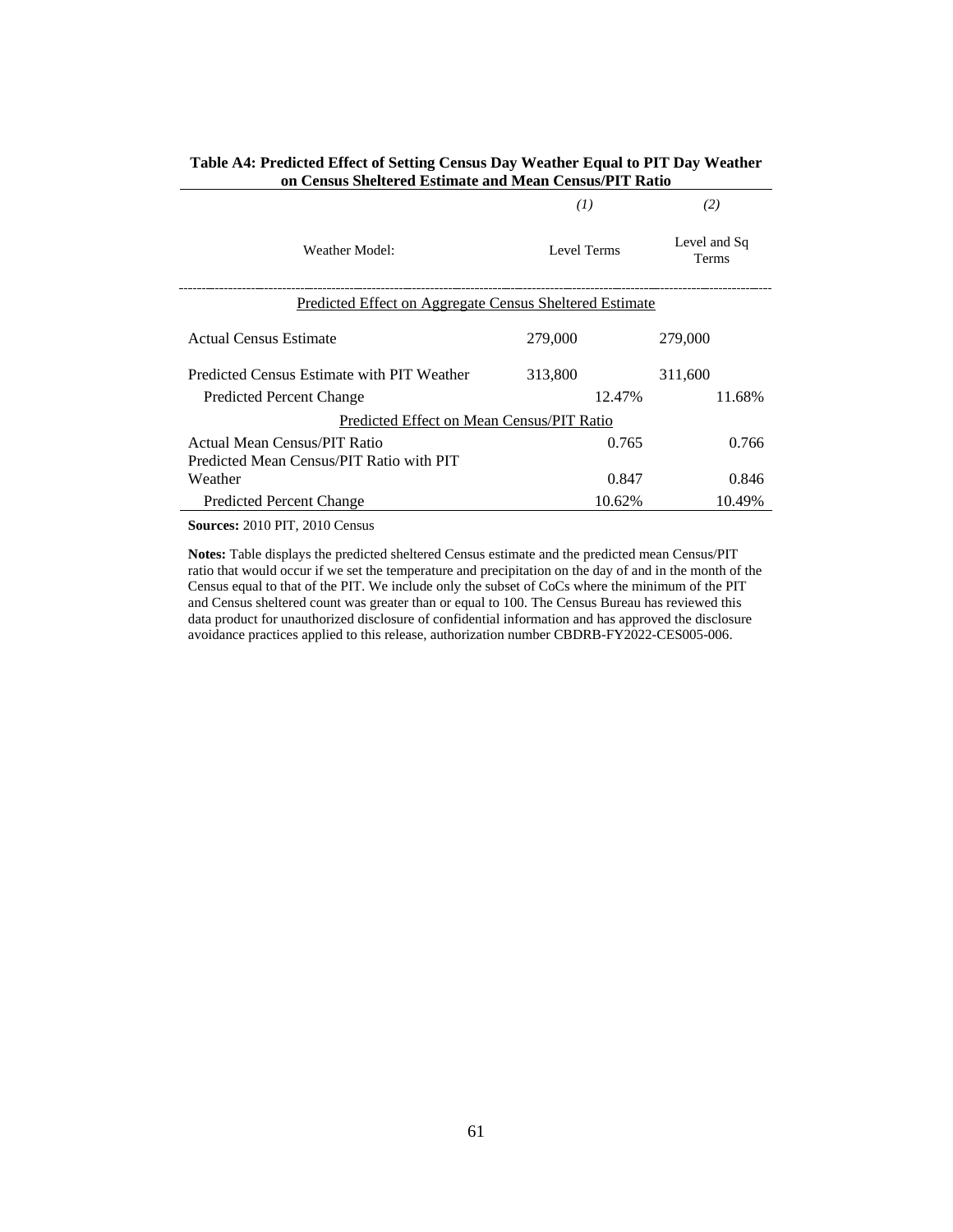**Table A4: Predicted Effect of Setting Census Day Weather Equal to PIT Day Weather on Census Sheltered Estimate and Mean Census/PIT Ratio**

| | *(1)* | *(2)* |
|---|---|---|
| Weather Model: | Level Terms | Level and Sq Terms |
| Predicted Effect on Aggregate Census Sheltered Estimate | | |
| Actual Census Estimate | 279,000 | 279,000 |
| Predicted Census Estimate with PIT Weather | 313,800 | 311,600 |
| Predicted Percent Change | 12.47% | 11.68% |
| Predicted Effect on Mean Census/PIT Ratio | | |
| Actual Mean Census/PIT Ratio | 0.765 | 0.766 |
| Predicted Mean Census/PIT Ratio with PIT Weather | 0.847 | 0.846 |
| Predicted Percent Change | 10.62% | 10.49% |

**Sources:** 2010 PIT, 2010 Census

**Notes:** Table displays the predicted sheltered Census estimate and the predicted mean Census/PIT ratio that would occur if we set the temperature and precipitation on the day of and in the month of the Census equal to that of the PIT. We include only the subset of CoCs where the minimum of the PIT and Census sheltered count was greater than or equal to 100. The Census Bureau has reviewed this data product for unauthorized disclosure of confidential information and has approved the disclosure avoidance practices applied to this release, authorization number CBDRB-FY2022-CES005-006.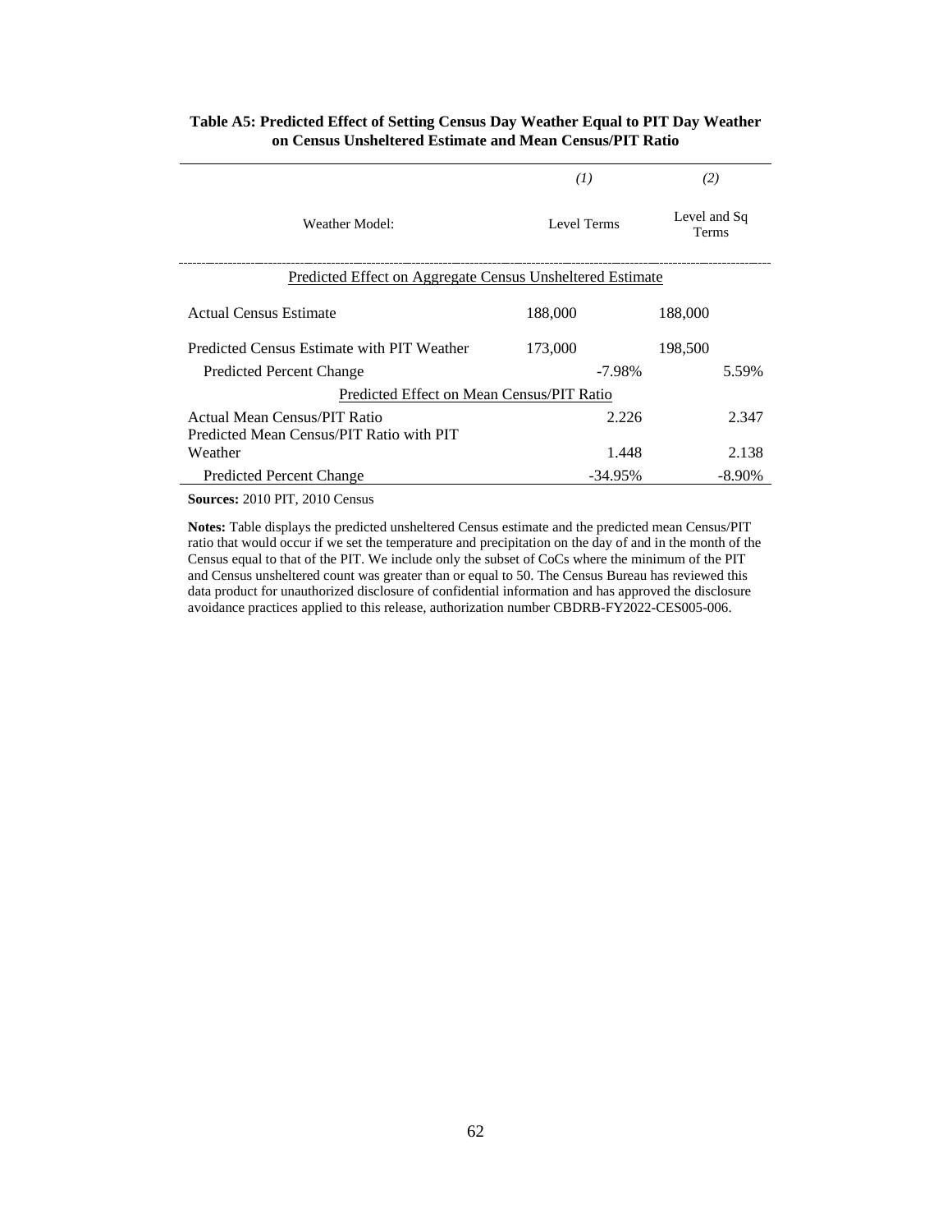**Table A5: Predicted Effect of Setting Census Day Weather Equal to PIT Day Weather on Census Unsheltered Estimate and Mean Census/PIT Ratio**

| | *(1)* | *(2)* |
|---|---|---|
| Weather Model: | Level Terms | Level and Sq Terms |
| Predicted Effect on Aggregate Census Unsheltered Estimate | | |
| Actual Census Estimate | 188,000 | 188,000 |
| Predicted Census Estimate with PIT Weather | 173,000 | 198,500 |
| Predicted Percent Change | -7.98% | 5.59% |
| Predicted Effect on Mean Census/PIT Ratio | | |
| Actual Mean Census/PIT Ratio | 2.226 | 2.347 |
| Predicted Mean Census/PIT Ratio with PIT Weather | 1.448 | 2.138 |
| Predicted Percent Change | -34.95% | -8.90% |

**Sources:** 2010 PIT, 2010 Census

**Notes:** Table displays the predicted unsheltered Census estimate and the predicted mean Census/PIT ratio that would occur if we set the temperature and precipitation on the day of and in the month of the Census equal to that of the PIT. We include only the subset of CoCs where the minimum of the PIT and Census unsheltered count was greater than or equal to 50. The Census Bureau has reviewed this data product for unauthorized disclosure of confidential information and has approved the disclosure avoidance practices applied to this release, authorization number CBDRB-FY2022-CES005-006.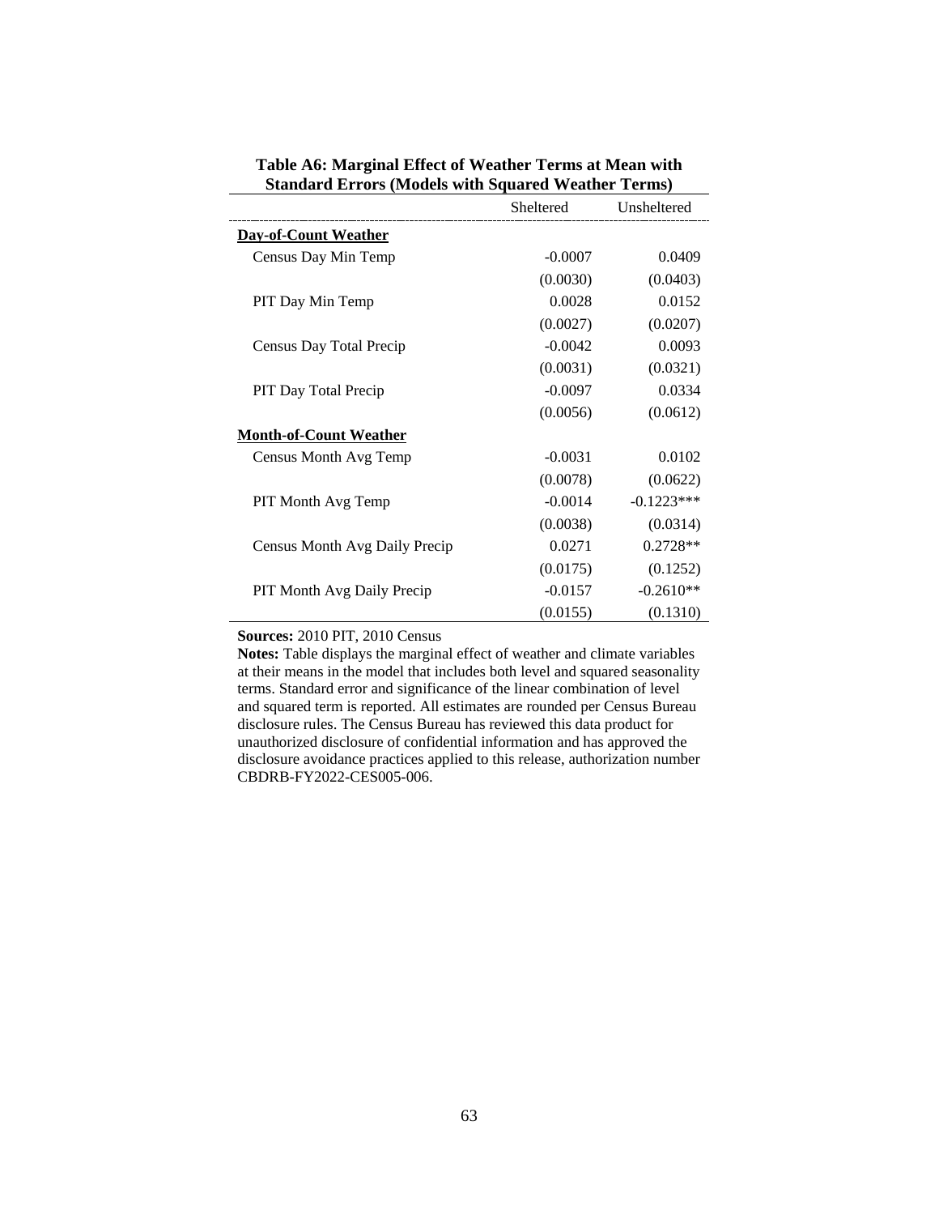**Table A6: Marginal Effect of Weather Terms at Mean with Standard Errors (Models with Squared Weather Terms)**

| | Sheltered | Unsheltered |
|---|---|---|
| **Day-of-Count Weather** | | |
| Census Day Min Temp | -0.0007 | 0.0409 |
| | (0.0030) | (0.0403) |
| PIT Day Min Temp | 0.0028 | 0.0152 |
| | (0.0027) | (0.0207) |
| Census Day Total Precip | -0.0042 | 0.0093 |
| | (0.0031) | (0.0321) |
| PIT Day Total Precip | -0.0097 | 0.0334 |
| | (0.0056) | (0.0612) |
| **Month-of-Count Weather** | | |
| Census Month Avg Temp | -0.0031 | 0.0102 |
| | (0.0078) | (0.0622) |
| PIT Month Avg Temp | -0.0014 | -0.1223*** |
| | (0.0038) | (0.0314) |
| Census Month Avg Daily Precip | 0.0271 | 0.2728** |
| | (0.0175) | (0.1252) |
| PIT Month Avg Daily Precip | -0.0157 | -0.2610** |
| | (0.0155) | (0.1310) |

**Sources:** 2010 PIT, 2010 Census

**Notes:** Table displays the marginal effect of weather and climate variables at their means in the model that includes both level and squared seasonality terms. Standard error and significance of the linear combination of level and squared term is reported. All estimates are rounded per Census Bureau disclosure rules. The Census Bureau has reviewed this data product for unauthorized disclosure of confidential information and has approved the disclosure avoidance practices applied to this release, authorization number CBDRB-FY2022-CES005-006.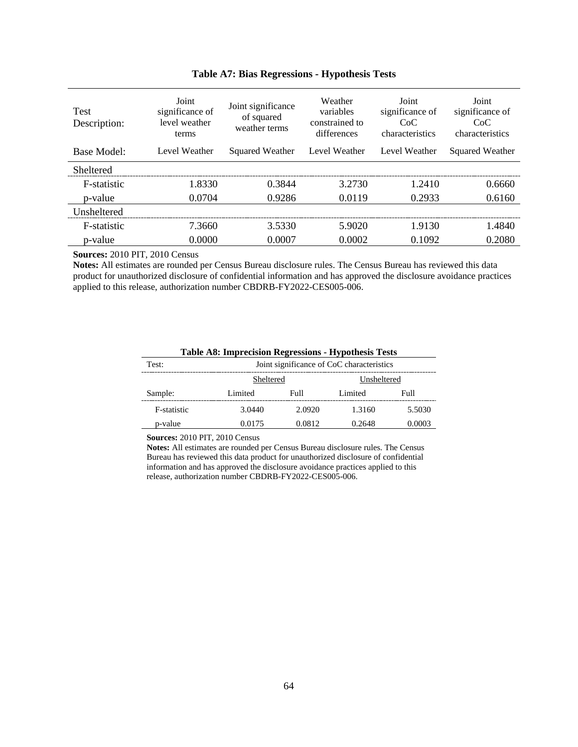**Table A7: Bias Regressions - Hypothesis Tests**

| Test Description: | Joint significance of level weather terms | Joint significance of squared weather terms | Weather variables constrained to differences | Joint significance of CoC characteristics | Joint significance of CoC characteristics |
|---|---|---|---|---|---|
| Base Model: | Level Weather | Squared Weather | Level Weather | Level Weather | Squared Weather |
| Sheltered | | | | | |
| F-statistic | 1.8330 | 0.3844 | 3.2730 | 1.2410 | 0.6660 |
| p-value | 0.0704 | 0.9286 | 0.0119 | 0.2933 | 0.6160 |
| Unsheltered | | | | | |
| F-statistic | 7.3660 | 3.5330 | 5.9020 | 1.9130 | 1.4840 |
| p-value | 0.0000 | 0.0007 | 0.0002 | 0.1092 | 0.2080 |

**Sources:** 2010 PIT, 2010 Census

**Notes:** All estimates are rounded per Census Bureau disclosure rules. The Census Bureau has reviewed this data product for unauthorized disclosure of confidential information and has approved the disclosure avoidance practices applied to this release, authorization number CBDRB-FY2022-CES005-006.

**Table A8: Imprecision Regressions - Hypothesis Tests**

| Test: | Joint significance of CoC characteristics | | | |
|---|---|---|---|---|
| | Sheltered | | Unsheltered | |
| Sample: | Limited | Full | Limited | Full |
| F-statistic | 3.0440 | 2.0920 | 1.3160 | 5.5030 |
| p-value | 0.0175 | 0.0812 | 0.2648 | 0.0003 |

**Sources:** 2010 PIT, 2010 Census

**Notes:** All estimates are rounded per Census Bureau disclosure rules. The Census Bureau has reviewed this data product for unauthorized disclosure of confidential information and has approved the disclosure avoidance practices applied to this release, authorization number CBDRB-FY2022-CES005-006.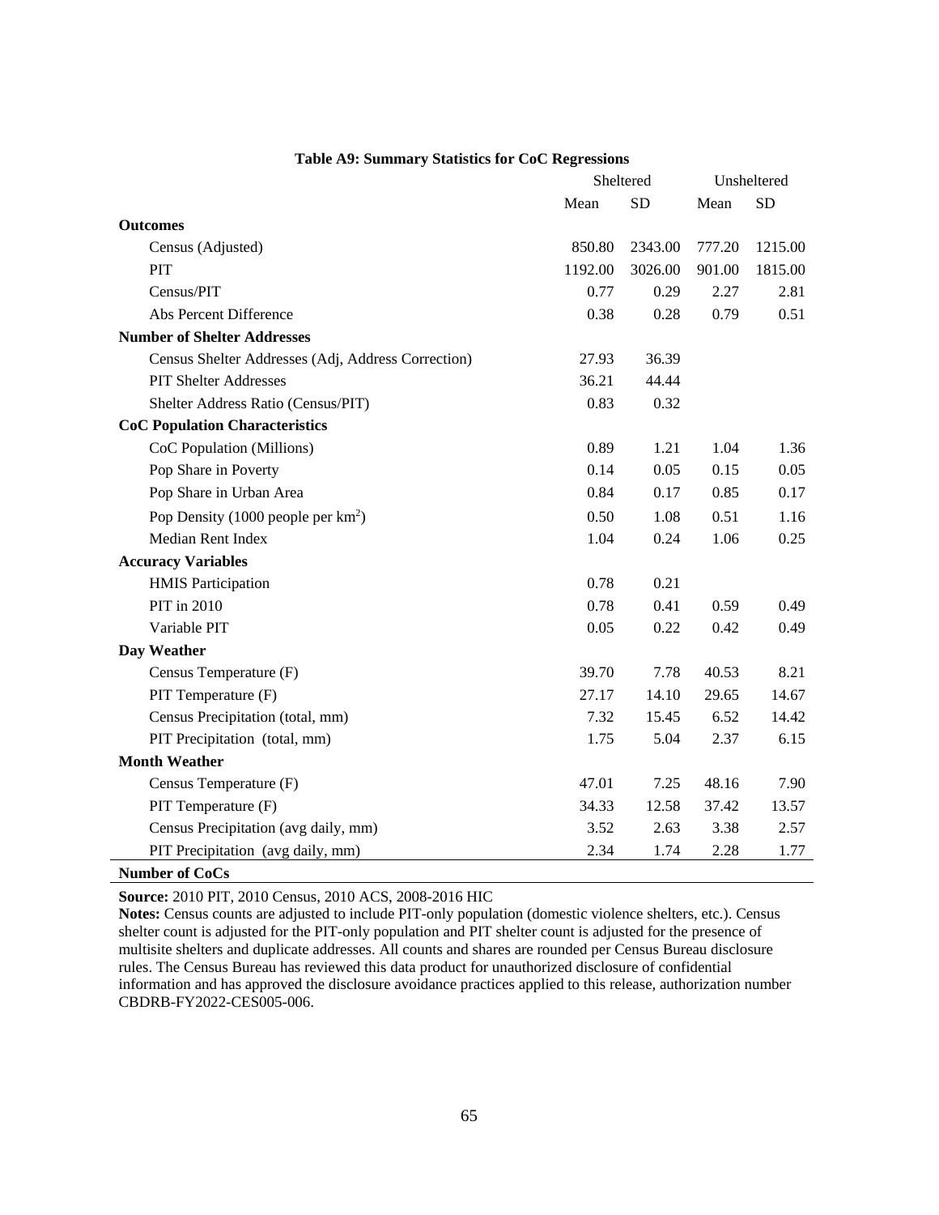**Table A9: Summary Statistics for CoC Regressions**

| | Sheltered | | Unsheltered | |
|---|---|---|---|---|
| | Mean | SD | Mean | SD |
| **Outcomes** | | | | |
| Census (Adjusted) | 850.80 | 2343.00 | 777.20 | 1215.00 |
| PIT | 1192.00 | 3026.00 | 901.00 | 1815.00 |
| Census/PIT | 0.77 | 0.29 | 2.27 | 2.81 |
| Abs Percent Difference | 0.38 | 0.28 | 0.79 | 0.51 |
| **Number of Shelter Addresses** | | | | |
| Census Shelter Addresses (Adj, Address Correction) | 27.93 | 36.39 | | |
| PIT Shelter Addresses | 36.21 | 44.44 | | |
| Shelter Address Ratio (Census/PIT) | 0.83 | 0.32 | | |
| **CoC Population Characteristics** | | | | |
| CoC Population (Millions) | 0.89 | 1.21 | 1.04 | 1.36 |
| Pop Share in Poverty | 0.14 | 0.05 | 0.15 | 0.05 |
| Pop Share in Urban Area | 0.84 | 0.17 | 0.85 | 0.17 |
| Pop Density (1000 people per km$^2$) | 0.50 | 1.08 | 0.51 | 1.16 |
| Median Rent Index | 1.04 | 0.24 | 1.06 | 0.25 |
| **Accuracy Variables** | | | | |
| HMIS Participation | 0.78 | 0.21 | | |
| PIT in 2010 | 0.78 | 0.41 | 0.59 | 0.49 |
| Variable PIT | 0.05 | 0.22 | 0.42 | 0.49 |
| **Day Weather** | | | | |
| Census Temperature (F) | 39.70 | 7.78 | 40.53 | 8.21 |
| PIT Temperature (F) | 27.17 | 14.10 | 29.65 | 14.67 |
| Census Precipitation (total, mm) | 7.32 | 15.45 | 6.52 | 14.42 |
| PIT Precipitation (total, mm) | 1.75 | 5.04 | 2.37 | 6.15 |
| **Month Weather** | | | | |
| Census Temperature (F) | 47.01 | 7.25 | 48.16 | 7.90 |
| PIT Temperature (F) | 34.33 | 12.58 | 37.42 | 13.57 |
| Census Precipitation (avg daily, mm) | 3.52 | 2.63 | 3.38 | 2.57 |
| PIT Precipitation (avg daily, mm) | 2.34 | 1.74 | 2.28 | 1.77 |
| **Number of CoCs** | | | | |

**Source:** 2010 PIT, 2010 Census, 2010 ACS, 2008-2016 HIC

**Notes:** Census counts are adjusted to include PIT-only population (domestic violence shelters, etc.). Census shelter count is adjusted for the PIT-only population and PIT shelter count is adjusted for the presence of multisite shelters and duplicate addresses. All counts and shares are rounded per Census Bureau disclosure rules. The Census Bureau has reviewed this data product for unauthorized disclosure of confidential information and has approved the disclosure avoidance practices applied to this release, authorization number CBDRB-FY2022-CES005-006.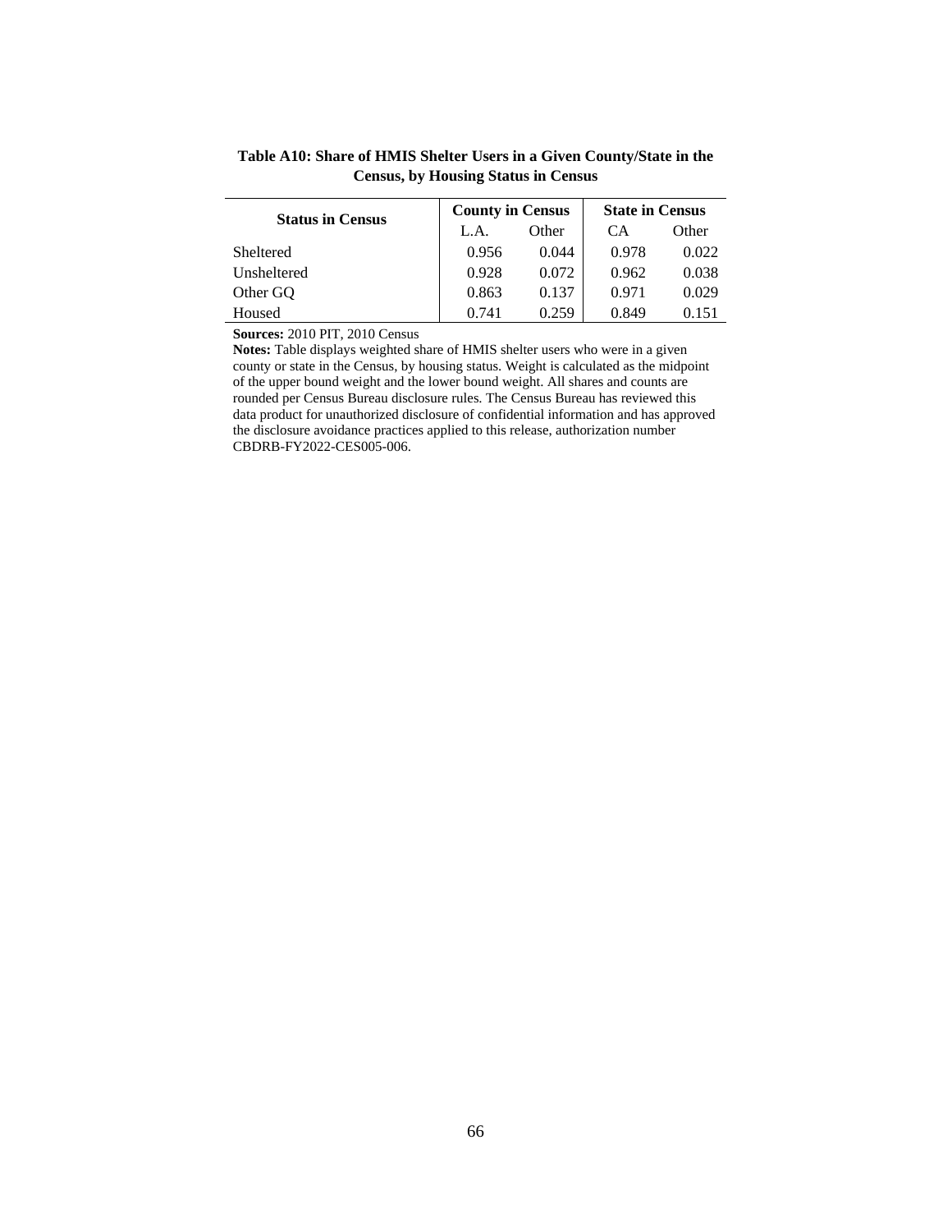**Table A10: Share of HMIS Shelter Users in a Given County/State in the Census, by Housing Status in Census**

| Status in Census | County in Census | | State in Census | |
|---|---|---|---|---|
| | L.A. | Other | CA | Other |
| Sheltered | 0.956 | 0.044 | 0.978 | 0.022 |
| Unsheltered | 0.928 | 0.072 | 0.962 | 0.038 |
| Other GQ | 0.863 | 0.137 | 0.971 | 0.029 |
| Housed | 0.741 | 0.259 | 0.849 | 0.151 |

**Sources:** 2010 PIT, 2010 Census

**Notes:** Table displays weighted share of HMIS shelter users who were in a given county or state in the Census, by housing status. Weight is calculated as the midpoint of the upper bound weight and the lower bound weight. All shares and counts are rounded per Census Bureau disclosure rules. The Census Bureau has reviewed this data product for unauthorized disclosure of confidential information and has approved the disclosure avoidance practices applied to this release, authorization number CBDRB-FY2022-CES005-006.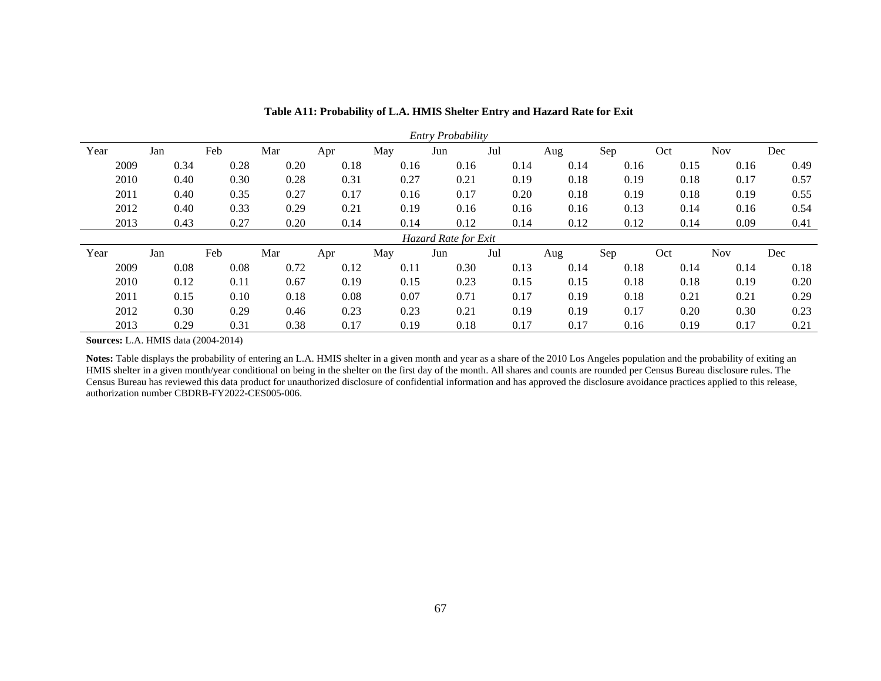**Table A11: Probability of L.A. HMIS Shelter Entry and Hazard Rate for Exit**

| *Entry Probability* | | | | | | | | | | | | |
|---|---|---|---|---|---|---|---|---|---|---|---|---|
| Year | Jan | Feb | Mar | Apr | May | Jun | Jul | Aug | Sep | Oct | Nov | Dec |
| 2009 | 0.34 | 0.28 | 0.20 | 0.18 | 0.16 | 0.16 | 0.14 | 0.14 | 0.16 | 0.15 | 0.16 | 0.49 |
| 2010 | 0.40 | 0.30 | 0.28 | 0.31 | 0.27 | 0.21 | 0.19 | 0.18 | 0.19 | 0.18 | 0.17 | 0.57 |
| 2011 | 0.40 | 0.35 | 0.27 | 0.17 | 0.16 | 0.17 | 0.20 | 0.18 | 0.19 | 0.18 | 0.19 | 0.55 |
| 2012 | 0.40 | 0.33 | 0.29 | 0.21 | 0.19 | 0.16 | 0.16 | 0.16 | 0.13 | 0.14 | 0.16 | 0.54 |
| 2013 | 0.43 | 0.27 | 0.20 | 0.14 | 0.14 | 0.12 | 0.14 | 0.12 | 0.12 | 0.14 | 0.09 | 0.41 |
| *Hazard Rate for Exit* | | | | | | | | | | | | |
| Year | Jan | Feb | Mar | Apr | May | Jun | Jul | Aug | Sep | Oct | Nov | Dec |
| 2009 | 0.08 | 0.08 | 0.72 | 0.12 | 0.11 | 0.30 | 0.13 | 0.14 | 0.18 | 0.14 | 0.14 | 0.18 |
| 2010 | 0.12 | 0.11 | 0.67 | 0.19 | 0.15 | 0.23 | 0.15 | 0.15 | 0.18 | 0.18 | 0.19 | 0.20 |
| 2011 | 0.15 | 0.10 | 0.18 | 0.08 | 0.07 | 0.71 | 0.17 | 0.19 | 0.18 | 0.21 | 0.21 | 0.29 |
| 2012 | 0.30 | 0.29 | 0.46 | 0.23 | 0.23 | 0.21 | 0.19 | 0.19 | 0.17 | 0.20 | 0.30 | 0.23 |
| 2013 | 0.29 | 0.31 | 0.38 | 0.17 | 0.19 | 0.18 | 0.17 | 0.17 | 0.16 | 0.19 | 0.17 | 0.21 |

**Sources:** L.A. HMIS data (2004-2014)

**Notes:** Table displays the probability of entering an L.A. HMIS shelter in a given month and year as a share of the 2010 Los Angeles population and the probability of exiting an HMIS shelter in a given month/year conditional on being in the shelter on the first day of the month. All shares and counts are rounded per Census Bureau disclosure rules. The Census Bureau has reviewed this data product for unauthorized disclosure of confidential information and has approved the disclosure avoidance practices applied to this release, authorization number CBDRB-FY2022-CES005-006.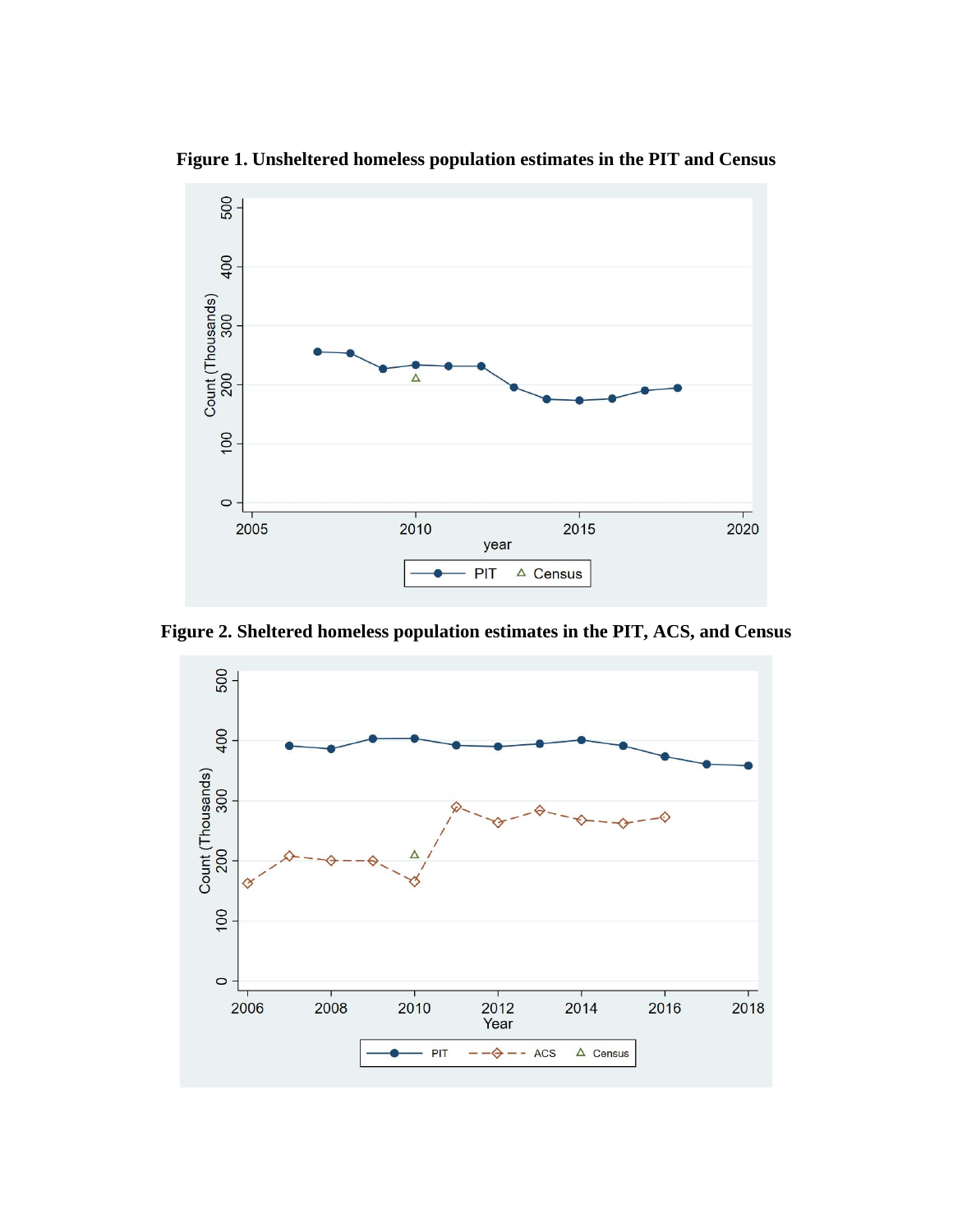**Figure 1. Unsheltered homeless population estimates in the PIT and Census**

**Figure 2. Sheltered homeless population estimates in the PIT, ACS, and Census**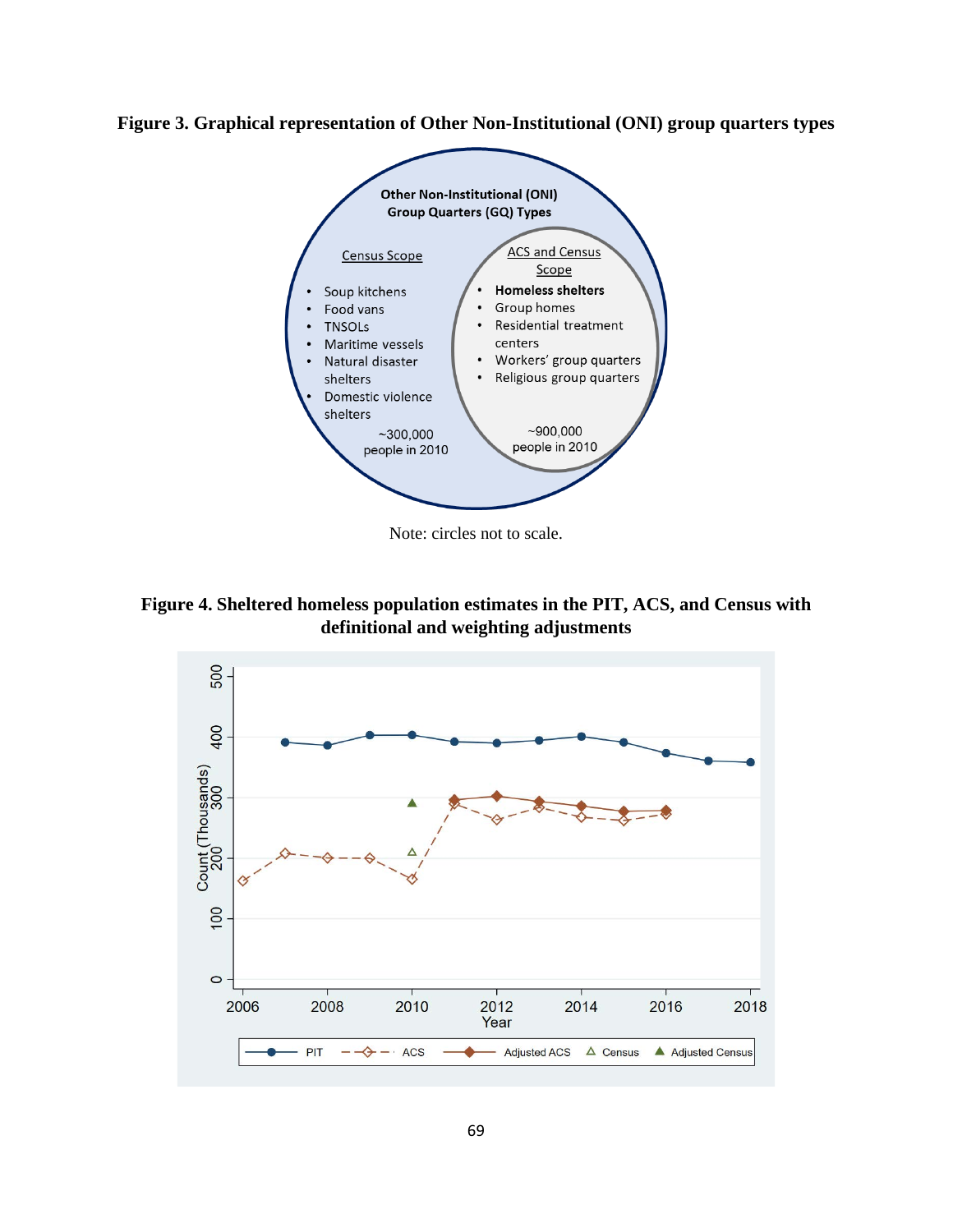**Figure 3. Graphical representation of Other Non-Institutional (ONI) group quarters types**

**Other Non-Institutional (ONI) Group Quarters (GQ) Types**

Census Scope

- Soup kitchens
- Food vans
- TNSOLs
- Maritime vessels
- Natural disaster shelters
- Domestic violence shelters

~300,000 people in 2010

ACS and Census Scope

- **Homeless shelters**
- Group homes
- Residential treatment centers
- Workers' group quarters
- Religious group quarters

~900,000 people in 2010

Note: circles not to scale.

**Figure 4. Sheltered homeless population estimates in the PIT, ACS, and Census with definitional and weighting adjustments**

Count (Thousands): 0, 100, 200, 300, 400, 500

Year: 2006, 2008, 2010, 2012, 2014, 2016, 2018

Legend: PIT, ACS, Adjusted ACS, Census, Adjusted Census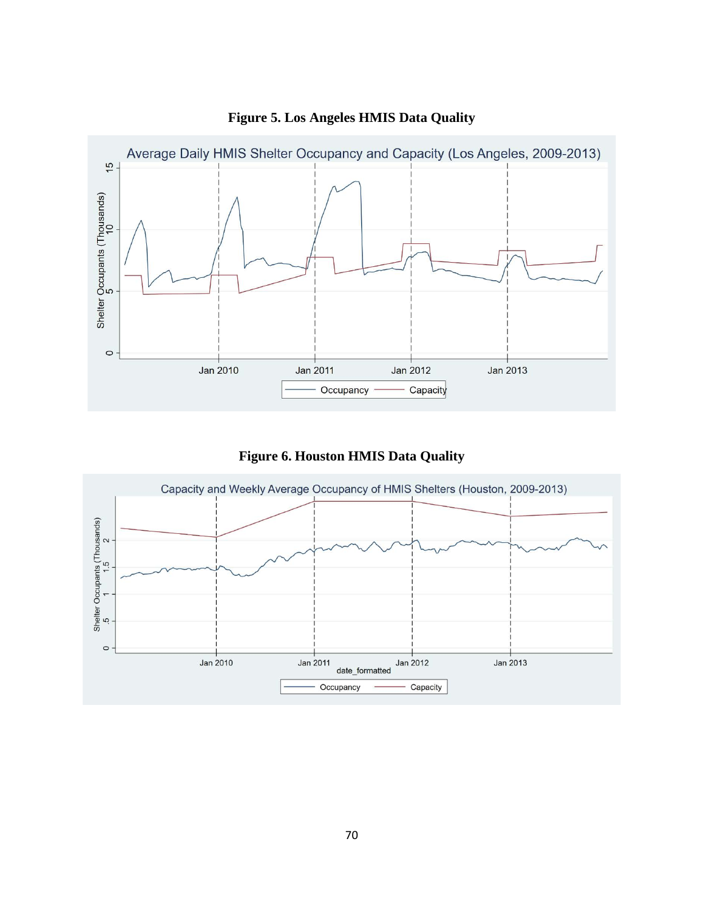**Figure 5. Los Angeles HMIS Data Quality**

Average Daily HMIS Shelter Occupancy and Capacity (Los Angeles, 2009-2013)

Shelter Occupants (Thousands)

0
5
10
15

Jan 2010
Jan 2011
Jan 2012
Jan 2013

Occupancy
Capacity

**Figure 6. Houston HMIS Data Quality**

Capacity and Weekly Average Occupancy of HMIS Shelters (Houston, 2009-2013)

Shelter Occupants (Thousands)

0
.5
1
1.5
2

Jan 2010
Jan 2011
Jan 2012
Jan 2013

date_formatted

Occupancy
Capacity